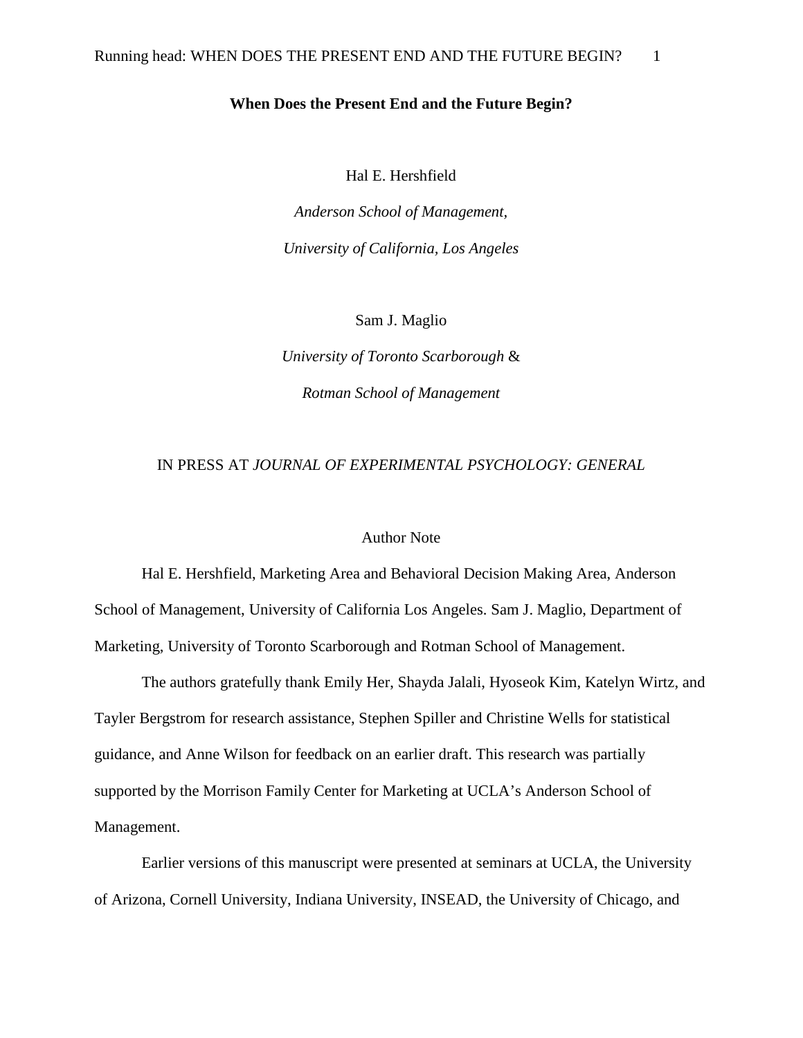# When Does the Present End and the Future Begin?

Hal E. Hershfield

*Anderson School of Management,*

*University of California, Los Angeles*

Sam J. Maglio

*University of Toronto Scarborough* &

*Rotman School of Management*

IN PRESS AT *JOURNAL OF EXPERIMENTAL PSYCHOLOGY: GENERAL*

## Author Note

Hal E. Hershfield, Marketing Area and Behavioral Decision Making Area, Anderson School of Management, University of California Los Angeles. Sam J. Maglio, Department of Marketing, University of Toronto Scarborough and Rotman School of Management.

The authors gratefully thank Emily Her, Shayda Jalali, Hyoseok Kim, Katelyn Wirtz, and Tayler Bergstrom for research assistance, Stephen Spiller and Christine Wells for statistical guidance, and Anne Wilson for feedback on an earlier draft. This research was partially supported by the Morrison Family Center for Marketing at UCLA's Anderson School of Management.

Earlier versions of this manuscript were presented at seminars at UCLA, the University of Arizona, Cornell University, Indiana University, INSEAD, the University of Chicago, and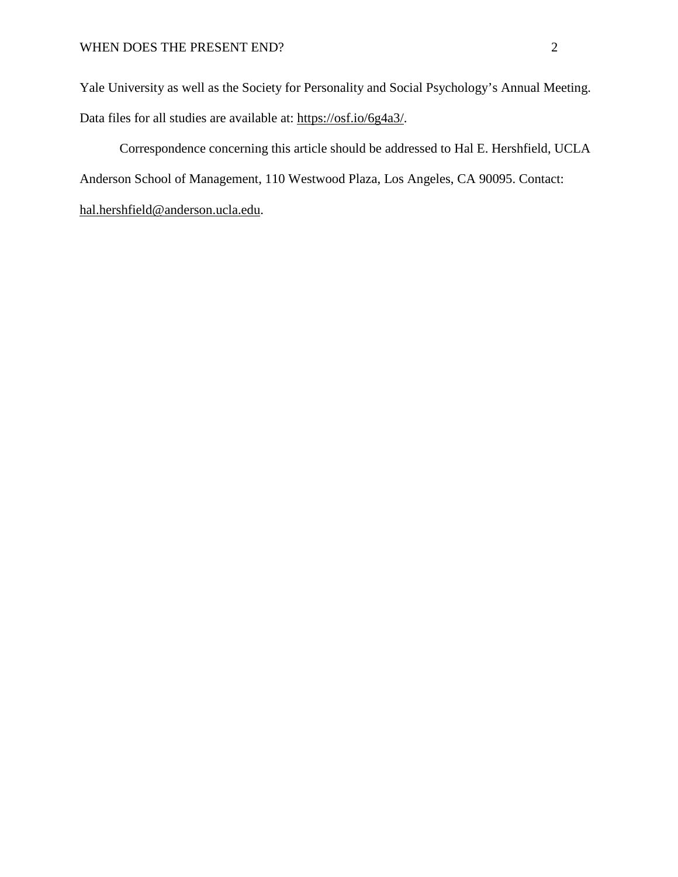Yale University as well as the Society for Personality and Social Psychology's Annual Meeting. Data files for all studies are available at: https://osf.io/6g4a3/.

Correspondence concerning this article should be addressed to Hal E. Hershfield, UCLA Anderson School of Management, 110 Westwood Plaza, Los Angeles, CA 90095. Contact: hal.hershfield@anderson.ucla.edu.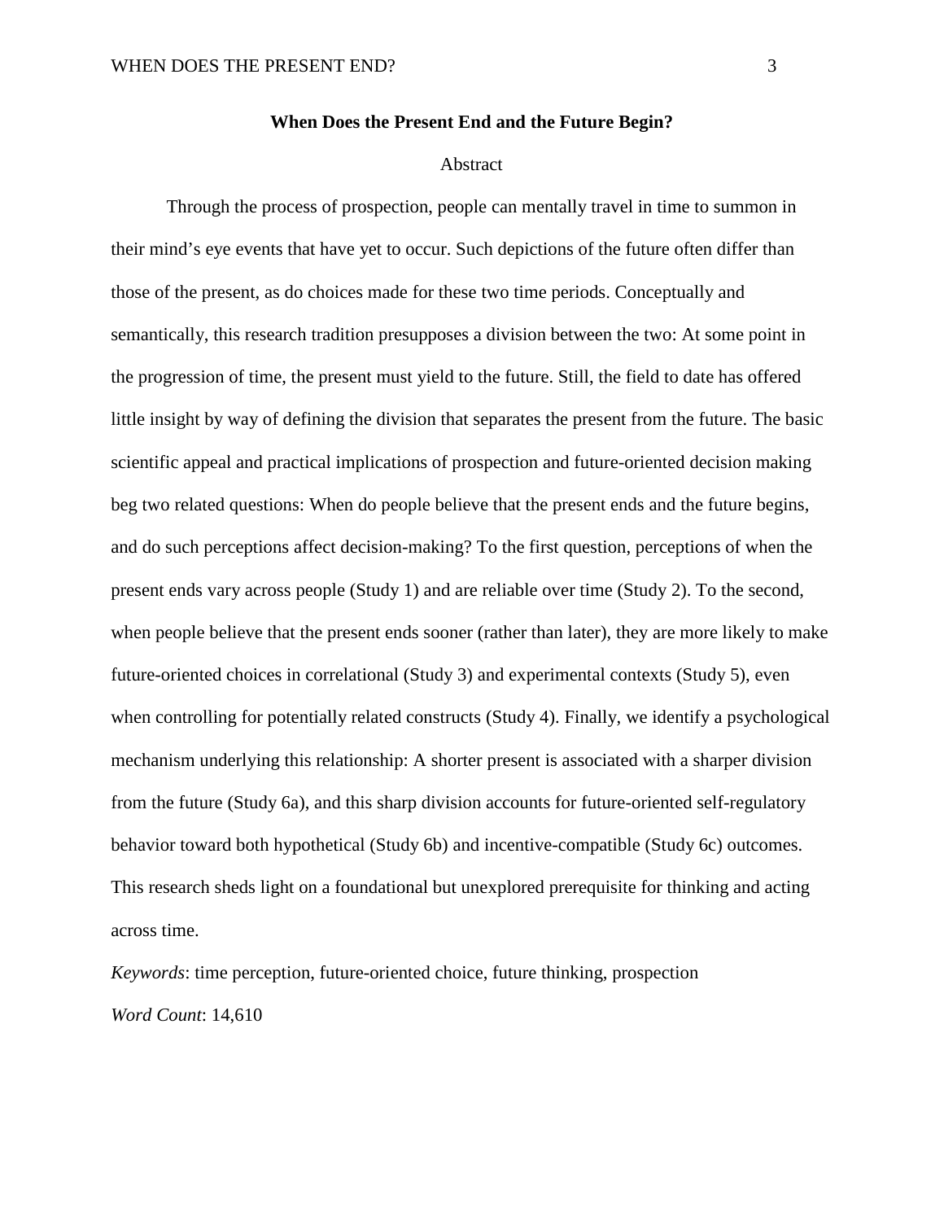# When Does the Present End and the Future Begin?

## Abstract

Through the process of prospection, people can mentally travel in time to summon in their mind's eye events that have yet to occur. Such depictions of the future often differ than those of the present, as do choices made for these two time periods. Conceptually and semantically, this research tradition presupposes a division between the two: At some point in the progression of time, the present must yield to the future. Still, the field to date has offered little insight by way of defining the division that separates the present from the future. The basic scientific appeal and practical implications of prospection and future-oriented decision making beg two related questions: When do people believe that the present ends and the future begins, and do such perceptions affect decision-making? To the first question, perceptions of when the present ends vary across people (Study 1) and are reliable over time (Study 2). To the second, when people believe that the present ends sooner (rather than later), they are more likely to make future-oriented choices in correlational (Study 3) and experimental contexts (Study 5), even when controlling for potentially related constructs (Study 4). Finally, we identify a psychological mechanism underlying this relationship: A shorter present is associated with a sharper division from the future (Study 6a), and this sharp division accounts for future-oriented self-regulatory behavior toward both hypothetical (Study 6b) and incentive-compatible (Study 6c) outcomes. This research sheds light on a foundational but unexplored prerequisite for thinking and acting across time.

*Keywords*: time perception, future-oriented choice, future thinking, prospection

*Word Count*: 14,610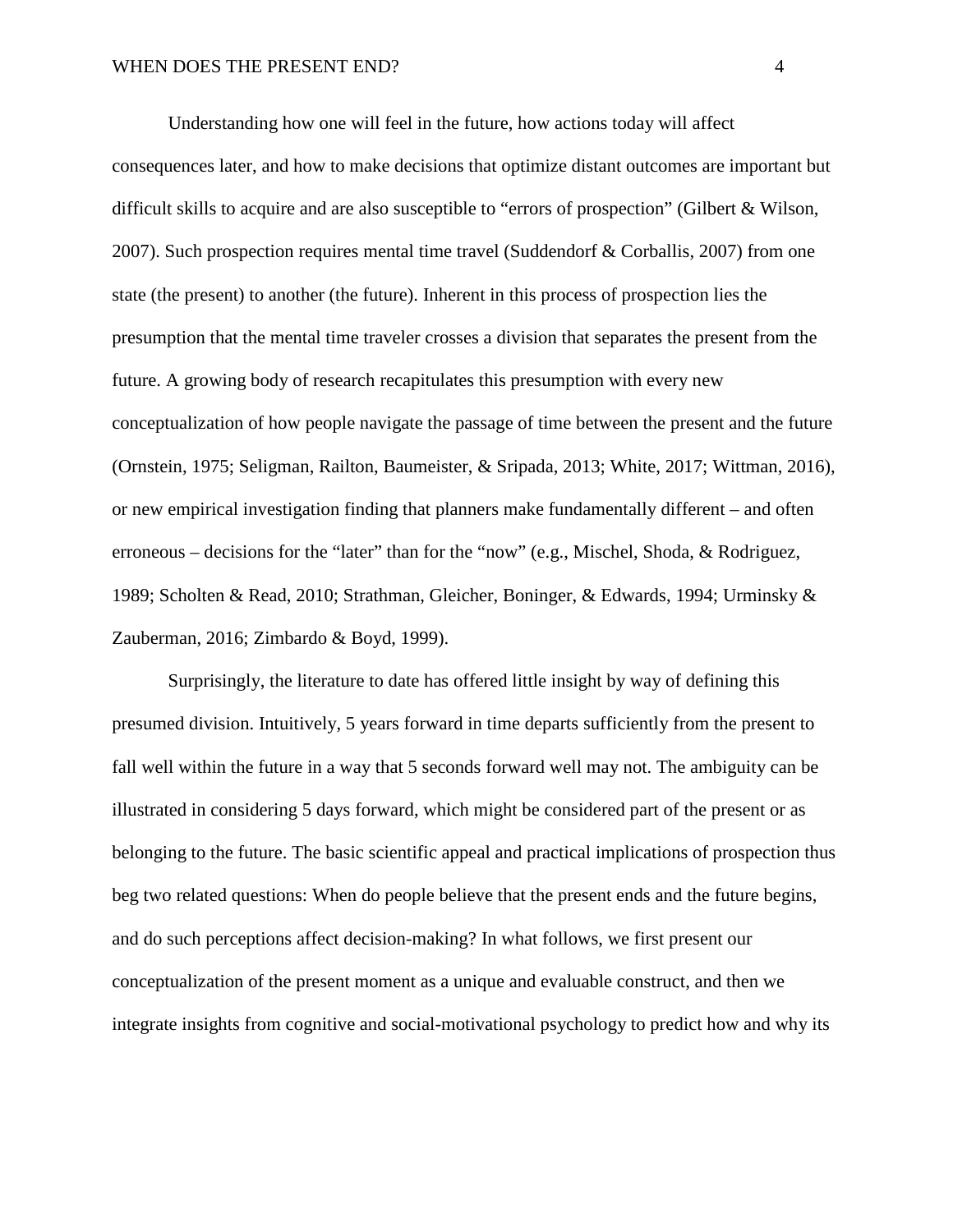Understanding how one will feel in the future, how actions today will affect consequences later, and how to make decisions that optimize distant outcomes are important but difficult skills to acquire and are also susceptible to "errors of prospection" (Gilbert & Wilson, 2007). Such prospection requires mental time travel (Suddendorf & Corballis, 2007) from one state (the present) to another (the future). Inherent in this process of prospection lies the presumption that the mental time traveler crosses a division that separates the present from the future. A growing body of research recapitulates this presumption with every new conceptualization of how people navigate the passage of time between the present and the future (Ornstein, 1975; Seligman, Railton, Baumeister, & Sripada, 2013; White, 2017; Wittman, 2016), or new empirical investigation finding that planners make fundamentally different – and often erroneous – decisions for the "later" than for the "now" (e.g., Mischel, Shoda, & Rodriguez, 1989; Scholten & Read, 2010; Strathman, Gleicher, Boninger, & Edwards, 1994; Urminsky & Zauberman, 2016; Zimbardo & Boyd, 1999).

Surprisingly, the literature to date has offered little insight by way of defining this presumed division. Intuitively, 5 years forward in time departs sufficiently from the present to fall well within the future in a way that 5 seconds forward well may not. The ambiguity can be illustrated in considering 5 days forward, which might be considered part of the present or as belonging to the future. The basic scientific appeal and practical implications of prospection thus beg two related questions: When do people believe that the present ends and the future begins, and do such perceptions affect decision-making? In what follows, we first present our conceptualization of the present moment as a unique and evaluable construct, and then we integrate insights from cognitive and social-motivational psychology to predict how and why its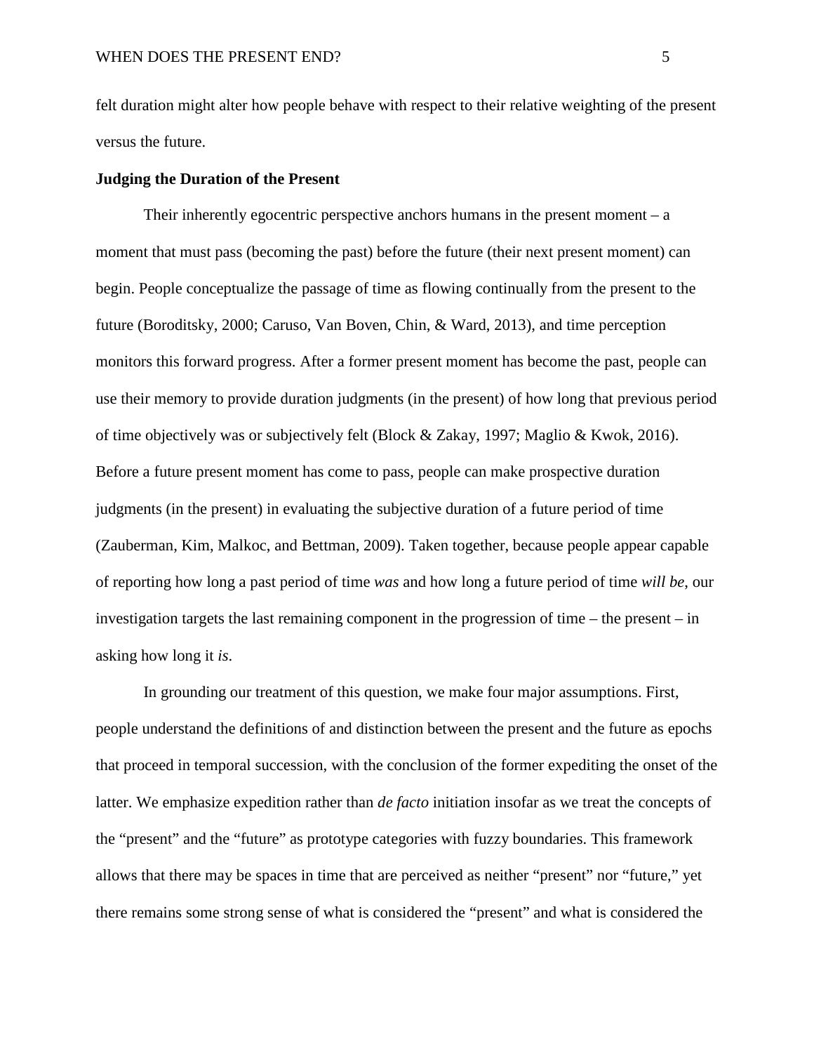felt duration might alter how people behave with respect to their relative weighting of the present versus the future.

**Judging the Duration of the Present**

Their inherently egocentric perspective anchors humans in the present moment – a moment that must pass (becoming the past) before the future (their next present moment) can begin. People conceptualize the passage of time as flowing continually from the present to the future (Boroditsky, 2000; Caruso, Van Boven, Chin, & Ward, 2013), and time perception monitors this forward progress. After a former present moment has become the past, people can use their memory to provide duration judgments (in the present) of how long that previous period of time objectively was or subjectively felt (Block & Zakay, 1997; Maglio & Kwok, 2016). Before a future present moment has come to pass, people can make prospective duration judgments (in the present) in evaluating the subjective duration of a future period of time (Zauberman, Kim, Malkoc, and Bettman, 2009). Taken together, because people appear capable of reporting how long a past period of time *was* and how long a future period of time *will be*, our investigation targets the last remaining component in the progression of time – the present – in asking how long it *is*.

In grounding our treatment of this question, we make four major assumptions. First, people understand the definitions of and distinction between the present and the future as epochs that proceed in temporal succession, with the conclusion of the former expediting the onset of the latter. We emphasize expedition rather than *de facto* initiation insofar as we treat the concepts of the "present" and the "future" as prototype categories with fuzzy boundaries. This framework allows that there may be spaces in time that are perceived as neither "present" nor "future," yet there remains some strong sense of what is considered the "present" and what is considered the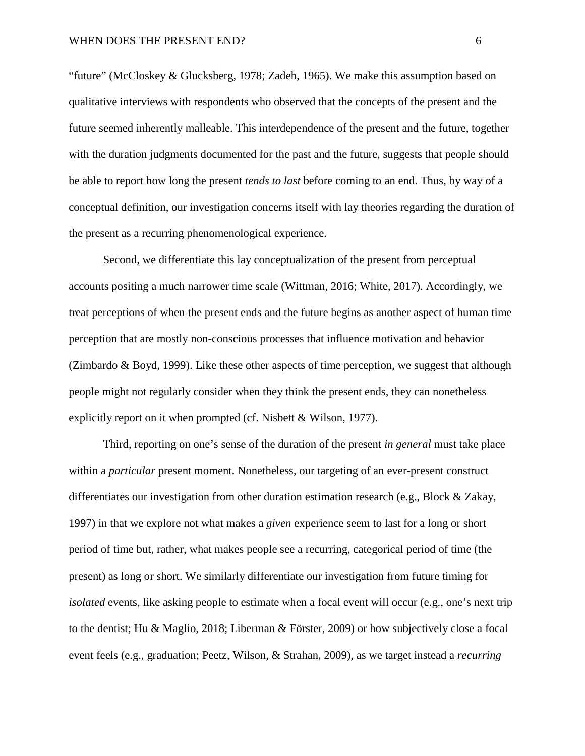"future" (McCloskey & Glucksberg, 1978; Zadeh, 1965). We make this assumption based on qualitative interviews with respondents who observed that the concepts of the present and the future seemed inherently malleable. This interdependence of the present and the future, together with the duration judgments documented for the past and the future, suggests that people should be able to report how long the present *tends to last* before coming to an end. Thus, by way of a conceptual definition, our investigation concerns itself with lay theories regarding the duration of the present as a recurring phenomenological experience.

Second, we differentiate this lay conceptualization of the present from perceptual accounts positing a much narrower time scale (Wittman, 2016; White, 2017). Accordingly, we treat perceptions of when the present ends and the future begins as another aspect of human time perception that are mostly non-conscious processes that influence motivation and behavior (Zimbardo & Boyd, 1999). Like these other aspects of time perception, we suggest that although people might not regularly consider when they think the present ends, they can nonetheless explicitly report on it when prompted (cf. Nisbett & Wilson, 1977).

Third, reporting on one's sense of the duration of the present *in general* must take place within a *particular* present moment. Nonetheless, our targeting of an ever-present construct differentiates our investigation from other duration estimation research (e.g., Block & Zakay, 1997) in that we explore not what makes a *given* experience seem to last for a long or short period of time but, rather, what makes people see a recurring, categorical period of time (the present) as long or short. We similarly differentiate our investigation from future timing for *isolated* events, like asking people to estimate when a focal event will occur (e.g., one's next trip to the dentist; Hu & Maglio, 2018; Liberman & Förster, 2009) or how subjectively close a focal event feels (e.g., graduation; Peetz, Wilson, & Strahan, 2009), as we target instead a *recurring*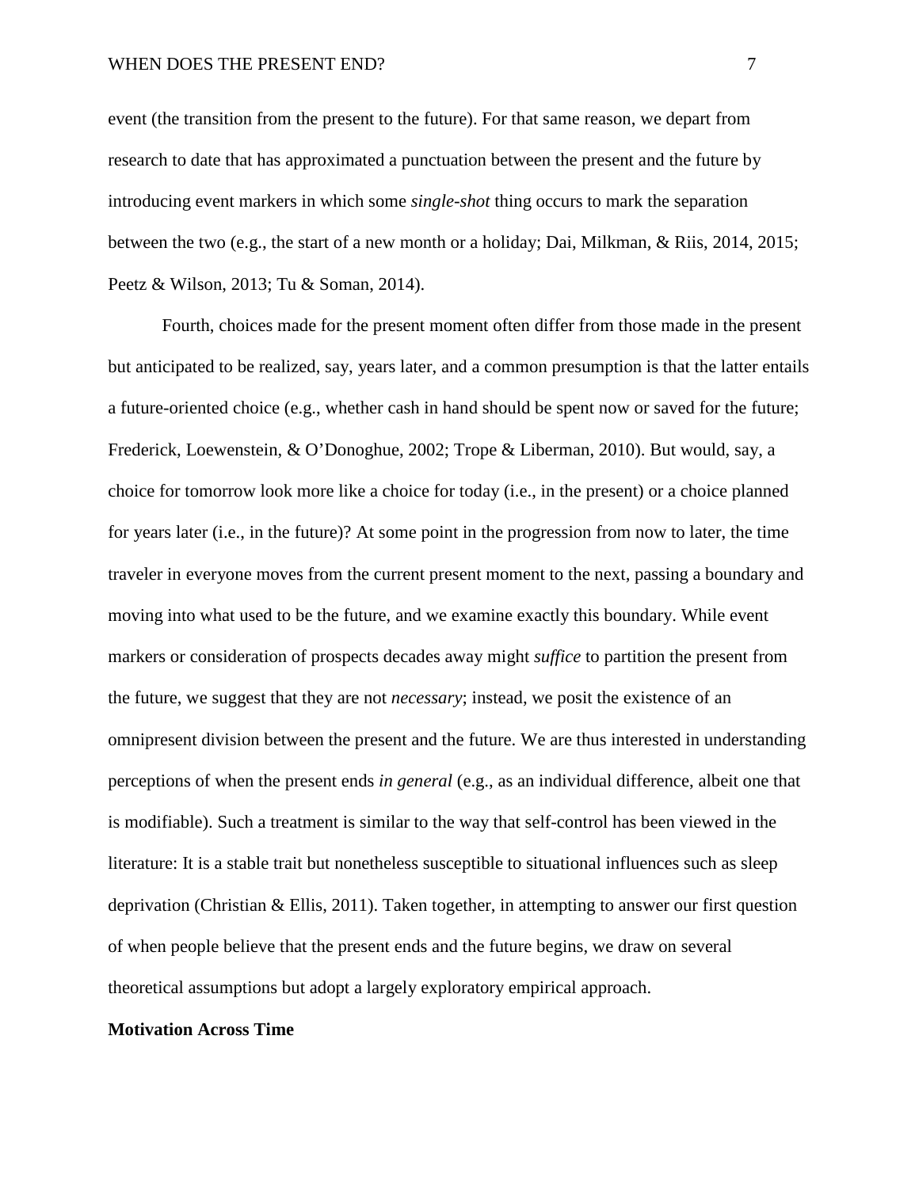event (the transition from the present to the future). For that same reason, we depart from research to date that has approximated a punctuation between the present and the future by introducing event markers in which some *single-shot* thing occurs to mark the separation between the two (e.g., the start of a new month or a holiday; Dai, Milkman, & Riis, 2014, 2015; Peetz & Wilson, 2013; Tu & Soman, 2014).

Fourth, choices made for the present moment often differ from those made in the present but anticipated to be realized, say, years later, and a common presumption is that the latter entails a future-oriented choice (e.g., whether cash in hand should be spent now or saved for the future; Frederick, Loewenstein, & O'Donoghue, 2002; Trope & Liberman, 2010). But would, say, a choice for tomorrow look more like a choice for today (i.e., in the present) or a choice planned for years later (i.e., in the future)? At some point in the progression from now to later, the time traveler in everyone moves from the current present moment to the next, passing a boundary and moving into what used to be the future, and we examine exactly this boundary. While event markers or consideration of prospects decades away might *suffice* to partition the present from the future, we suggest that they are not *necessary*; instead, we posit the existence of an omnipresent division between the present and the future. We are thus interested in understanding perceptions of when the present ends *in general* (e.g., as an individual difference, albeit one that is modifiable). Such a treatment is similar to the way that self-control has been viewed in the literature: It is a stable trait but nonetheless susceptible to situational influences such as sleep deprivation (Christian & Ellis, 2011). Taken together, in attempting to answer our first question of when people believe that the present ends and the future begins, we draw on several theoretical assumptions but adopt a largely exploratory empirical approach.

**Motivation Across Time**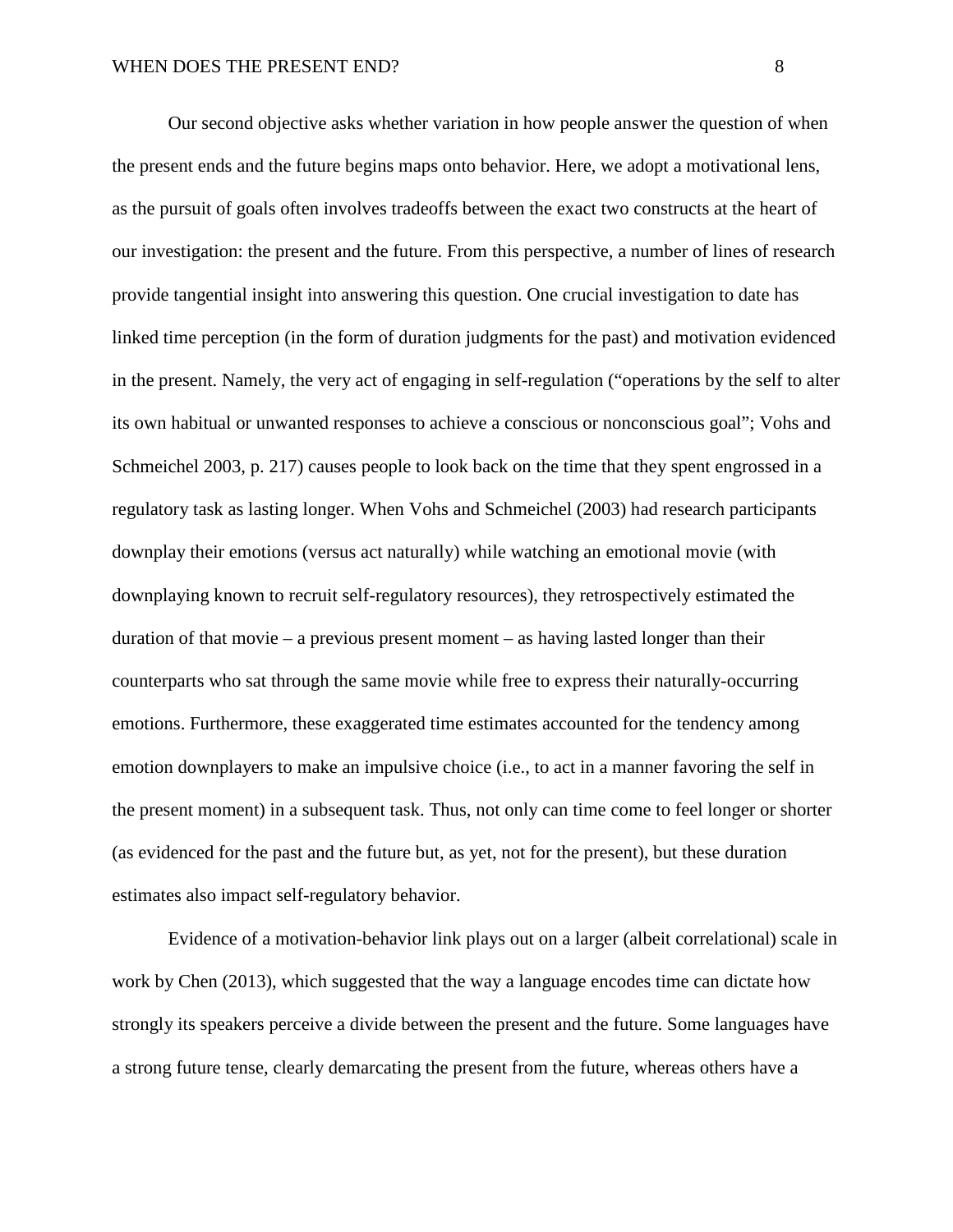Our second objective asks whether variation in how people answer the question of when the present ends and the future begins maps onto behavior. Here, we adopt a motivational lens, as the pursuit of goals often involves tradeoffs between the exact two constructs at the heart of our investigation: the present and the future. From this perspective, a number of lines of research provide tangential insight into answering this question. One crucial investigation to date has linked time perception (in the form of duration judgments for the past) and motivation evidenced in the present. Namely, the very act of engaging in self-regulation ("operations by the self to alter its own habitual or unwanted responses to achieve a conscious or nonconscious goal"; Vohs and Schmeichel 2003, p. 217) causes people to look back on the time that they spent engrossed in a regulatory task as lasting longer. When Vohs and Schmeichel (2003) had research participants downplay their emotions (versus act naturally) while watching an emotional movie (with downplaying known to recruit self-regulatory resources), they retrospectively estimated the duration of that movie – a previous present moment – as having lasted longer than their counterparts who sat through the same movie while free to express their naturally-occurring emotions. Furthermore, these exaggerated time estimates accounted for the tendency among emotion downplayers to make an impulsive choice (i.e., to act in a manner favoring the self in the present moment) in a subsequent task. Thus, not only can time come to feel longer or shorter (as evidenced for the past and the future but, as yet, not for the present), but these duration estimates also impact self-regulatory behavior.

Evidence of a motivation-behavior link plays out on a larger (albeit correlational) scale in work by Chen (2013), which suggested that the way a language encodes time can dictate how strongly its speakers perceive a divide between the present and the future. Some languages have a strong future tense, clearly demarcating the present from the future, whereas others have a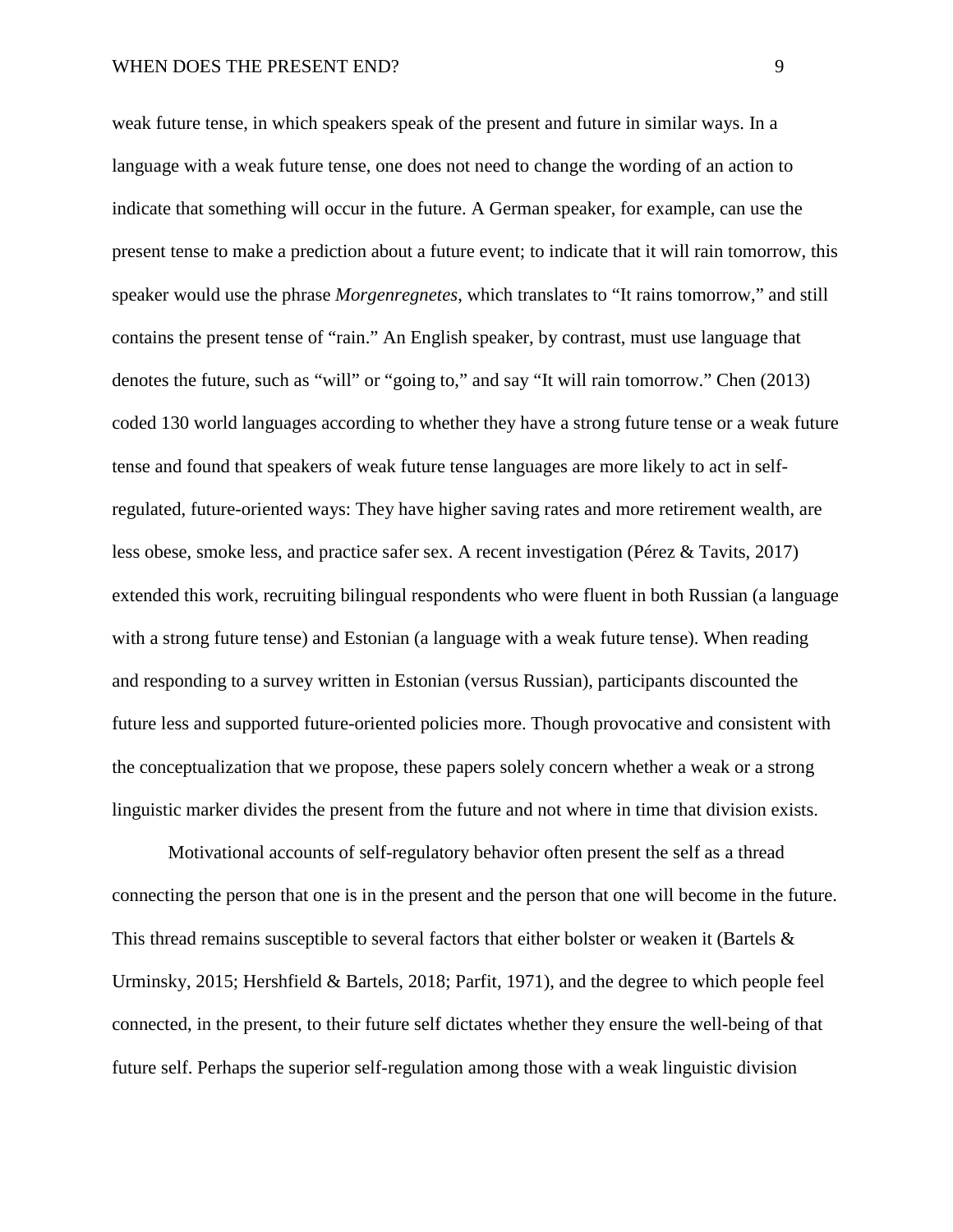weak future tense, in which speakers speak of the present and future in similar ways. In a language with a weak future tense, one does not need to change the wording of an action to indicate that something will occur in the future. A German speaker, for example, can use the present tense to make a prediction about a future event; to indicate that it will rain tomorrow, this speaker would use the phrase *Morgenregnetes*, which translates to "It rains tomorrow," and still contains the present tense of "rain." An English speaker, by contrast, must use language that denotes the future, such as "will" or "going to," and say "It will rain tomorrow." Chen (2013) coded 130 world languages according to whether they have a strong future tense or a weak future tense and found that speakers of weak future tense languages are more likely to act in self-regulated, future-oriented ways: They have higher saving rates and more retirement wealth, are less obese, smoke less, and practice safer sex. A recent investigation (Pérez & Tavits, 2017) extended this work, recruiting bilingual respondents who were fluent in both Russian (a language with a strong future tense) and Estonian (a language with a weak future tense). When reading and responding to a survey written in Estonian (versus Russian), participants discounted the future less and supported future-oriented policies more. Though provocative and consistent with the conceptualization that we propose, these papers solely concern whether a weak or a strong linguistic marker divides the present from the future and not where in time that division exists.

Motivational accounts of self-regulatory behavior often present the self as a thread connecting the person that one is in the present and the person that one will become in the future. This thread remains susceptible to several factors that either bolster or weaken it (Bartels & Urminsky, 2015; Hershfield & Bartels, 2018; Parfit, 1971), and the degree to which people feel connected, in the present, to their future self dictates whether they ensure the well-being of that future self. Perhaps the superior self-regulation among those with a weak linguistic division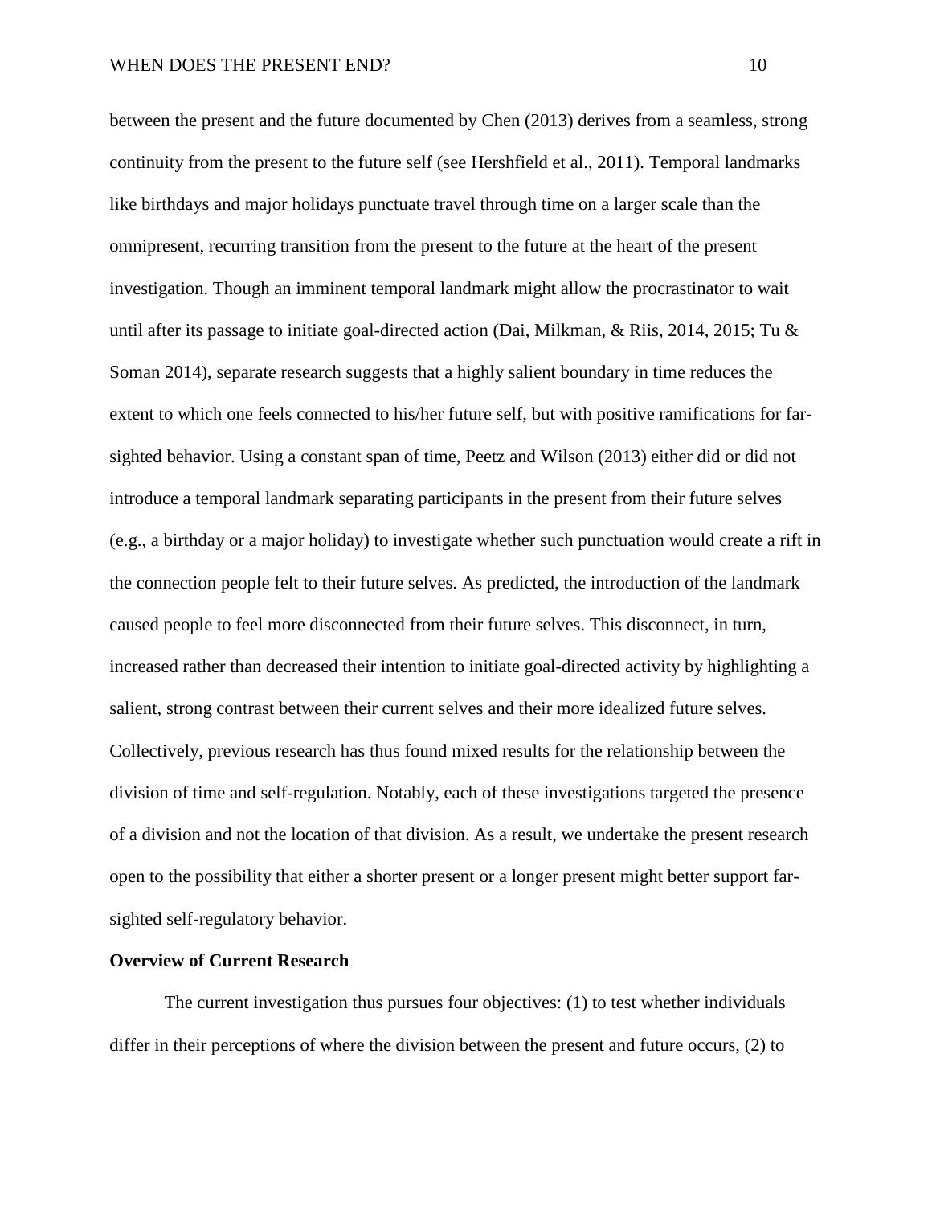between the present and the future documented by Chen (2013) derives from a seamless, strong continuity from the present to the future self (see Hershfield et al., 2011). Temporal landmarks like birthdays and major holidays punctuate travel through time on a larger scale than the omnipresent, recurring transition from the present to the future at the heart of the present investigation. Though an imminent temporal landmark might allow the procrastinator to wait until after its passage to initiate goal-directed action (Dai, Milkman, & Riis, 2014, 2015; Tu & Soman 2014), separate research suggests that a highly salient boundary in time reduces the extent to which one feels connected to his/her future self, but with positive ramifications for far-sighted behavior. Using a constant span of time, Peetz and Wilson (2013) either did or did not introduce a temporal landmark separating participants in the present from their future selves (e.g., a birthday or a major holiday) to investigate whether such punctuation would create a rift in the connection people felt to their future selves. As predicted, the introduction of the landmark caused people to feel more disconnected from their future selves. This disconnect, in turn, increased rather than decreased their intention to initiate goal-directed activity by highlighting a salient, strong contrast between their current selves and their more idealized future selves. Collectively, previous research has thus found mixed results for the relationship between the division of time and self-regulation. Notably, each of these investigations targeted the presence of a division and not the location of that division. As a result, we undertake the present research open to the possibility that either a shorter present or a longer present might better support far-sighted self-regulatory behavior.

**Overview of Current Research**

The current investigation thus pursues four objectives: (1) to test whether individuals differ in their perceptions of where the division between the present and future occurs, (2) to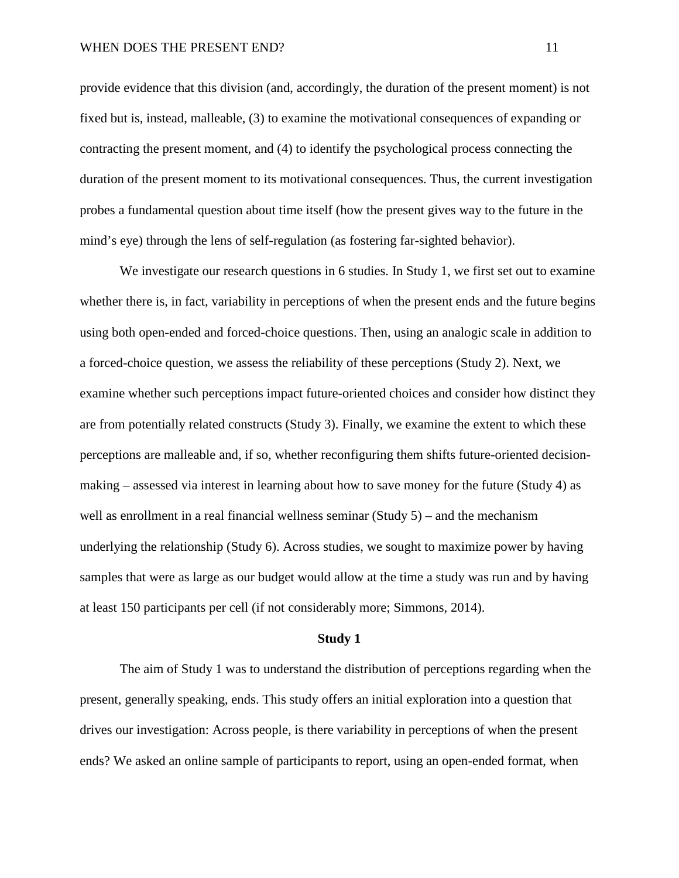provide evidence that this division (and, accordingly, the duration of the present moment) is not fixed but is, instead, malleable, (3) to examine the motivational consequences of expanding or contracting the present moment, and (4) to identify the psychological process connecting the duration of the present moment to its motivational consequences. Thus, the current investigation probes a fundamental question about time itself (how the present gives way to the future in the mind's eye) through the lens of self-regulation (as fostering far-sighted behavior).

We investigate our research questions in 6 studies. In Study 1, we first set out to examine whether there is, in fact, variability in perceptions of when the present ends and the future begins using both open-ended and forced-choice questions. Then, using an analogic scale in addition to a forced-choice question, we assess the reliability of these perceptions (Study 2). Next, we examine whether such perceptions impact future-oriented choices and consider how distinct they are from potentially related constructs (Study 3). Finally, we examine the extent to which these perceptions are malleable and, if so, whether reconfiguring them shifts future-oriented decision-making – assessed via interest in learning about how to save money for the future (Study 4) as well as enrollment in a real financial wellness seminar (Study 5) – and the mechanism underlying the relationship (Study 6). Across studies, we sought to maximize power by having samples that were as large as our budget would allow at the time a study was run and by having at least 150 participants per cell (if not considerably more; Simmons, 2014).

## Study 1

The aim of Study 1 was to understand the distribution of perceptions regarding when the present, generally speaking, ends. This study offers an initial exploration into a question that drives our investigation: Across people, is there variability in perceptions of when the present ends? We asked an online sample of participants to report, using an open-ended format, when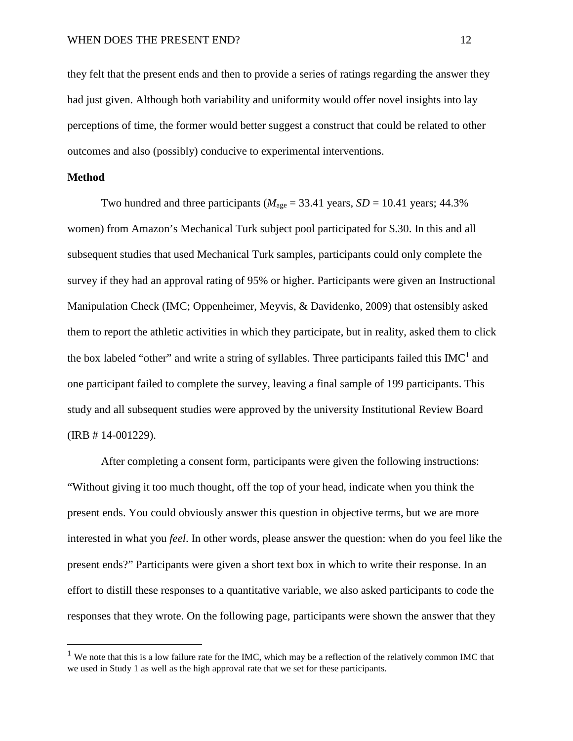they felt that the present ends and then to provide a series of ratings regarding the answer they had just given. Although both variability and uniformity would offer novel insights into lay perceptions of time, the former would better suggest a construct that could be related to other outcomes and also (possibly) conducive to experimental interventions.

**Method**

Two hundred and three participants ($M_{\text{age}}$ = 33.41 years, *SD* = 10.41 years; 44.3% women) from Amazon's Mechanical Turk subject pool participated for $.30. In this and all subsequent studies that used Mechanical Turk samples, participants could only complete the survey if they had an approval rating of 95% or higher. Participants were given an Instructional Manipulation Check (IMC; Oppenheimer, Meyvis, & Davidenko, 2009) that ostensibly asked them to report the athletic activities in which they participate, but in reality, asked them to click the box labeled "other" and write a string of syllables. Three participants failed this IMC[1] and one participant failed to complete the survey, leaving a final sample of 199 participants. This study and all subsequent studies were approved by the university Institutional Review Board (IRB # 14-001229).

After completing a consent form, participants were given the following instructions: "Without giving it too much thought, off the top of your head, indicate when you think the present ends. You could obviously answer this question in objective terms, but we are more interested in what you *feel*. In other words, please answer the question: when do you feel like the present ends?" Participants were given a short text box in which to write their response. In an effort to distill these responses to a quantitative variable, we also asked participants to code the responses that they wrote. On the following page, participants were shown the answer that they

[1] We note that this is a low failure rate for the IMC, which may be a reflection of the relatively common IMC that we used in Study 1 as well as the high approval rate that we set for these participants.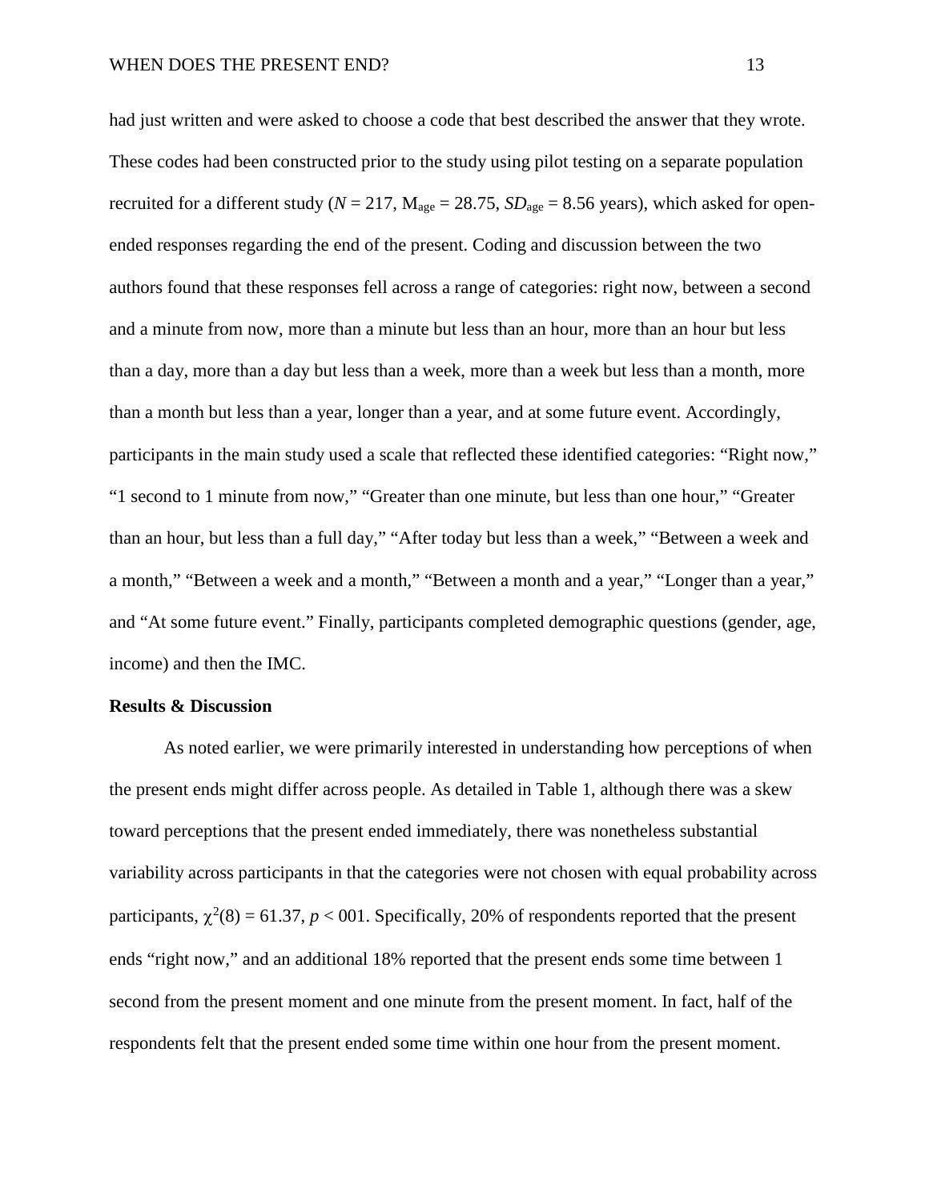had just written and were asked to choose a code that best described the answer that they wrote. These codes had been constructed prior to the study using pilot testing on a separate population recruited for a different study ($N$ = 217, $M_{age}$ = 28.75, $SD_{age}$ = 8.56 years), which asked for open-ended responses regarding the end of the present. Coding and discussion between the two authors found that these responses fell across a range of categories: right now, between a second and a minute from now, more than a minute but less than an hour, more than an hour but less than a day, more than a day but less than a week, more than a week but less than a month, more than a month but less than a year, longer than a year, and at some future event. Accordingly, participants in the main study used a scale that reflected these identified categories: "Right now," "1 second to 1 minute from now," "Greater than one minute, but less than one hour," "Greater than an hour, but less than a full day," "After today but less than a week," "Between a week and a month," "Between a week and a month," "Between a month and a year," "Longer than a year," and "At some future event." Finally, participants completed demographic questions (gender, age, income) and then the IMC.

**Results & Discussion**

As noted earlier, we were primarily interested in understanding how perceptions of when the present ends might differ across people. As detailed in Table 1, although there was a skew toward perceptions that the present ended immediately, there was nonetheless substantial variability across participants in that the categories were not chosen with equal probability across participants, $\chi^2(8) = 61.37$, $p < 001$. Specifically, 20% of respondents reported that the present ends "right now," and an additional 18% reported that the present ends some time between 1 second from the present moment and one minute from the present moment. In fact, half of the respondents felt that the present ended some time within one hour from the present moment.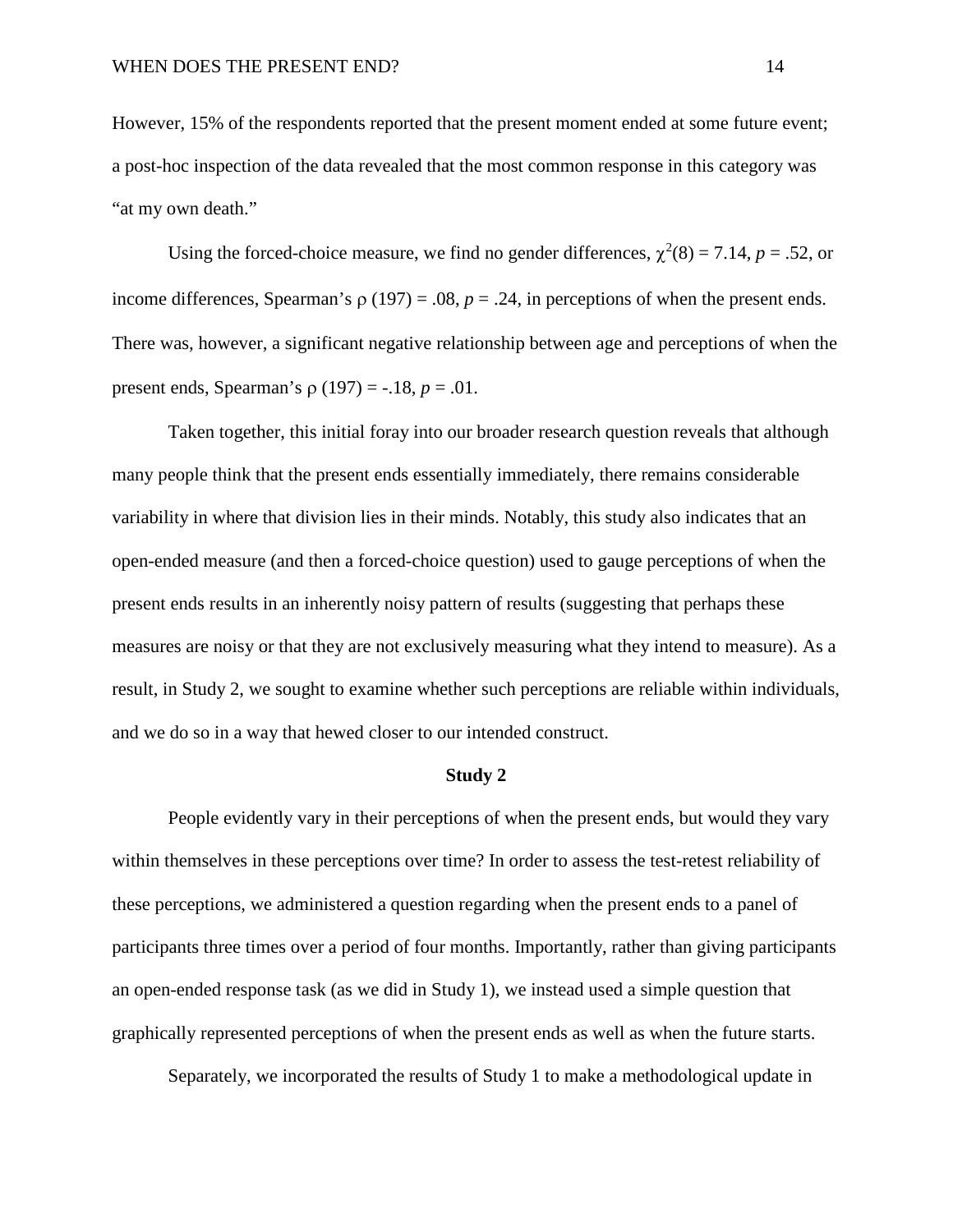However, 15% of the respondents reported that the present moment ended at some future event; a post-hoc inspection of the data revealed that the most common response in this category was "at my own death."

Using the forced-choice measure, we find no gender differences, $\chi^2(8) = 7.14$, $p = .52$, or income differences, Spearman's $\rho$ (197) = .08, $p = .24$, in perceptions of when the present ends. There was, however, a significant negative relationship between age and perceptions of when the present ends, Spearman's $\rho$ (197) = -.18, $p = .01$.

Taken together, this initial foray into our broader research question reveals that although many people think that the present ends essentially immediately, there remains considerable variability in where that division lies in their minds. Notably, this study also indicates that an open-ended measure (and then a forced-choice question) used to gauge perceptions of when the present ends results in an inherently noisy pattern of results (suggesting that perhaps these measures are noisy or that they are not exclusively measuring what they intend to measure). As a result, in Study 2, we sought to examine whether such perceptions are reliable within individuals, and we do so in a way that hewed closer to our intended construct.

## Study 2

People evidently vary in their perceptions of when the present ends, but would they vary within themselves in these perceptions over time? In order to assess the test-retest reliability of these perceptions, we administered a question regarding when the present ends to a panel of participants three times over a period of four months. Importantly, rather than giving participants an open-ended response task (as we did in Study 1), we instead used a simple question that graphically represented perceptions of when the present ends as well as when the future starts.

Separately, we incorporated the results of Study 1 to make a methodological update in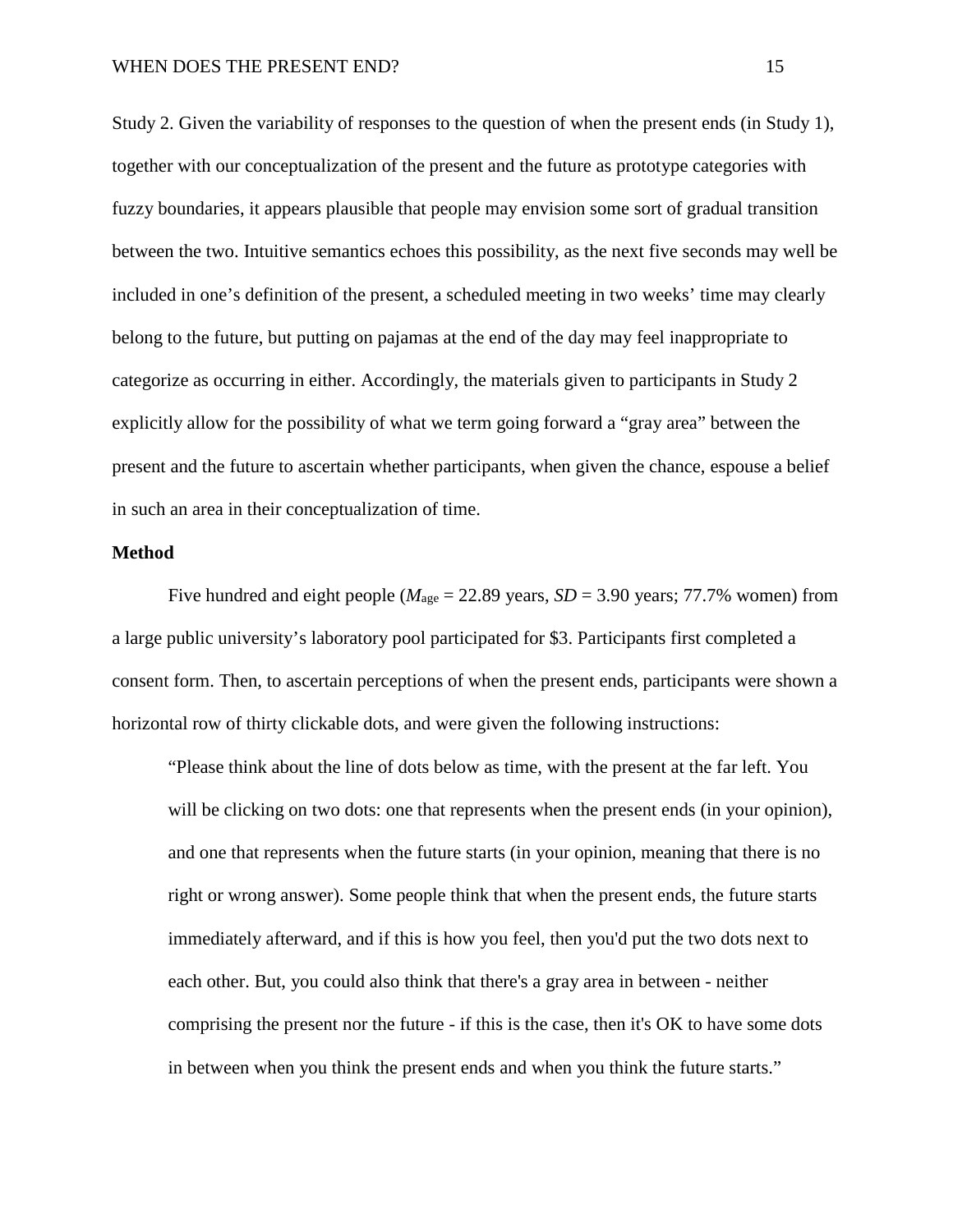Study 2. Given the variability of responses to the question of when the present ends (in Study 1), together with our conceptualization of the present and the future as prototype categories with fuzzy boundaries, it appears plausible that people may envision some sort of gradual transition between the two. Intuitive semantics echoes this possibility, as the next five seconds may well be included in one's definition of the present, a scheduled meeting in two weeks' time may clearly belong to the future, but putting on pajamas at the end of the day may feel inappropriate to categorize as occurring in either. Accordingly, the materials given to participants in Study 2 explicitly allow for the possibility of what we term going forward a "gray area" between the present and the future to ascertain whether participants, when given the chance, espouse a belief in such an area in their conceptualization of time.

**Method**

Five hundred and eight people ($M_{age}$ = 22.89 years, *SD* = 3.90 years; 77.7% women) from a large public university's laboratory pool participated for $3. Participants first completed a consent form. Then, to ascertain perceptions of when the present ends, participants were shown a horizontal row of thirty clickable dots, and were given the following instructions:

> "Please think about the line of dots below as time, with the present at the far left. You will be clicking on two dots: one that represents when the present ends (in your opinion), and one that represents when the future starts (in your opinion, meaning that there is no right or wrong answer). Some people think that when the present ends, the future starts immediately afterward, and if this is how you feel, then you'd put the two dots next to each other. But, you could also think that there's a gray area in between - neither comprising the present nor the future - if this is the case, then it's OK to have some dots in between when you think the present ends and when you think the future starts."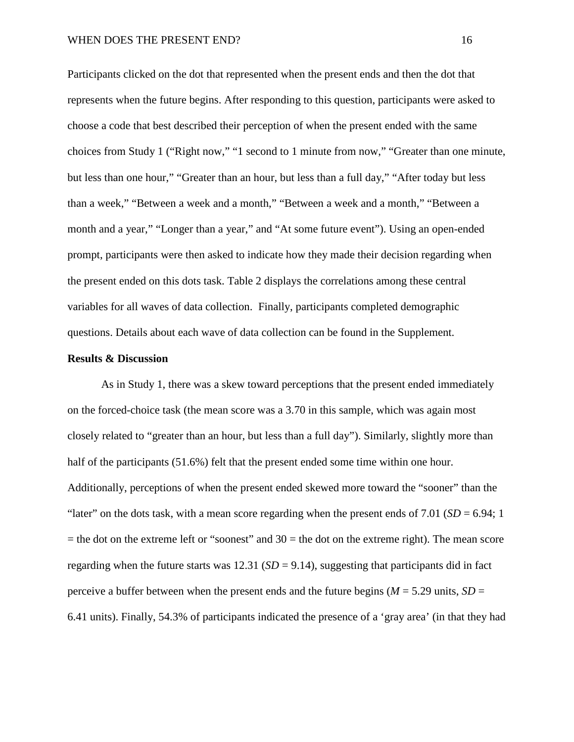Participants clicked on the dot that represented when the present ends and then the dot that represents when the future begins. After responding to this question, participants were asked to choose a code that best described their perception of when the present ended with the same choices from Study 1 ("Right now," "1 second to 1 minute from now," "Greater than one minute, but less than one hour," "Greater than an hour, but less than a full day," "After today but less than a week," "Between a week and a month," "Between a week and a month," "Between a month and a year," "Longer than a year," and "At some future event"). Using an open-ended prompt, participants were then asked to indicate how they made their decision regarding when the present ended on this dots task. Table 2 displays the correlations among these central variables for all waves of data collection. Finally, participants completed demographic questions. Details about each wave of data collection can be found in the Supplement.

**Results & Discussion**

As in Study 1, there was a skew toward perceptions that the present ended immediately on the forced-choice task (the mean score was a 3.70 in this sample, which was again most closely related to "greater than an hour, but less than a full day"). Similarly, slightly more than half of the participants (51.6%) felt that the present ended some time within one hour. Additionally, perceptions of when the present ended skewed more toward the "sooner" than the "later" on the dots task, with a mean score regarding when the present ends of 7.01 (*SD* = 6.94; 1 = the dot on the extreme left or "soonest" and 30 = the dot on the extreme right). The mean score regarding when the future starts was 12.31 (*SD* = 9.14), suggesting that participants did in fact perceive a buffer between when the present ends and the future begins (*M* = 5.29 units, *SD* = 6.41 units). Finally, 54.3% of participants indicated the presence of a 'gray area' (in that they had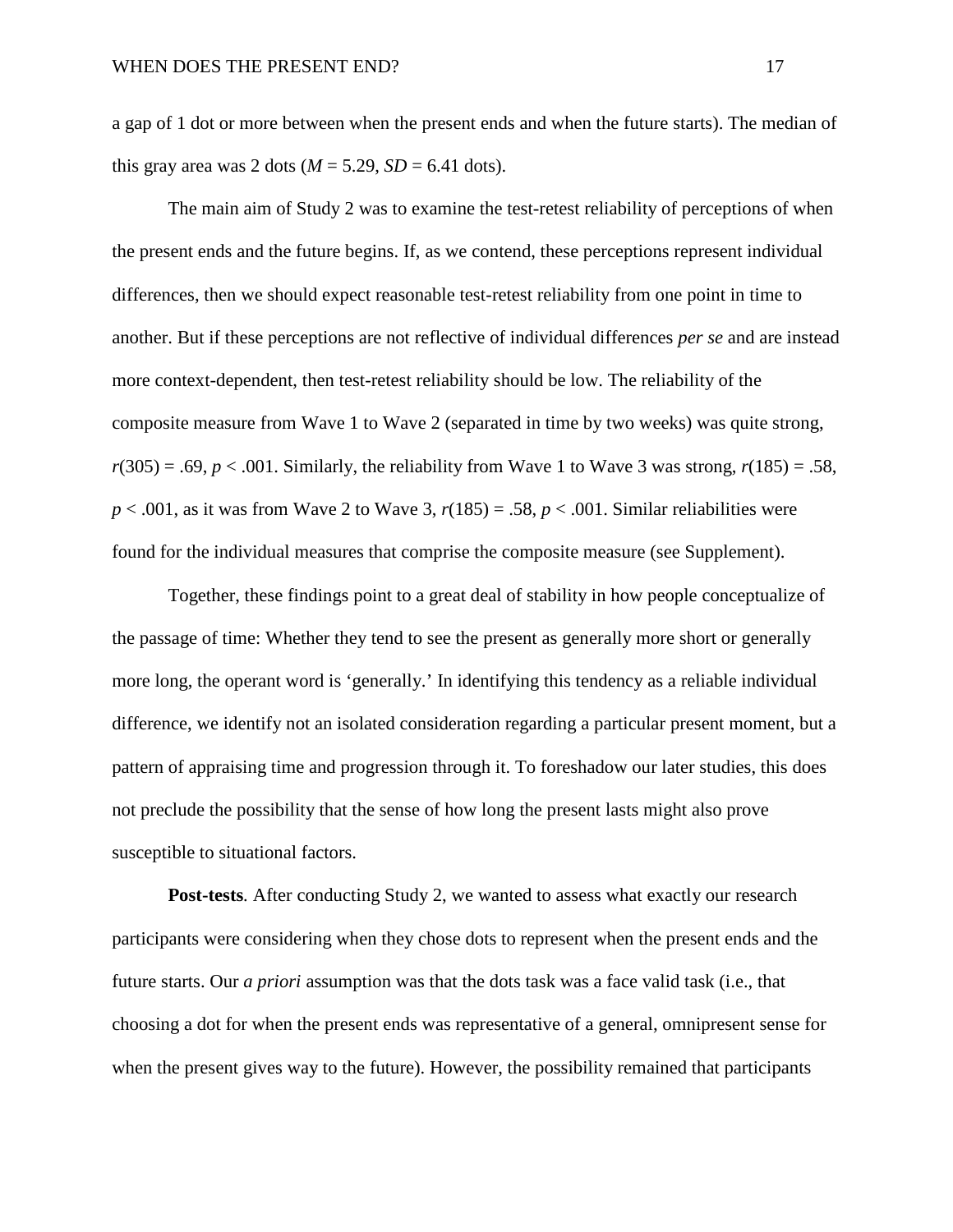a gap of 1 dot or more between when the present ends and when the future starts). The median of this gray area was 2 dots ($M = 5.29$, $SD = 6.41$ dots).

The main aim of Study 2 was to examine the test-retest reliability of perceptions of when the present ends and the future begins. If, as we contend, these perceptions represent individual differences, then we should expect reasonable test-retest reliability from one point in time to another. But if these perceptions are not reflective of individual differences *per se* and are instead more context-dependent, then test-retest reliability should be low. The reliability of the composite measure from Wave 1 to Wave 2 (separated in time by two weeks) was quite strong, $r(305) = .69$, $p < .001$. Similarly, the reliability from Wave 1 to Wave 3 was strong, $r(185) = .58$, $p < .001$, as it was from Wave 2 to Wave 3, $r(185) = .58$, $p < .001$. Similar reliabilities were found for the individual measures that comprise the composite measure (see Supplement).

Together, these findings point to a great deal of stability in how people conceptualize of the passage of time: Whether they tend to see the present as generally more short or generally more long, the operant word is 'generally.' In identifying this tendency as a reliable individual difference, we identify not an isolated consideration regarding a particular present moment, but a pattern of appraising time and progression through it. To foreshadow our later studies, this does not preclude the possibility that the sense of how long the present lasts might also prove susceptible to situational factors.

**Post-tests***.* After conducting Study 2, we wanted to assess what exactly our research participants were considering when they chose dots to represent when the present ends and the future starts. Our *a priori* assumption was that the dots task was a face valid task (i.e., that choosing a dot for when the present ends was representative of a general, omnipresent sense for when the present gives way to the future). However, the possibility remained that participants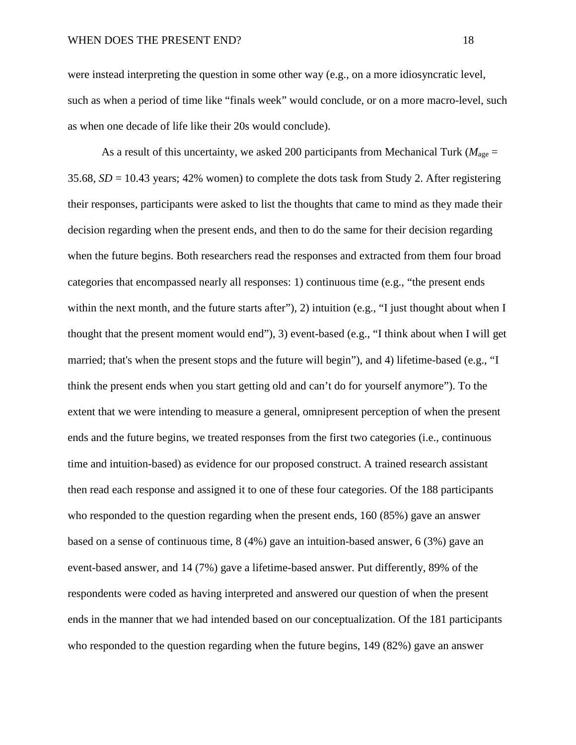were instead interpreting the question in some other way (e.g., on a more idiosyncratic level, such as when a period of time like "finals week" would conclude, or on a more macro-level, such as when one decade of life like their 20s would conclude).

As a result of this uncertainty, we asked 200 participants from Mechanical Turk ($M_{age}$ = 35.68, $SD$ = 10.43 years; 42% women) to complete the dots task from Study 2. After registering their responses, participants were asked to list the thoughts that came to mind as they made their decision regarding when the present ends, and then to do the same for their decision regarding when the future begins. Both researchers read the responses and extracted from them four broad categories that encompassed nearly all responses: 1) continuous time (e.g., "the present ends within the next month, and the future starts after"), 2) intuition (e.g., "I just thought about when I thought that the present moment would end"), 3) event-based (e.g., "I think about when I will get married; that's when the present stops and the future will begin"), and 4) lifetime-based (e.g., "I think the present ends when you start getting old and can't do for yourself anymore"). To the extent that we were intending to measure a general, omnipresent perception of when the present ends and the future begins, we treated responses from the first two categories (i.e., continuous time and intuition-based) as evidence for our proposed construct. A trained research assistant then read each response and assigned it to one of these four categories. Of the 188 participants who responded to the question regarding when the present ends, 160 (85%) gave an answer based on a sense of continuous time, 8 (4%) gave an intuition-based answer, 6 (3%) gave an event-based answer, and 14 (7%) gave a lifetime-based answer. Put differently, 89% of the respondents were coded as having interpreted and answered our question of when the present ends in the manner that we had intended based on our conceptualization. Of the 181 participants who responded to the question regarding when the future begins, 149 (82%) gave an answer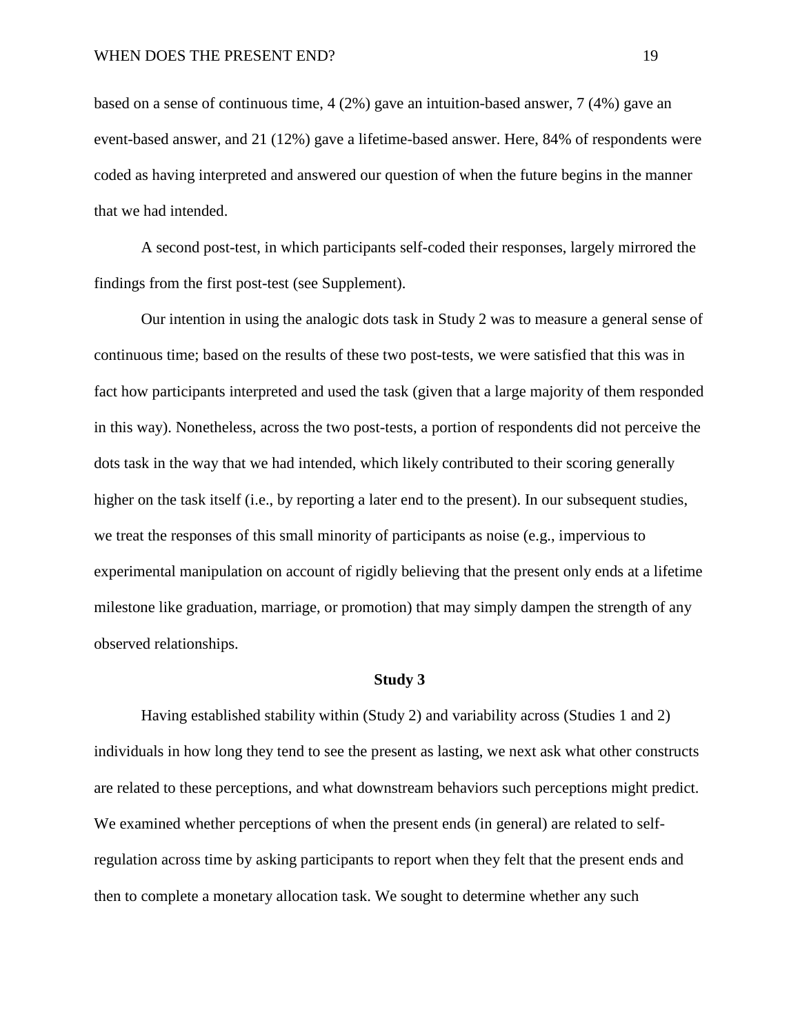based on a sense of continuous time, 4 (2%) gave an intuition-based answer, 7 (4%) gave an event-based answer, and 21 (12%) gave a lifetime-based answer. Here, 84% of respondents were coded as having interpreted and answered our question of when the future begins in the manner that we had intended.

A second post-test, in which participants self-coded their responses, largely mirrored the findings from the first post-test (see Supplement).

Our intention in using the analogic dots task in Study 2 was to measure a general sense of continuous time; based on the results of these two post-tests, we were satisfied that this was in fact how participants interpreted and used the task (given that a large majority of them responded in this way). Nonetheless, across the two post-tests, a portion of respondents did not perceive the dots task in the way that we had intended, which likely contributed to their scoring generally higher on the task itself (i.e., by reporting a later end to the present). In our subsequent studies, we treat the responses of this small minority of participants as noise (e.g., impervious to experimental manipulation on account of rigidly believing that the present only ends at a lifetime milestone like graduation, marriage, or promotion) that may simply dampen the strength of any observed relationships.

## Study 3

Having established stability within (Study 2) and variability across (Studies 1 and 2) individuals in how long they tend to see the present as lasting, we next ask what other constructs are related to these perceptions, and what downstream behaviors such perceptions might predict. We examined whether perceptions of when the present ends (in general) are related to self-regulation across time by asking participants to report when they felt that the present ends and then to complete a monetary allocation task. We sought to determine whether any such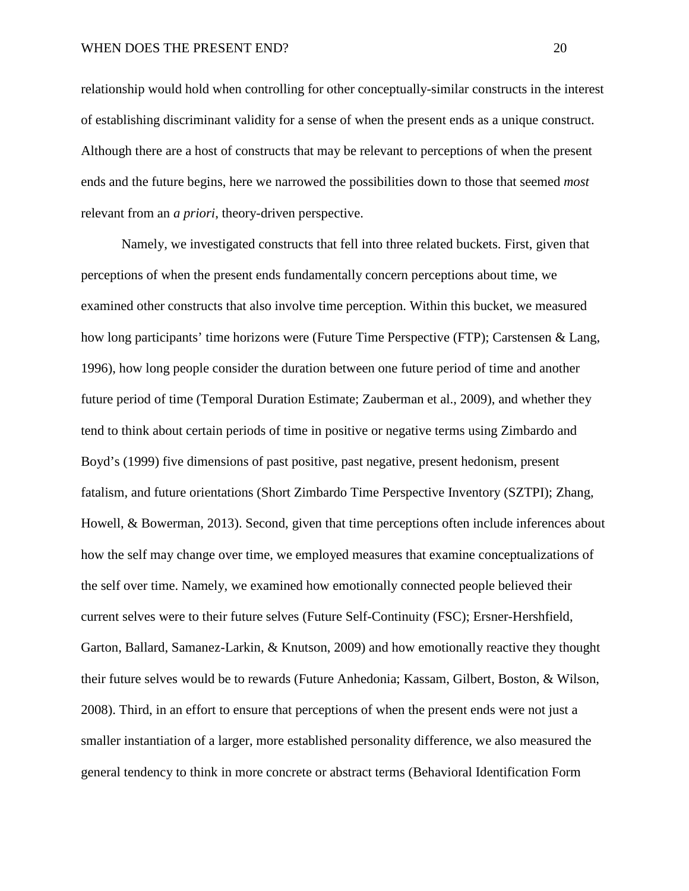relationship would hold when controlling for other conceptually-similar constructs in the interest of establishing discriminant validity for a sense of when the present ends as a unique construct. Although there are a host of constructs that may be relevant to perceptions of when the present ends and the future begins, here we narrowed the possibilities down to those that seemed *most* relevant from an *a priori*, theory-driven perspective.

Namely, we investigated constructs that fell into three related buckets. First, given that perceptions of when the present ends fundamentally concern perceptions about time, we examined other constructs that also involve time perception. Within this bucket, we measured how long participants' time horizons were (Future Time Perspective (FTP); Carstensen & Lang, 1996), how long people consider the duration between one future period of time and another future period of time (Temporal Duration Estimate; Zauberman et al., 2009), and whether they tend to think about certain periods of time in positive or negative terms using Zimbardo and Boyd's (1999) five dimensions of past positive, past negative, present hedonism, present fatalism, and future orientations (Short Zimbardo Time Perspective Inventory (SZTPI); Zhang, Howell, & Bowerman, 2013). Second, given that time perceptions often include inferences about how the self may change over time, we employed measures that examine conceptualizations of the self over time. Namely, we examined how emotionally connected people believed their current selves were to their future selves (Future Self-Continuity (FSC); Ersner-Hershfield, Garton, Ballard, Samanez-Larkin, & Knutson, 2009) and how emotionally reactive they thought their future selves would be to rewards (Future Anhedonia; Kassam, Gilbert, Boston, & Wilson, 2008). Third, in an effort to ensure that perceptions of when the present ends were not just a smaller instantiation of a larger, more established personality difference, we also measured the general tendency to think in more concrete or abstract terms (Behavioral Identification Form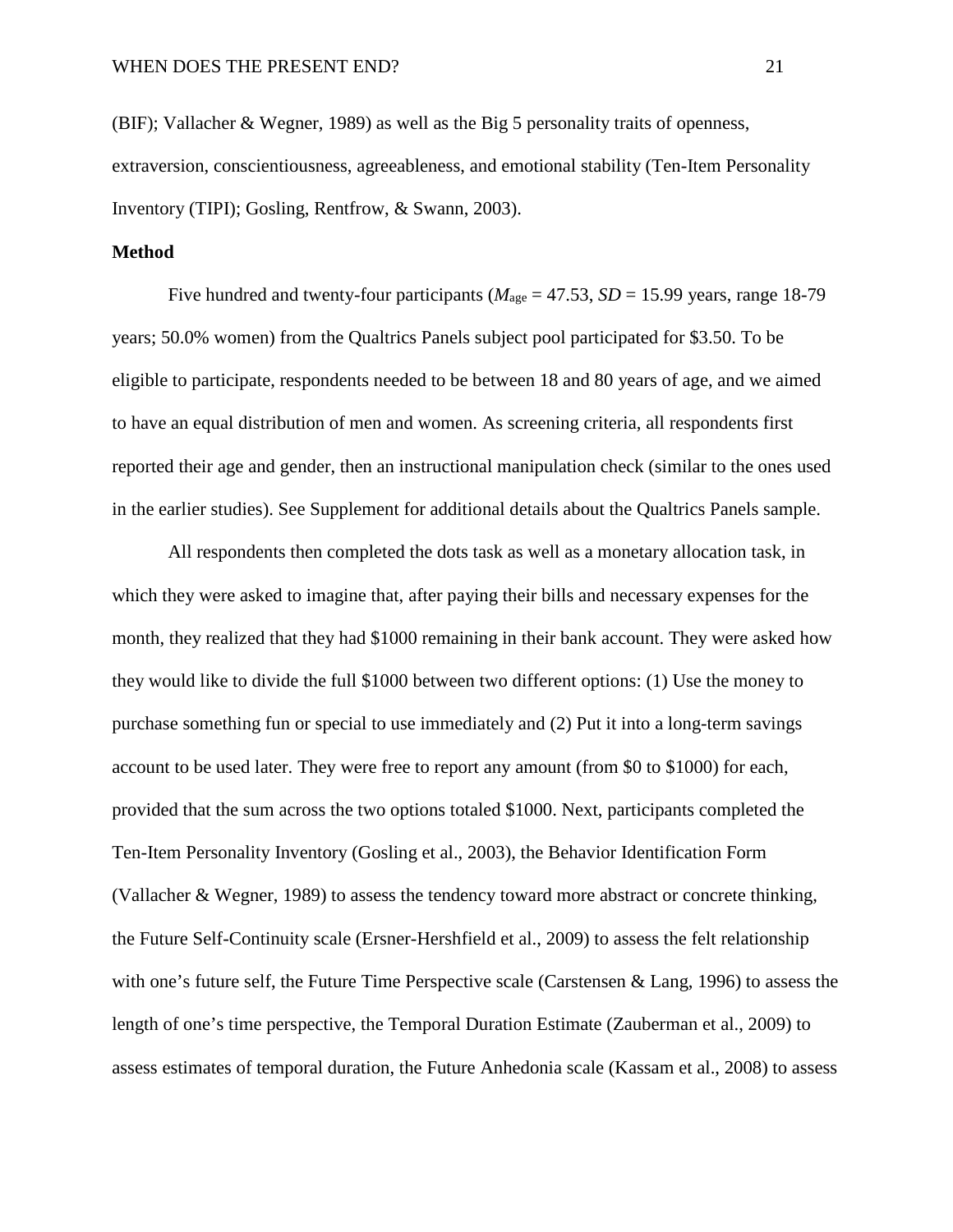(BIF); Vallacher & Wegner, 1989) as well as the Big 5 personality traits of openness, extraversion, conscientiousness, agreeableness, and emotional stability (Ten-Item Personality Inventory (TIPI); Gosling, Rentfrow, & Swann, 2003).

**Method**

Five hundred and twenty-four participants ($M_{\text{age}}$ = 47.53, *SD* = 15.99 years, range 18-79 years; 50.0% women) from the Qualtrics Panels subject pool participated for $3.50. To be eligible to participate, respondents needed to be between 18 and 80 years of age, and we aimed to have an equal distribution of men and women. As screening criteria, all respondents first reported their age and gender, then an instructional manipulation check (similar to the ones used in the earlier studies). See Supplement for additional details about the Qualtrics Panels sample.

All respondents then completed the dots task as well as a monetary allocation task, in which they were asked to imagine that, after paying their bills and necessary expenses for the month, they realized that they had $1000 remaining in their bank account. They were asked how they would like to divide the full $1000 between two different options: (1) Use the money to purchase something fun or special to use immediately and (2) Put it into a long-term savings account to be used later. They were free to report any amount (from $0 to $1000) for each, provided that the sum across the two options totaled $1000. Next, participants completed the Ten-Item Personality Inventory (Gosling et al., 2003), the Behavior Identification Form (Vallacher & Wegner, 1989) to assess the tendency toward more abstract or concrete thinking, the Future Self-Continuity scale (Ersner-Hershfield et al., 2009) to assess the felt relationship with one's future self, the Future Time Perspective scale (Carstensen & Lang, 1996) to assess the length of one's time perspective, the Temporal Duration Estimate (Zauberman et al., 2009) to assess estimates of temporal duration, the Future Anhedonia scale (Kassam et al., 2008) to assess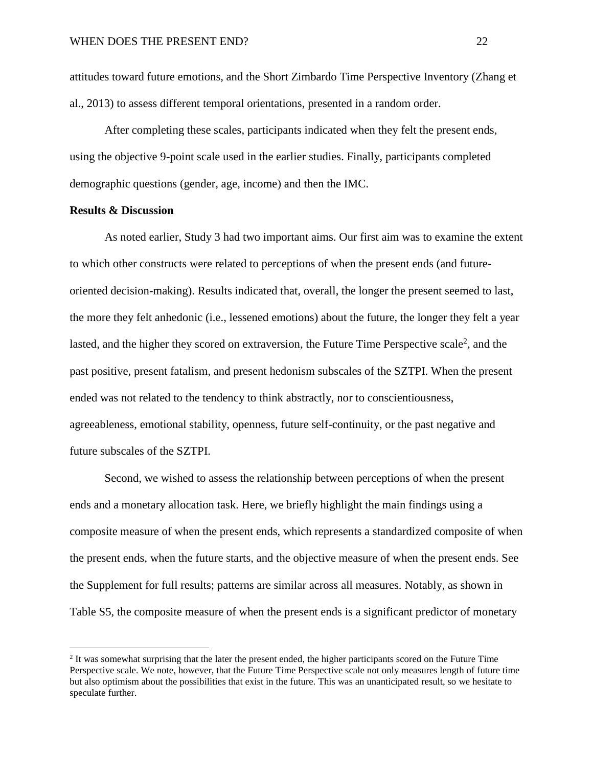attitudes toward future emotions, and the Short Zimbardo Time Perspective Inventory (Zhang et al., 2013) to assess different temporal orientations, presented in a random order.

After completing these scales, participants indicated when they felt the present ends, using the objective 9-point scale used in the earlier studies. Finally, participants completed demographic questions (gender, age, income) and then the IMC.

**Results & Discussion**

As noted earlier, Study 3 had two important aims. Our first aim was to examine the extent to which other constructs were related to perceptions of when the present ends (and future-oriented decision-making). Results indicated that, overall, the longer the present seemed to last, the more they felt anhedonic (i.e., lessened emotions) about the future, the longer they felt a year lasted, and the higher they scored on extraversion, the Future Time Perspective scale[2], and the past positive, present fatalism, and present hedonism subscales of the SZTPI. When the present ended was not related to the tendency to think abstractly, nor to conscientiousness, agreeableness, emotional stability, openness, future self-continuity, or the past negative and future subscales of the SZTPI.

Second, we wished to assess the relationship between perceptions of when the present ends and a monetary allocation task. Here, we briefly highlight the main findings using a composite measure of when the present ends, which represents a standardized composite of when the present ends, when the future starts, and the objective measure of when the present ends. See the Supplement for full results; patterns are similar across all measures. Notably, as shown in Table S5, the composite measure of when the present ends is a significant predictor of monetary

[2] It was somewhat surprising that the later the present ended, the higher participants scored on the Future Time Perspective scale. We note, however, that the Future Time Perspective scale not only measures length of future time but also optimism about the possibilities that exist in the future. This was an unanticipated result, so we hesitate to speculate further.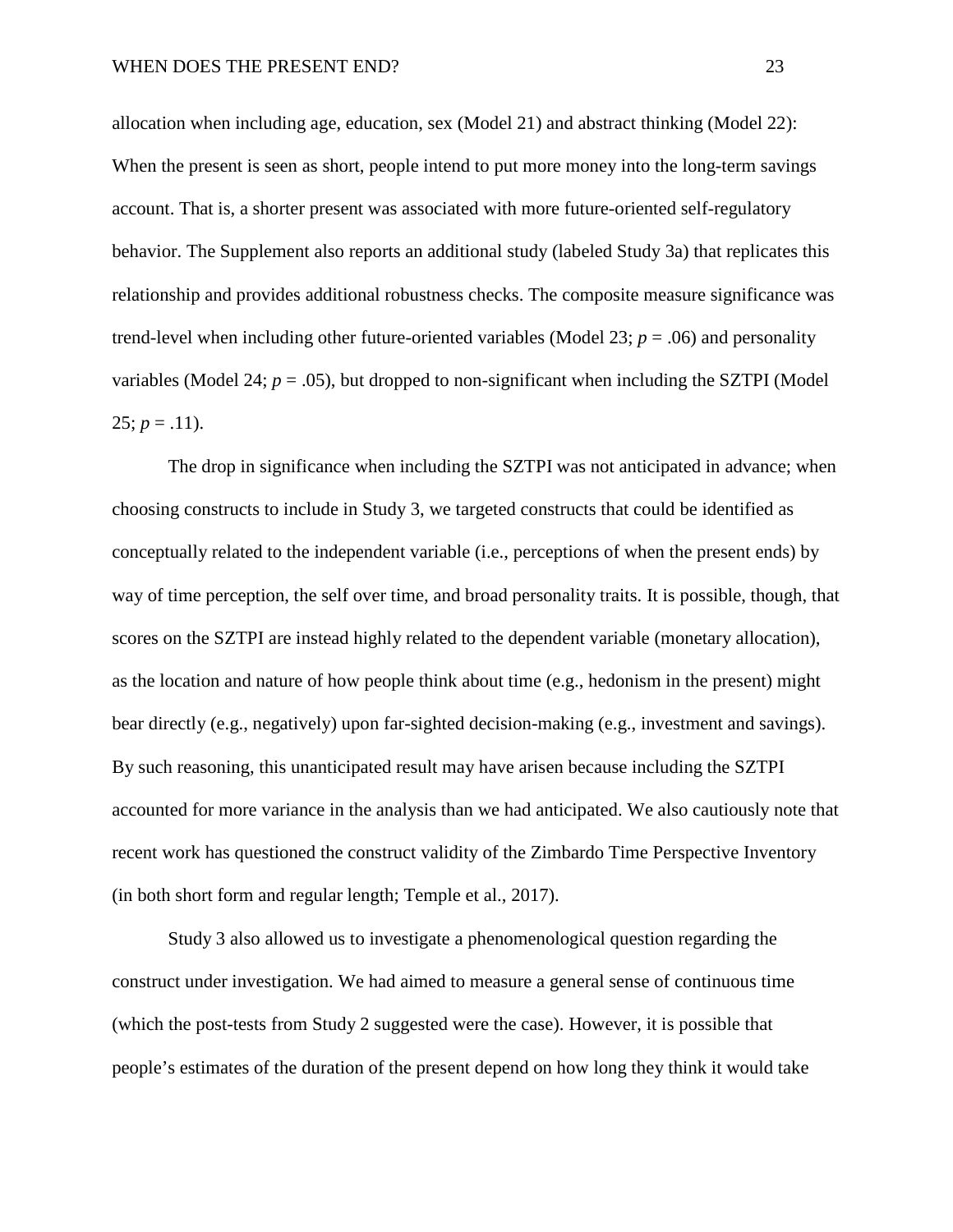allocation when including age, education, sex (Model 21) and abstract thinking (Model 22): When the present is seen as short, people intend to put more money into the long-term savings account. That is, a shorter present was associated with more future-oriented self-regulatory behavior. The Supplement also reports an additional study (labeled Study 3a) that replicates this relationship and provides additional robustness checks. The composite measure significance was trend-level when including other future-oriented variables (Model 23; $p = .06$) and personality variables (Model 24; $p = .05$), but dropped to non-significant when including the SZTPI (Model 25; $p = .11$).

The drop in significance when including the SZTPI was not anticipated in advance; when choosing constructs to include in Study 3, we targeted constructs that could be identified as conceptually related to the independent variable (i.e., perceptions of when the present ends) by way of time perception, the self over time, and broad personality traits. It is possible, though, that scores on the SZTPI are instead highly related to the dependent variable (monetary allocation), as the location and nature of how people think about time (e.g., hedonism in the present) might bear directly (e.g., negatively) upon far-sighted decision-making (e.g., investment and savings). By such reasoning, this unanticipated result may have arisen because including the SZTPI accounted for more variance in the analysis than we had anticipated. We also cautiously note that recent work has questioned the construct validity of the Zimbardo Time Perspective Inventory (in both short form and regular length; Temple et al., 2017).

Study 3 also allowed us to investigate a phenomenological question regarding the construct under investigation. We had aimed to measure a general sense of continuous time (which the post-tests from Study 2 suggested were the case). However, it is possible that people's estimates of the duration of the present depend on how long they think it would take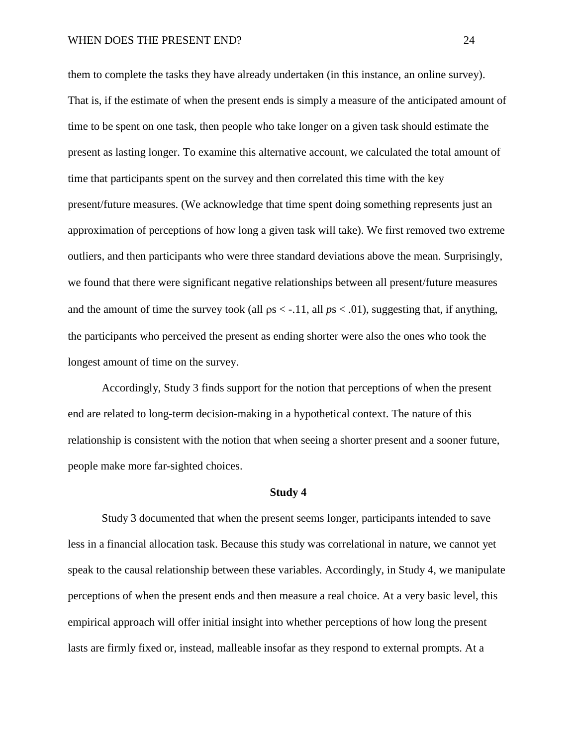them to complete the tasks they have already undertaken (in this instance, an online survey). That is, if the estimate of when the present ends is simply a measure of the anticipated amount of time to be spent on one task, then people who take longer on a given task should estimate the present as lasting longer. To examine this alternative account, we calculated the total amount of time that participants spent on the survey and then correlated this time with the key present/future measures. (We acknowledge that time spent doing something represents just an approximation of perceptions of how long a given task will take). We first removed two extreme outliers, and then participants who were three standard deviations above the mean. Surprisingly, we found that there were significant negative relationships between all present/future measures and the amount of time the survey took (all $\rho$s < -.11, all *p*s < .01), suggesting that, if anything, the participants who perceived the present as ending shorter were also the ones who took the longest amount of time on the survey.

Accordingly, Study 3 finds support for the notion that perceptions of when the present end are related to long-term decision-making in a hypothetical context. The nature of this relationship is consistent with the notion that when seeing a shorter present and a sooner future, people make more far-sighted choices.

## Study 4

Study 3 documented that when the present seems longer, participants intended to save less in a financial allocation task. Because this study was correlational in nature, we cannot yet speak to the causal relationship between these variables. Accordingly, in Study 4, we manipulate perceptions of when the present ends and then measure a real choice. At a very basic level, this empirical approach will offer initial insight into whether perceptions of how long the present lasts are firmly fixed or, instead, malleable insofar as they respond to external prompts. At a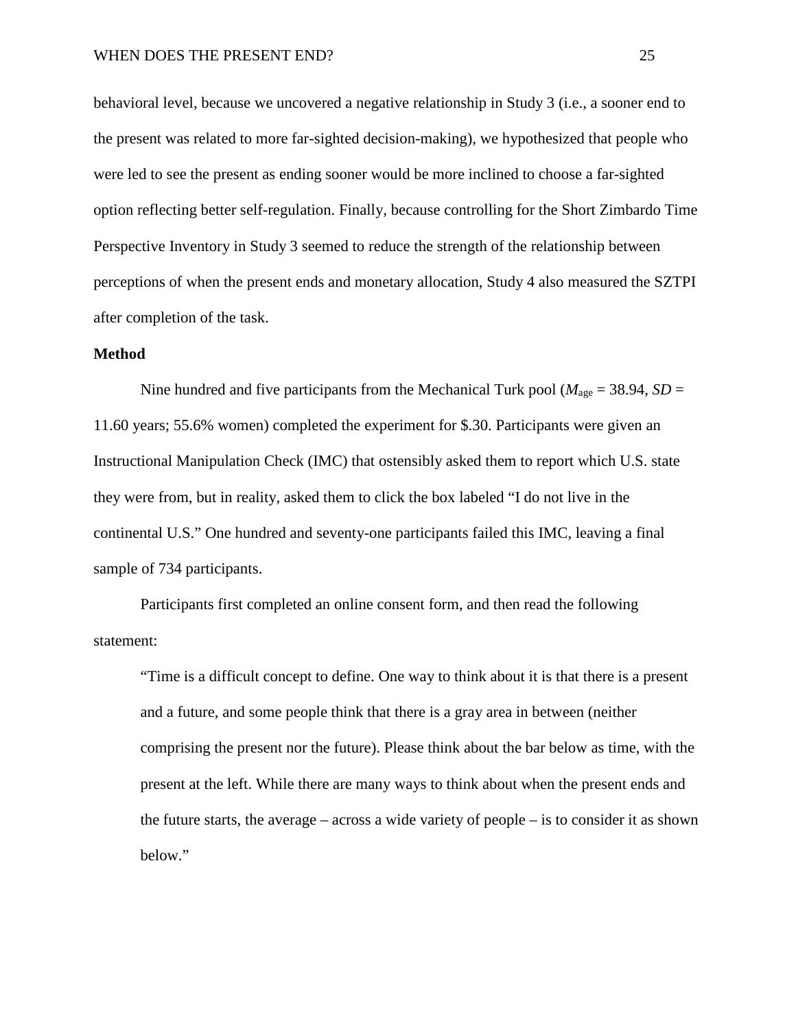behavioral level, because we uncovered a negative relationship in Study 3 (i.e., a sooner end to the present was related to more far-sighted decision-making), we hypothesized that people who were led to see the present as ending sooner would be more inclined to choose a far-sighted option reflecting better self-regulation. Finally, because controlling for the Short Zimbardo Time Perspective Inventory in Study 3 seemed to reduce the strength of the relationship between perceptions of when the present ends and monetary allocation, Study 4 also measured the SZTPI after completion of the task.

**Method**

Nine hundred and five participants from the Mechanical Turk pool ($M_{\text{age}}$ = 38.94, *SD* = 11.60 years; 55.6% women) completed the experiment for $.30. Participants were given an Instructional Manipulation Check (IMC) that ostensibly asked them to report which U.S. state they were from, but in reality, asked them to click the box labeled "I do not live in the continental U.S." One hundred and seventy-one participants failed this IMC, leaving a final sample of 734 participants.

Participants first completed an online consent form, and then read the following statement:

> "Time is a difficult concept to define. One way to think about it is that there is a present and a future, and some people think that there is a gray area in between (neither comprising the present nor the future). Please think about the bar below as time, with the present at the left. While there are many ways to think about when the present ends and the future starts, the average – across a wide variety of people – is to consider it as shown below."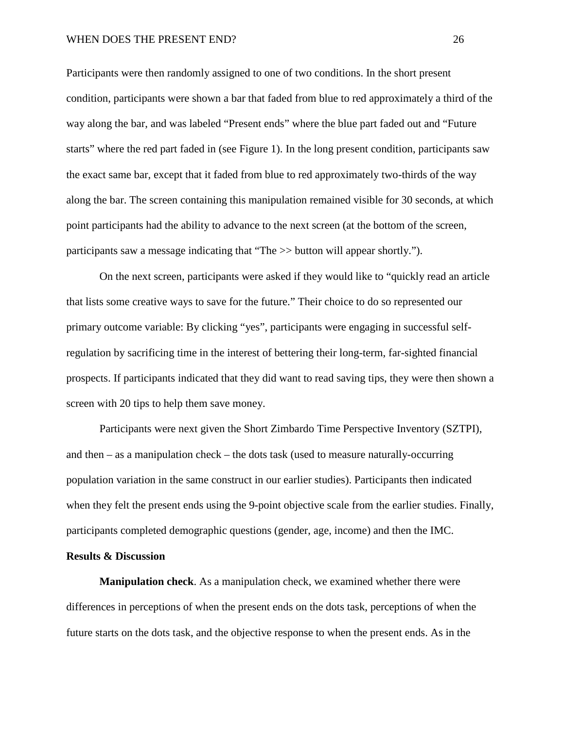Participants were then randomly assigned to one of two conditions. In the short present condition, participants were shown a bar that faded from blue to red approximately a third of the way along the bar, and was labeled "Present ends" where the blue part faded out and "Future starts" where the red part faded in (see Figure 1). In the long present condition, participants saw the exact same bar, except that it faded from blue to red approximately two-thirds of the way along the bar. The screen containing this manipulation remained visible for 30 seconds, at which point participants had the ability to advance to the next screen (at the bottom of the screen, participants saw a message indicating that "The >> button will appear shortly.").

On the next screen, participants were asked if they would like to "quickly read an article that lists some creative ways to save for the future." Their choice to do so represented our primary outcome variable: By clicking "yes", participants were engaging in successful self-regulation by sacrificing time in the interest of bettering their long-term, far-sighted financial prospects. If participants indicated that they did want to read saving tips, they were then shown a screen with 20 tips to help them save money.

Participants were next given the Short Zimbardo Time Perspective Inventory (SZTPI), and then – as a manipulation check – the dots task (used to measure naturally-occurring population variation in the same construct in our earlier studies). Participants then indicated when they felt the present ends using the 9-point objective scale from the earlier studies. Finally, participants completed demographic questions (gender, age, income) and then the IMC.

## Results & Discussion

**Manipulation check**. As a manipulation check, we examined whether there were differences in perceptions of when the present ends on the dots task, perceptions of when the future starts on the dots task, and the objective response to when the present ends. As in the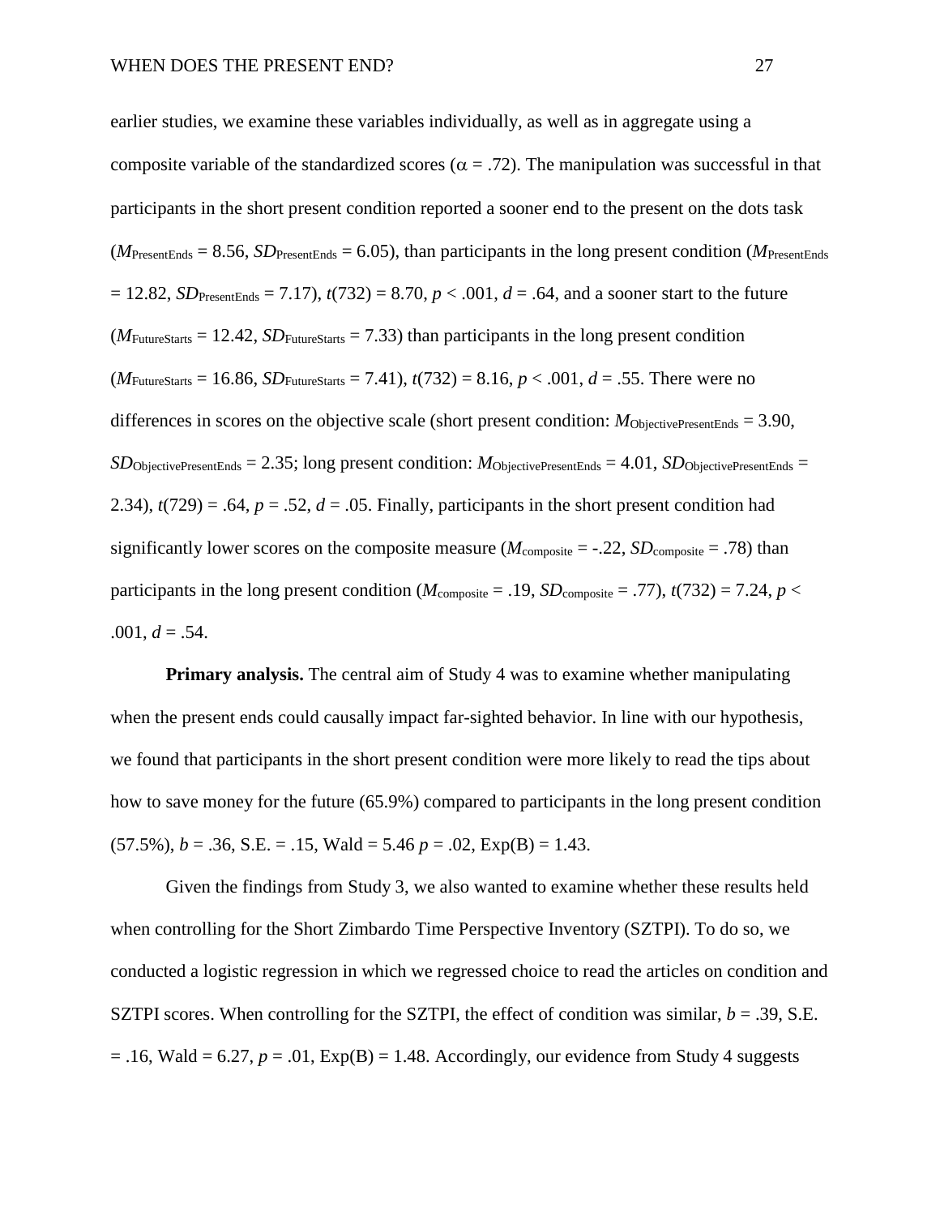earlier studies, we examine these variables individually, as well as in aggregate using a composite variable of the standardized scores ($\alpha$ = .72). The manipulation was successful in that participants in the short present condition reported a sooner end to the present on the dots task ($M_{\text{PresentEnds}}$ = 8.56, $SD_{\text{PresentEnds}}$ = 6.05), than participants in the long present condition ($M_{\text{PresentEnds}}$ = 12.82, $SD_{\text{PresentEnds}}$ = 7.17), $t(732)$ = 8.70, $p$ < .001, $d$ = .64, and a sooner start to the future ($M_{\text{FutureStarts}}$ = 12.42, $SD_{\text{FutureStarts}}$ = 7.33) than participants in the long present condition ($M_{\text{FutureStarts}}$ = 16.86, $SD_{\text{FutureStarts}}$ = 7.41), $t(732)$ = 8.16, $p$ < .001, $d$ = .55. There were no differences in scores on the objective scale (short present condition: $M_{\text{ObjectivePresentEnds}}$ = 3.90, $SD_{\text{ObjectivePresentEnds}}$ = 2.35; long present condition: $M_{\text{ObjectivePresentEnds}}$ = 4.01, $SD_{\text{ObjectivePresentEnds}}$ = 2.34), $t(729)$ = .64, $p$ = .52, $d$ = .05. Finally, participants in the short present condition had significantly lower scores on the composite measure ($M_{\text{composite}}$ = -.22, $SD_{\text{composite}}$ = .78) than participants in the long present condition ($M_{\text{composite}}$ = .19, $SD_{\text{composite}}$ = .77), $t(732)$ = 7.24, $p$ < .001, $d$ = .54.

**Primary analysis.** The central aim of Study 4 was to examine whether manipulating when the present ends could causally impact far-sighted behavior. In line with our hypothesis, we found that participants in the short present condition were more likely to read the tips about how to save money for the future (65.9%) compared to participants in the long present condition (57.5%), $b$ = .36, S.E. = .15, Wald = 5.46 $p$ = .02, Exp(B) = 1.43.

Given the findings from Study 3, we also wanted to examine whether these results held when controlling for the Short Zimbardo Time Perspective Inventory (SZTPI). To do so, we conducted a logistic regression in which we regressed choice to read the articles on condition and SZTPI scores. When controlling for the SZTPI, the effect of condition was similar, $b$ = .39, S.E. = .16, Wald = 6.27, $p$ = .01, Exp(B) = 1.48. Accordingly, our evidence from Study 4 suggests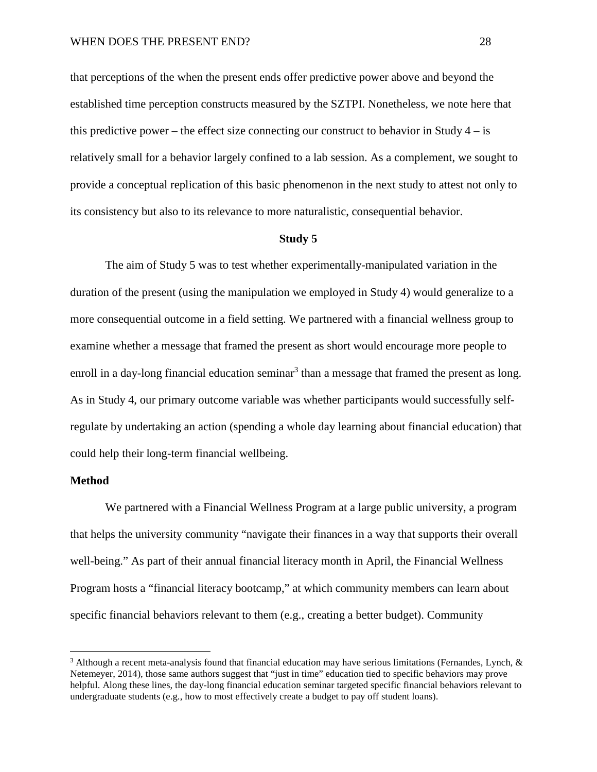that perceptions of the when the present ends offer predictive power above and beyond the established time perception constructs measured by the SZTPI. Nonetheless, we note here that this predictive power – the effect size connecting our construct to behavior in Study 4 – is relatively small for a behavior largely confined to a lab session. As a complement, we sought to provide a conceptual replication of this basic phenomenon in the next study to attest not only to its consistency but also to its relevance to more naturalistic, consequential behavior.

## Study 5

The aim of Study 5 was to test whether experimentally-manipulated variation in the duration of the present (using the manipulation we employed in Study 4) would generalize to a more consequential outcome in a field setting. We partnered with a financial wellness group to examine whether a message that framed the present as short would encourage more people to enroll in a day-long financial education seminar[3] than a message that framed the present as long. As in Study 4, our primary outcome variable was whether participants would successfully self-regulate by undertaking an action (spending a whole day learning about financial education) that could help their long-term financial wellbeing.

### Method

We partnered with a Financial Wellness Program at a large public university, a program that helps the university community "navigate their finances in a way that supports their overall well-being." As part of their annual financial literacy month in April, the Financial Wellness Program hosts a "financial literacy bootcamp," at which community members can learn about specific financial behaviors relevant to them (e.g., creating a better budget). Community

---

[3] Although a recent meta-analysis found that financial education may have serious limitations (Fernandes, Lynch, & Netemeyer, 2014), those same authors suggest that "just in time" education tied to specific behaviors may prove helpful. Along these lines, the day-long financial education seminar targeted specific financial behaviors relevant to undergraduate students (e.g., how to most effectively create a budget to pay off student loans).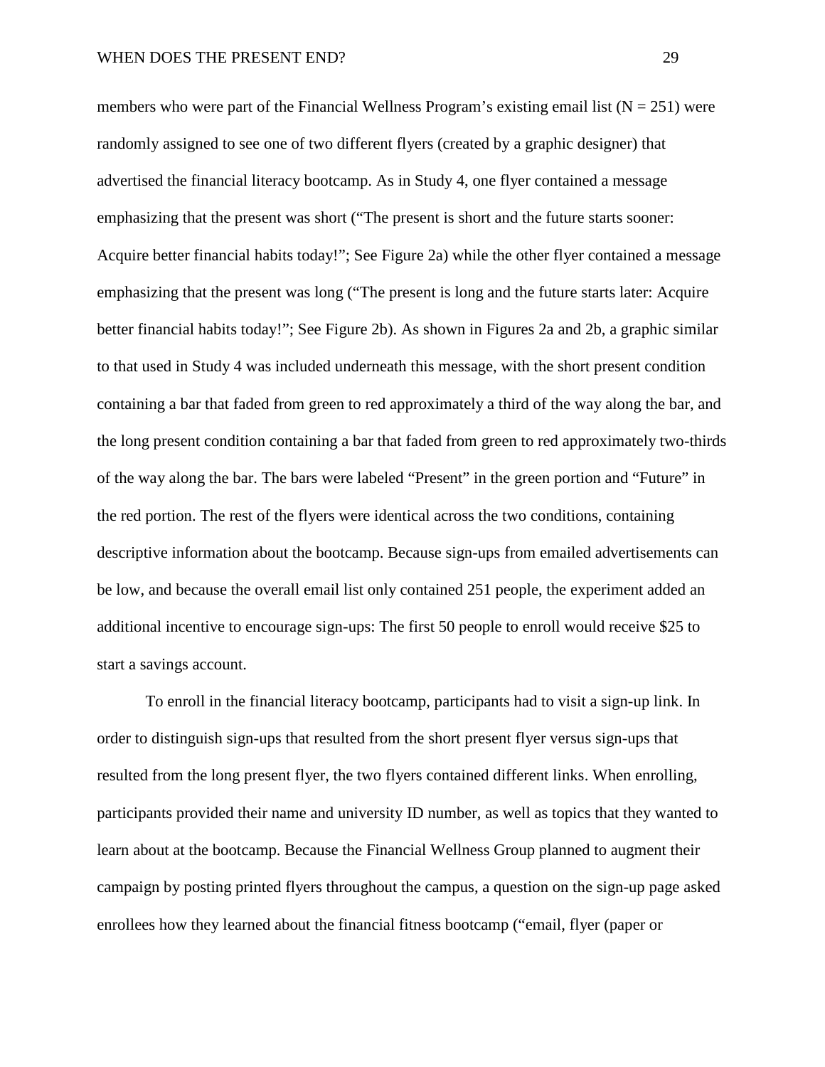members who were part of the Financial Wellness Program's existing email list ($N = 251$) were randomly assigned to see one of two different flyers (created by a graphic designer) that advertised the financial literacy bootcamp. As in Study 4, one flyer contained a message emphasizing that the present was short ("The present is short and the future starts sooner: Acquire better financial habits today!"; See Figure 2a) while the other flyer contained a message emphasizing that the present was long ("The present is long and the future starts later: Acquire better financial habits today!"; See Figure 2b). As shown in Figures 2a and 2b, a graphic similar to that used in Study 4 was included underneath this message, with the short present condition containing a bar that faded from green to red approximately a third of the way along the bar, and the long present condition containing a bar that faded from green to red approximately two-thirds of the way along the bar. The bars were labeled "Present" in the green portion and "Future" in the red portion. The rest of the flyers were identical across the two conditions, containing descriptive information about the bootcamp. Because sign-ups from emailed advertisements can be low, and because the overall email list only contained 251 people, the experiment added an additional incentive to encourage sign-ups: The first 50 people to enroll would receive $25 to start a savings account.

To enroll in the financial literacy bootcamp, participants had to visit a sign-up link. In order to distinguish sign-ups that resulted from the short present flyer versus sign-ups that resulted from the long present flyer, the two flyers contained different links. When enrolling, participants provided their name and university ID number, as well as topics that they wanted to learn about at the bootcamp. Because the Financial Wellness Group planned to augment their campaign by posting printed flyers throughout the campus, a question on the sign-up page asked enrollees how they learned about the financial fitness bootcamp ("email, flyer (paper or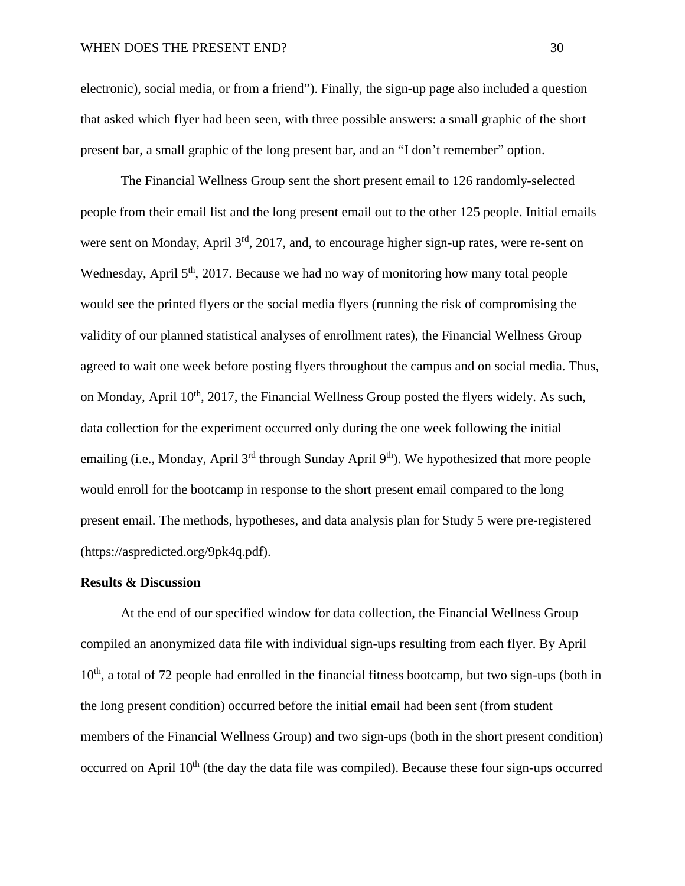electronic), social media, or from a friend"). Finally, the sign-up page also included a question that asked which flyer had been seen, with three possible answers: a small graphic of the short present bar, a small graphic of the long present bar, and an "I don't remember" option.

The Financial Wellness Group sent the short present email to 126 randomly-selected people from their email list and the long present email out to the other 125 people. Initial emails were sent on Monday, April 3rd, 2017, and, to encourage higher sign-up rates, were re-sent on Wednesday, April 5th, 2017. Because we had no way of monitoring how many total people would see the printed flyers or the social media flyers (running the risk of compromising the validity of our planned statistical analyses of enrollment rates), the Financial Wellness Group agreed to wait one week before posting flyers throughout the campus and on social media. Thus, on Monday, April 10th, 2017, the Financial Wellness Group posted the flyers widely. As such, data collection for the experiment occurred only during the one week following the initial emailing (i.e., Monday, April 3rd through Sunday April 9th). We hypothesized that more people would enroll for the bootcamp in response to the short present email compared to the long present email. The methods, hypotheses, and data analysis plan for Study 5 were pre-registered (https://aspredicted.org/9pk4q.pdf).

## Results & Discussion

At the end of our specified window for data collection, the Financial Wellness Group compiled an anonymized data file with individual sign-ups resulting from each flyer. By April 10th, a total of 72 people had enrolled in the financial fitness bootcamp, but two sign-ups (both in the long present condition) occurred before the initial email had been sent (from student members of the Financial Wellness Group) and two sign-ups (both in the short present condition) occurred on April 10th (the day the data file was compiled). Because these four sign-ups occurred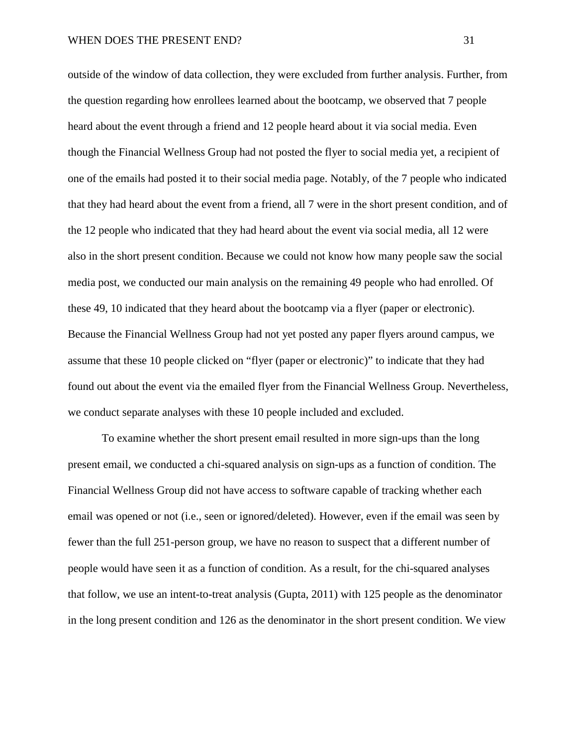outside of the window of data collection, they were excluded from further analysis. Further, from the question regarding how enrollees learned about the bootcamp, we observed that 7 people heard about the event through a friend and 12 people heard about it via social media. Even though the Financial Wellness Group had not posted the flyer to social media yet, a recipient of one of the emails had posted it to their social media page. Notably, of the 7 people who indicated that they had heard about the event from a friend, all 7 were in the short present condition, and of the 12 people who indicated that they had heard about the event via social media, all 12 were also in the short present condition. Because we could not know how many people saw the social media post, we conducted our main analysis on the remaining 49 people who had enrolled. Of these 49, 10 indicated that they heard about the bootcamp via a flyer (paper or electronic). Because the Financial Wellness Group had not yet posted any paper flyers around campus, we assume that these 10 people clicked on "flyer (paper or electronic)" to indicate that they had found out about the event via the emailed flyer from the Financial Wellness Group. Nevertheless, we conduct separate analyses with these 10 people included and excluded.

To examine whether the short present email resulted in more sign-ups than the long present email, we conducted a chi-squared analysis on sign-ups as a function of condition. The Financial Wellness Group did not have access to software capable of tracking whether each email was opened or not (i.e., seen or ignored/deleted). However, even if the email was seen by fewer than the full 251-person group, we have no reason to suspect that a different number of people would have seen it as a function of condition. As a result, for the chi-squared analyses that follow, we use an intent-to-treat analysis (Gupta, 2011) with 125 people as the denominator in the long present condition and 126 as the denominator in the short present condition. We view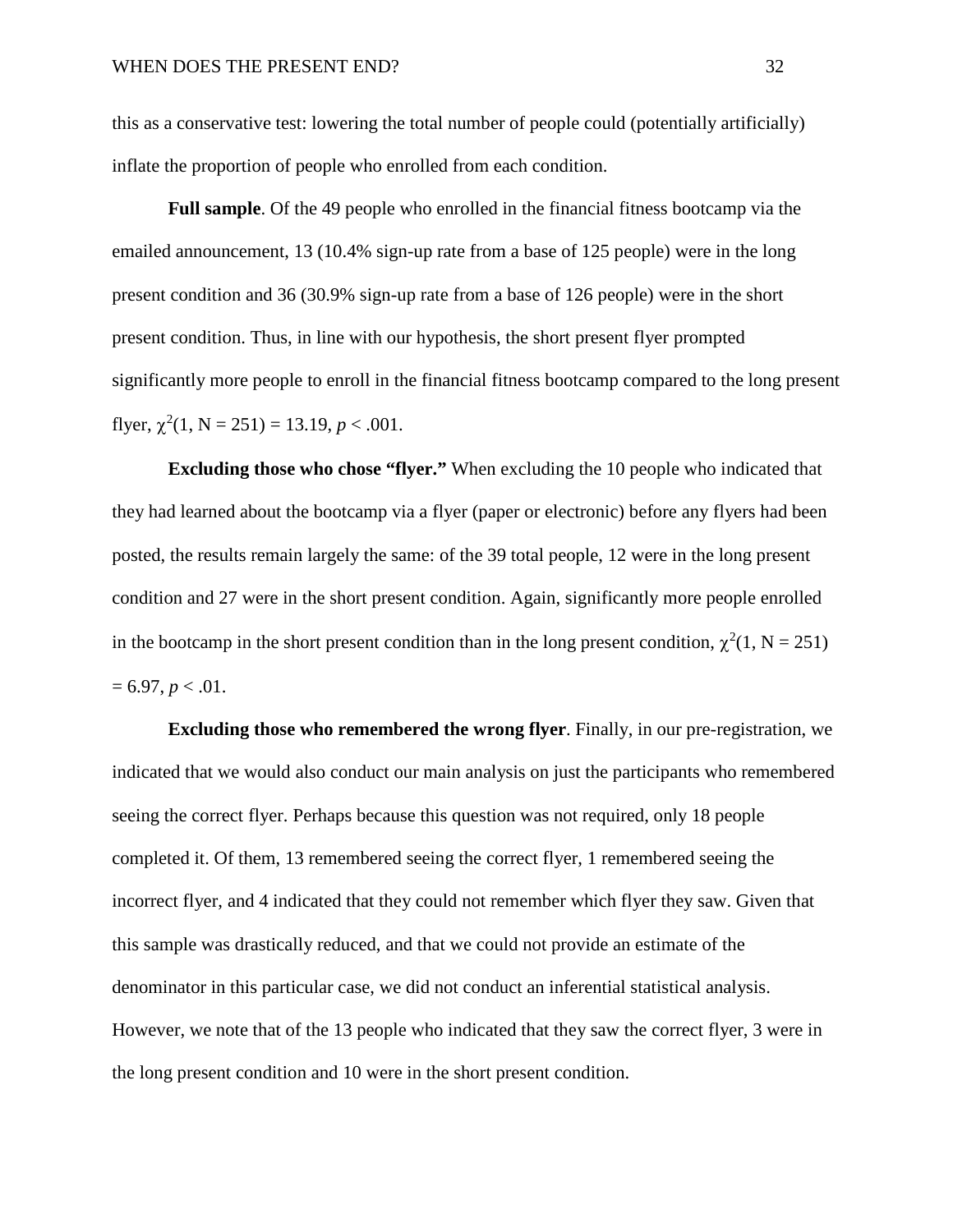this as a conservative test: lowering the total number of people could (potentially artificially) inflate the proportion of people who enrolled from each condition.

**Full sample**. Of the 49 people who enrolled in the financial fitness bootcamp via the emailed announcement, 13 (10.4% sign-up rate from a base of 125 people) were in the long present condition and 36 (30.9% sign-up rate from a base of 126 people) were in the short present condition. Thus, in line with our hypothesis, the short present flyer prompted significantly more people to enroll in the financial fitness bootcamp compared to the long present flyer, $\chi^2(1, N = 251) = 13.19$, $p < .001$.

**Excluding those who chose "flyer."** When excluding the 10 people who indicated that they had learned about the bootcamp via a flyer (paper or electronic) before any flyers had been posted, the results remain largely the same: of the 39 total people, 12 were in the long present condition and 27 were in the short present condition. Again, significantly more people enrolled in the bootcamp in the short present condition than in the long present condition, $\chi^2(1, N = 251) = 6.97$, $p < .01$.

**Excluding those who remembered the wrong flyer**. Finally, in our pre-registration, we indicated that we would also conduct our main analysis on just the participants who remembered seeing the correct flyer. Perhaps because this question was not required, only 18 people completed it. Of them, 13 remembered seeing the correct flyer, 1 remembered seeing the incorrect flyer, and 4 indicated that they could not remember which flyer they saw. Given that this sample was drastically reduced, and that we could not provide an estimate of the denominator in this particular case, we did not conduct an inferential statistical analysis. However, we note that of the 13 people who indicated that they saw the correct flyer, 3 were in the long present condition and 10 were in the short present condition.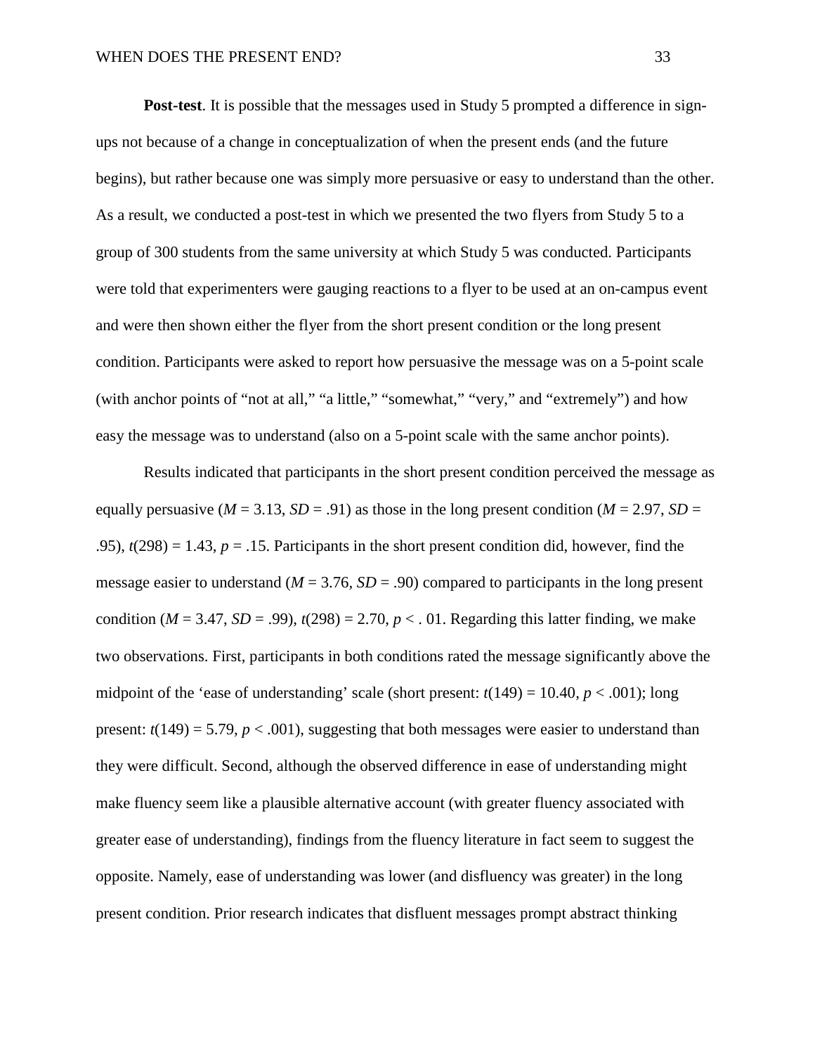**Post-test**. It is possible that the messages used in Study 5 prompted a difference in sign-ups not because of a change in conceptualization of when the present ends (and the future begins), but rather because one was simply more persuasive or easy to understand than the other. As a result, we conducted a post-test in which we presented the two flyers from Study 5 to a group of 300 students from the same university at which Study 5 was conducted. Participants were told that experimenters were gauging reactions to a flyer to be used at an on-campus event and were then shown either the flyer from the short present condition or the long present condition. Participants were asked to report how persuasive the message was on a 5-point scale (with anchor points of "not at all," "a little," "somewhat," "very," and "extremely") and how easy the message was to understand (also on a 5-point scale with the same anchor points).

Results indicated that participants in the short present condition perceived the message as equally persuasive ($M$ = 3.13, $SD$ = .91) as those in the long present condition ($M$ = 2.97, $SD$ = .95), $t(298) = 1.43$, $p = .15$. Participants in the short present condition did, however, find the message easier to understand ($M$ = 3.76, $SD$ = .90) compared to participants in the long present condition ($M$ = 3.47, $SD$ = .99), $t(298) = 2.70$, $p < .01$. Regarding this latter finding, we make two observations. First, participants in both conditions rated the message significantly above the midpoint of the 'ease of understanding' scale (short present: $t(149) = 10.40$, $p < .001$); long present: $t(149) = 5.79$, $p < .001$), suggesting that both messages were easier to understand than they were difficult. Second, although the observed difference in ease of understanding might make fluency seem like a plausible alternative account (with greater fluency associated with greater ease of understanding), findings from the fluency literature in fact seem to suggest the opposite. Namely, ease of understanding was lower (and disfluency was greater) in the long present condition. Prior research indicates that disfluent messages prompt abstract thinking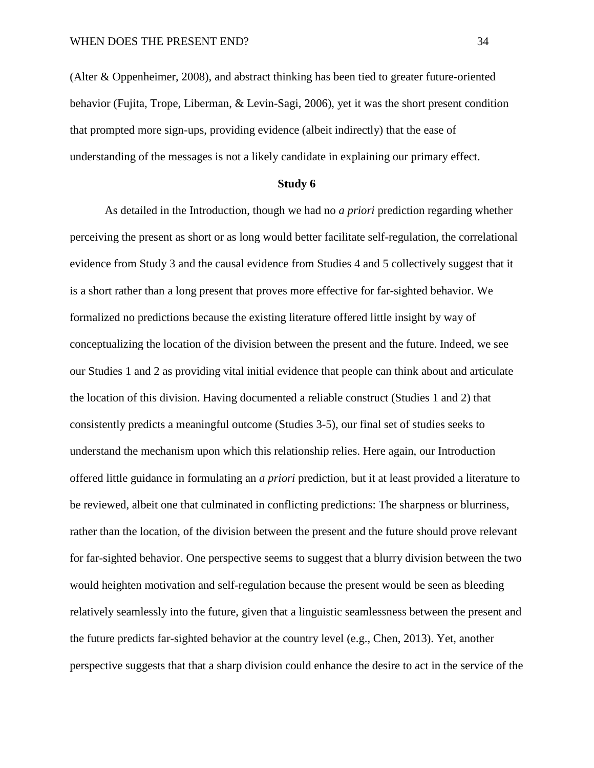(Alter & Oppenheimer, 2008), and abstract thinking has been tied to greater future-oriented behavior (Fujita, Trope, Liberman, & Levin-Sagi, 2006), yet it was the short present condition that prompted more sign-ups, providing evidence (albeit indirectly) that the ease of understanding of the messages is not a likely candidate in explaining our primary effect.

## Study 6

As detailed in the Introduction, though we had no *a priori* prediction regarding whether perceiving the present as short or as long would better facilitate self-regulation, the correlational evidence from Study 3 and the causal evidence from Studies 4 and 5 collectively suggest that it is a short rather than a long present that proves more effective for far-sighted behavior. We formalized no predictions because the existing literature offered little insight by way of conceptualizing the location of the division between the present and the future. Indeed, we see our Studies 1 and 2 as providing vital initial evidence that people can think about and articulate the location of this division. Having documented a reliable construct (Studies 1 and 2) that consistently predicts a meaningful outcome (Studies 3-5), our final set of studies seeks to understand the mechanism upon which this relationship relies. Here again, our Introduction offered little guidance in formulating an *a priori* prediction, but it at least provided a literature to be reviewed, albeit one that culminated in conflicting predictions: The sharpness or blurriness, rather than the location, of the division between the present and the future should prove relevant for far-sighted behavior. One perspective seems to suggest that a blurry division between the two would heighten motivation and self-regulation because the present would be seen as bleeding relatively seamlessly into the future, given that a linguistic seamlessness between the present and the future predicts far-sighted behavior at the country level (e.g., Chen, 2013). Yet, another perspective suggests that that a sharp division could enhance the desire to act in the service of the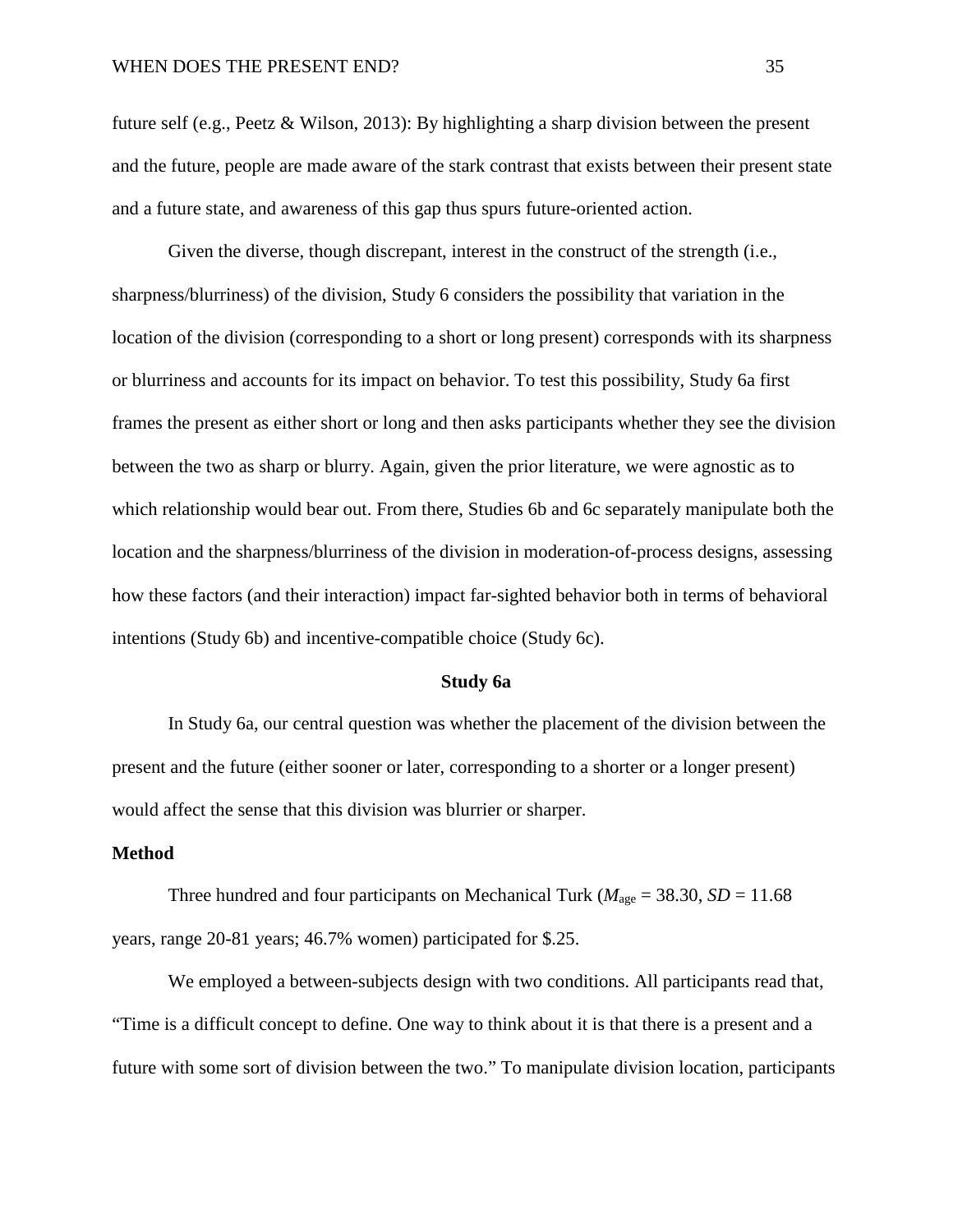future self (e.g., Peetz & Wilson, 2013): By highlighting a sharp division between the present and the future, people are made aware of the stark contrast that exists between their present state and a future state, and awareness of this gap thus spurs future-oriented action.

Given the diverse, though discrepant, interest in the construct of the strength (i.e., sharpness/blurriness) of the division, Study 6 considers the possibility that variation in the location of the division (corresponding to a short or long present) corresponds with its sharpness or blurriness and accounts for its impact on behavior. To test this possibility, Study 6a first frames the present as either short or long and then asks participants whether they see the division between the two as sharp or blurry. Again, given the prior literature, we were agnostic as to which relationship would bear out. From there, Studies 6b and 6c separately manipulate both the location and the sharpness/blurriness of the division in moderation-of-process designs, assessing how these factors (and their interaction) impact far-sighted behavior both in terms of behavioral intentions (Study 6b) and incentive-compatible choice (Study 6c).

## Study 6a

In Study 6a, our central question was whether the placement of the division between the present and the future (either sooner or later, corresponding to a shorter or a longer present) would affect the sense that this division was blurrier or sharper.

### Method

Three hundred and four participants on Mechanical Turk ($M_{\text{age}}$ = 38.30, *SD* = 11.68 years, range 20-81 years; 46.7% women) participated for $.25.

We employed a between-subjects design with two conditions. All participants read that, "Time is a difficult concept to define. One way to think about it is that there is a present and a future with some sort of division between the two." To manipulate division location, participants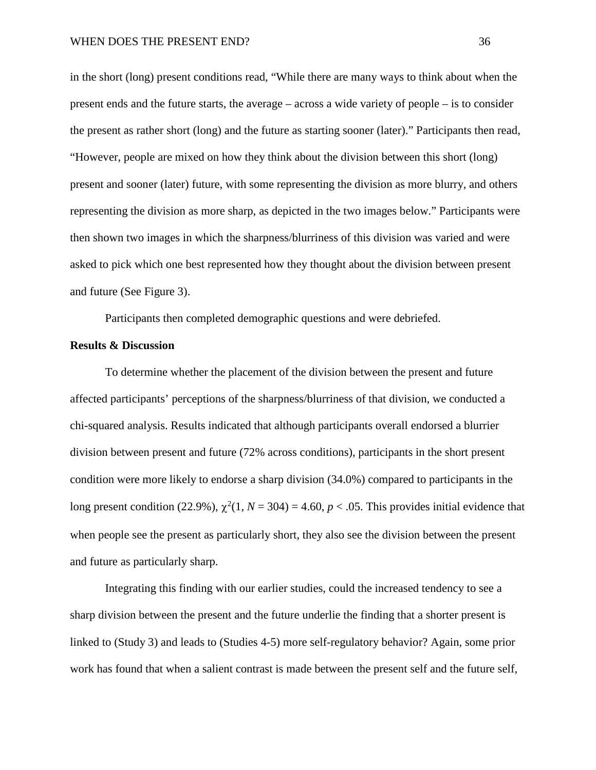in the short (long) present conditions read, “While there are many ways to think about when the present ends and the future starts, the average – across a wide variety of people – is to consider the present as rather short (long) and the future as starting sooner (later).” Participants then read, “However, people are mixed on how they think about the division between this short (long) present and sooner (later) future, with some representing the division as more blurry, and others representing the division as more sharp, as depicted in the two images below.” Participants were then shown two images in which the sharpness/blurriness of this division was varied and were asked to pick which one best represented how they thought about the division between present and future (See Figure 3).

Participants then completed demographic questions and were debriefed.

**Results & Discussion**

To determine whether the placement of the division between the present and future affected participants’ perceptions of the sharpness/blurriness of that division, we conducted a chi-squared analysis. Results indicated that although participants overall endorsed a blurrier division between present and future (72% across conditions), participants in the short present condition were more likely to endorse a sharp division (34.0%) compared to participants in the long present condition (22.9%), $\chi^2(1, N = 304) = 4.60$, $p < .05$. This provides initial evidence that when people see the present as particularly short, they also see the division between the present and future as particularly sharp.

Integrating this finding with our earlier studies, could the increased tendency to see a sharp division between the present and the future underlie the finding that a shorter present is linked to (Study 3) and leads to (Studies 4-5) more self-regulatory behavior? Again, some prior work has found that when a salient contrast is made between the present self and the future self,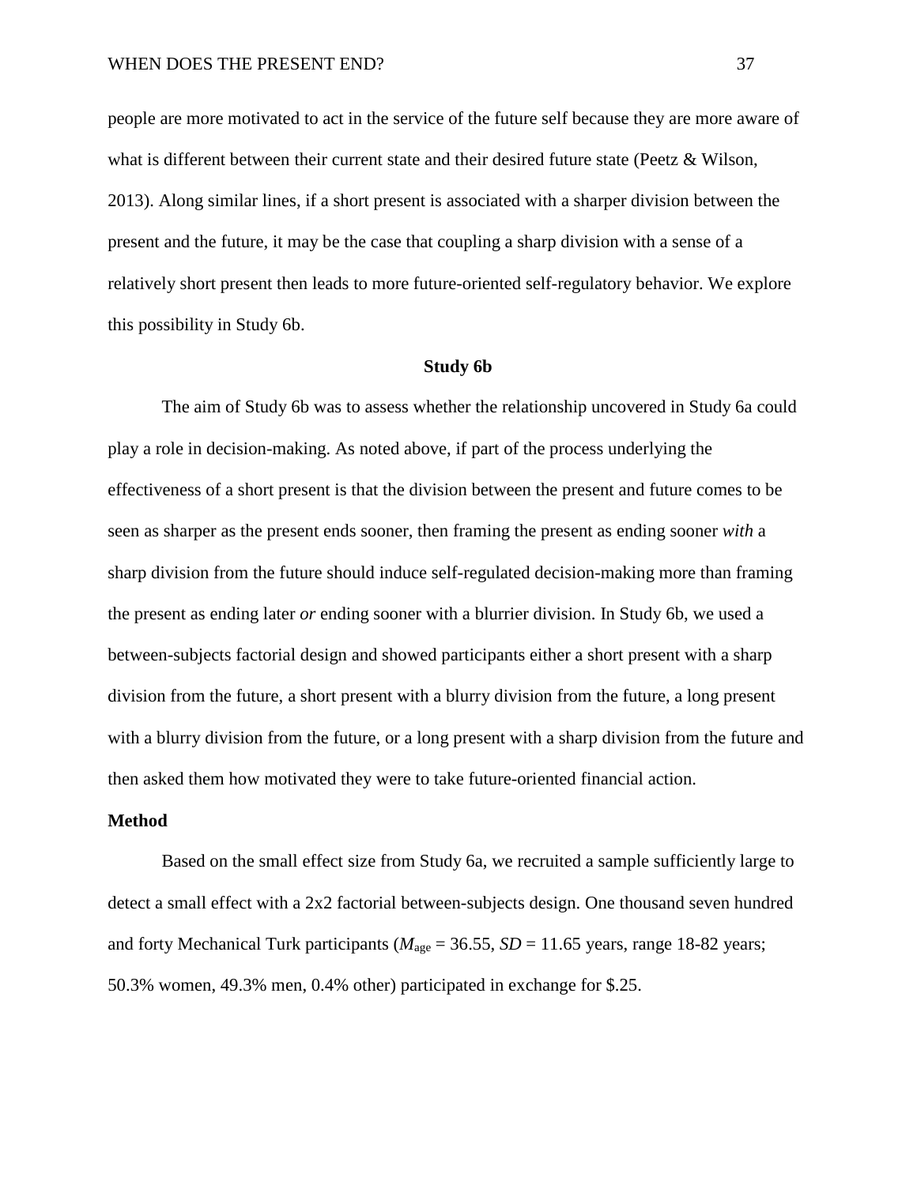people are more motivated to act in the service of the future self because they are more aware of what is different between their current state and their desired future state (Peetz & Wilson, 2013). Along similar lines, if a short present is associated with a sharper division between the present and the future, it may be the case that coupling a sharp division with a sense of a relatively short present then leads to more future-oriented self-regulatory behavior. We explore this possibility in Study 6b.

## Study 6b

The aim of Study 6b was to assess whether the relationship uncovered in Study 6a could play a role in decision-making. As noted above, if part of the process underlying the effectiveness of a short present is that the division between the present and future comes to be seen as sharper as the present ends sooner, then framing the present as ending sooner *with* a sharp division from the future should induce self-regulated decision-making more than framing the present as ending later *or* ending sooner with a blurrier division. In Study 6b, we used a between-subjects factorial design and showed participants either a short present with a sharp division from the future, a short present with a blurry division from the future, a long present with a blurry division from the future, or a long present with a sharp division from the future and then asked them how motivated they were to take future-oriented financial action.

### Method

Based on the small effect size from Study 6a, we recruited a sample sufficiently large to detect a small effect with a 2x2 factorial between-subjects design. One thousand seven hundred and forty Mechanical Turk participants ($M_{age}$ = 36.55, $SD$ = 11.65 years, range 18-82 years; 50.3% women, 49.3% men, 0.4% other) participated in exchange for $.25.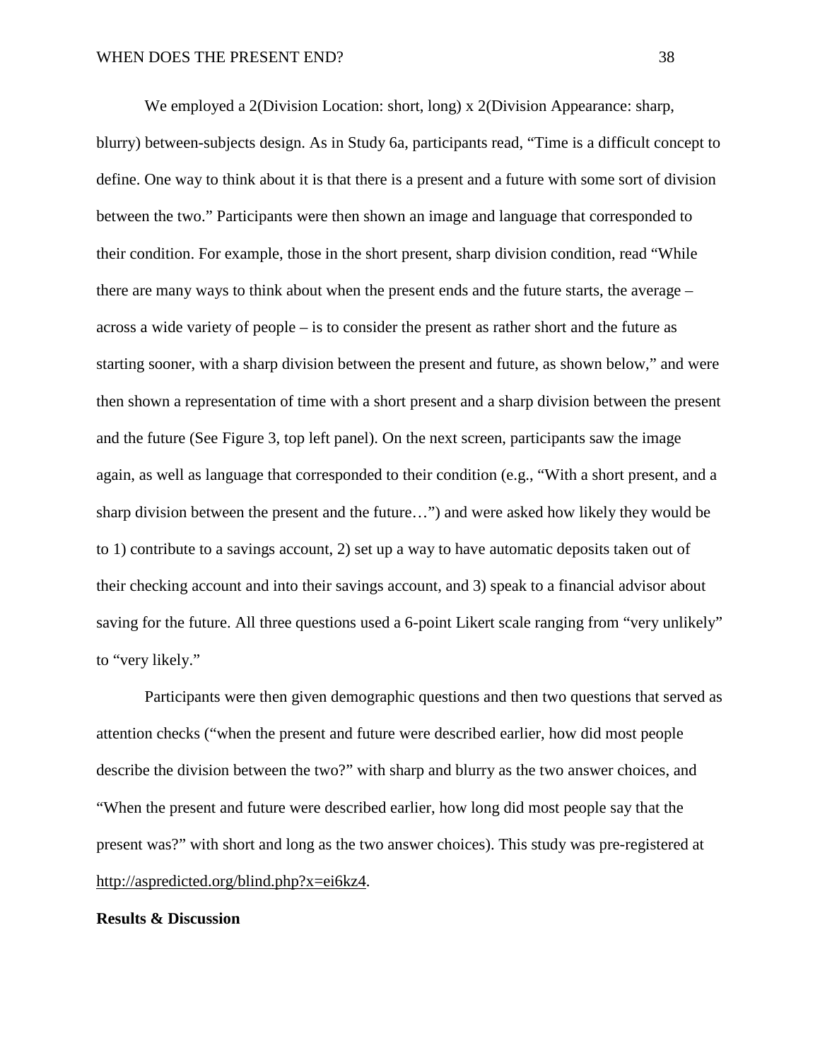We employed a 2(Division Location: short, long) x 2(Division Appearance: sharp, blurry) between-subjects design. As in Study 6a, participants read, "Time is a difficult concept to define. One way to think about it is that there is a present and a future with some sort of division between the two." Participants were then shown an image and language that corresponded to their condition. For example, those in the short present, sharp division condition, read "While there are many ways to think about when the present ends and the future starts, the average – across a wide variety of people – is to consider the present as rather short and the future as starting sooner, with a sharp division between the present and future, as shown below," and were then shown a representation of time with a short present and a sharp division between the present and the future (See Figure 3, top left panel). On the next screen, participants saw the image again, as well as language that corresponded to their condition (e.g., "With a short present, and a sharp division between the present and the future…") and were asked how likely they would be to 1) contribute to a savings account, 2) set up a way to have automatic deposits taken out of their checking account and into their savings account, and 3) speak to a financial advisor about saving for the future. All three questions used a 6-point Likert scale ranging from "very unlikely" to "very likely."

Participants were then given demographic questions and then two questions that served as attention checks ("when the present and future were described earlier, how did most people describe the division between the two?" with sharp and blurry as the two answer choices, and "When the present and future were described earlier, how long did most people say that the present was?" with short and long as the two answer choices). This study was pre-registered at http://aspredicted.org/blind.php?x=ei6kz4.

**Results & Discussion**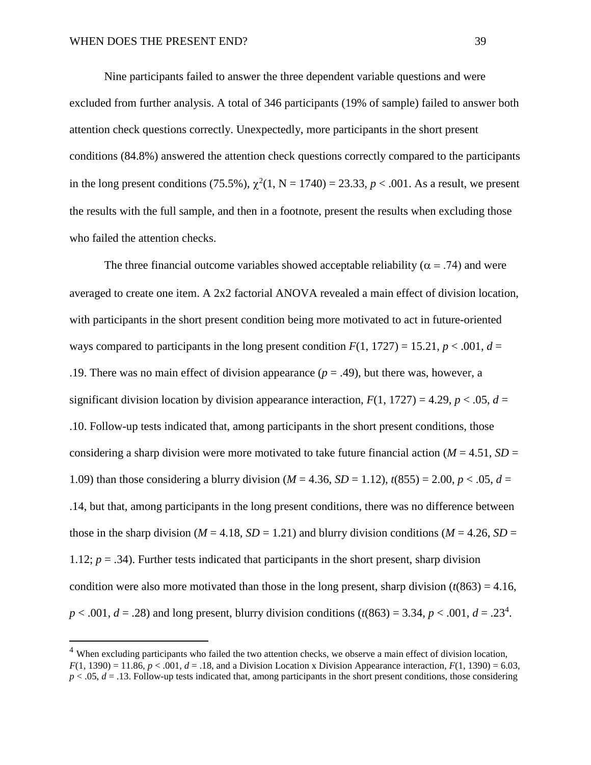Nine participants failed to answer the three dependent variable questions and were excluded from further analysis. A total of 346 participants (19% of sample) failed to answer both attention check questions correctly. Unexpectedly, more participants in the short present conditions (84.8%) answered the attention check questions correctly compared to the participants in the long present conditions (75.5%), $\chi^2(1, N = 1740) = 23.33$, $p < .001$. As a result, we present the results with the full sample, and then in a footnote, present the results when excluding those who failed the attention checks.

The three financial outcome variables showed acceptable reliability ($\alpha = .74$) and were averaged to create one item. A 2x2 factorial ANOVA revealed a main effect of division location, with participants in the short present condition being more motivated to act in future-oriented ways compared to participants in the long present condition $F(1, 1727) = 15.21$, $p < .001$, $d = .19$. There was no main effect of division appearance ($p = .49$), but there was, however, a significant division location by division appearance interaction, $F(1, 1727) = 4.29$, $p < .05$, $d = .10$. Follow-up tests indicated that, among participants in the short present conditions, those considering a sharp division were more motivated to take future financial action ($M = 4.51$, $SD = 1.09$) than those considering a blurry division ($M = 4.36$, $SD = 1.12$), $t(855) = 2.00$, $p < .05$, $d = .14$, but that, among participants in the long present conditions, there was no difference between those in the sharp division ($M = 4.18$, $SD = 1.21$) and blurry division conditions ($M = 4.26$, $SD = 1.12$; $p = .34$). Further tests indicated that participants in the short present, sharp division condition were also more motivated than those in the long present, sharp division ($t(863) = 4.16$, $p < .001$, $d = .28$) and long present, blurry division conditions ($t(863) = 3.34$, $p < .001$, $d = .23$[4].

[4] When excluding participants who failed the two attention checks, we observe a main effect of division location, $F(1, 1390) = 11.86$, $p < .001$, $d = .18$, and a Division Location x Division Appearance interaction, $F(1, 1390) = 6.03$, $p < .05$, $d = .13$. Follow-up tests indicated that, among participants in the short present conditions, those considering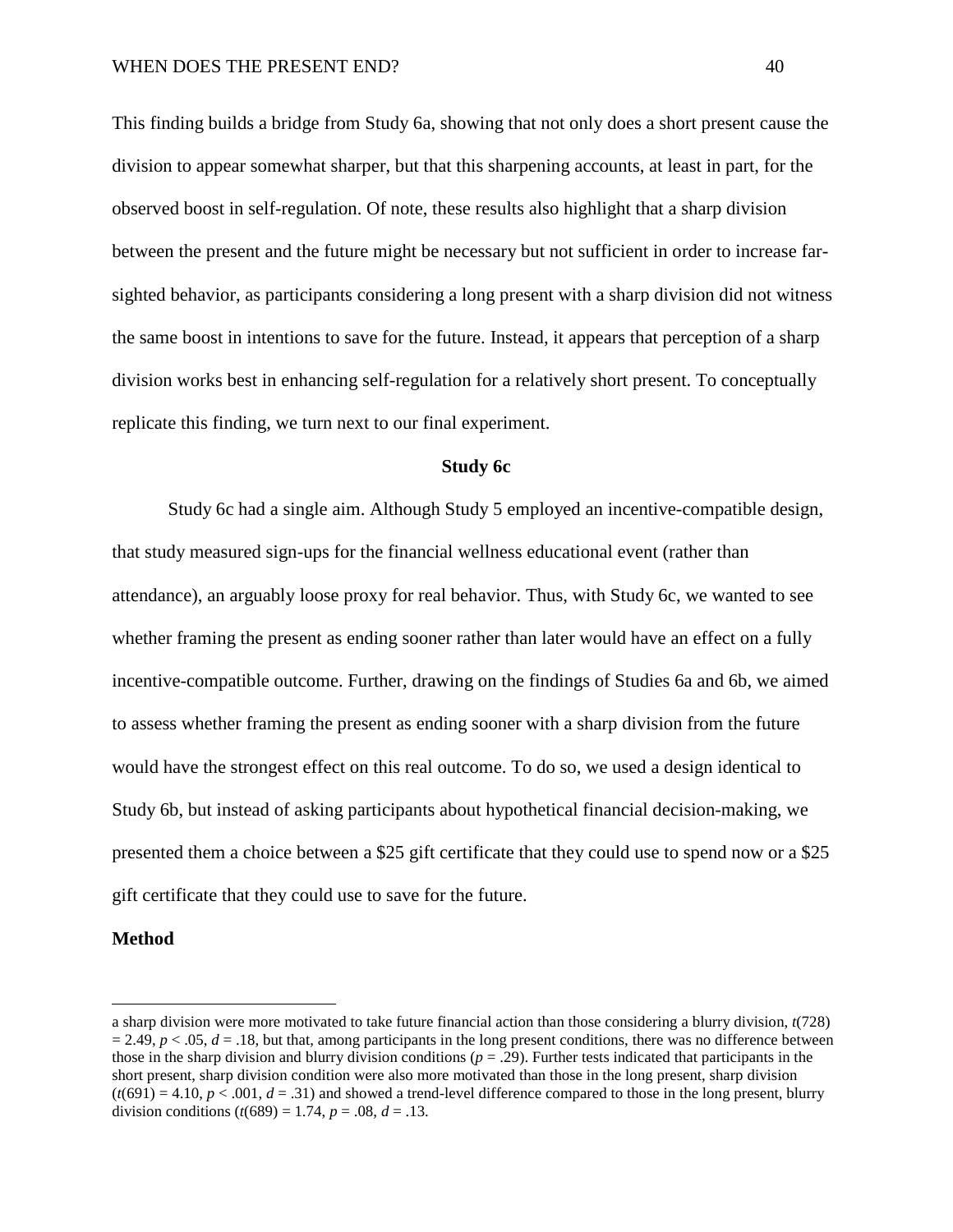This finding builds a bridge from Study 6a, showing that not only does a short present cause the division to appear somewhat sharper, but that this sharpening accounts, at least in part, for the observed boost in self-regulation. Of note, these results also highlight that a sharp division between the present and the future might be necessary but not sufficient in order to increase far-sighted behavior, as participants considering a long present with a sharp division did not witness the same boost in intentions to save for the future. Instead, it appears that perception of a sharp division works best in enhancing self-regulation for a relatively short present. To conceptually replicate this finding, we turn next to our final experiment.

### Study 6c

Study 6c had a single aim. Although Study 5 employed an incentive-compatible design, that study measured sign-ups for the financial wellness educational event (rather than attendance), an arguably loose proxy for real behavior. Thus, with Study 6c, we wanted to see whether framing the present as ending sooner rather than later would have an effect on a fully incentive-compatible outcome. Further, drawing on the findings of Studies 6a and 6b, we aimed to assess whether framing the present as ending sooner with a sharp division from the future would have the strongest effect on this real outcome. To do so, we used a design identical to Study 6b, but instead of asking participants about hypothetical financial decision-making, we presented them a choice between a \$25 gift certificate that they could use to spend now or a \$25 gift certificate that they could use to save for the future.

#### Method

---

a sharp division were more motivated to take future financial action than those considering a blurry division, $t(728) = 2.49$, $p < .05$, $d = .18$, but that, among participants in the long present conditions, there was no difference between those in the sharp division and blurry division conditions ($p = .29$). Further tests indicated that participants in the short present, sharp division condition were also more motivated than those in the long present, sharp division ($t(691) = 4.10$, $p < .001$, $d = .31$) and showed a trend-level difference compared to those in the long present, blurry division conditions ($t(689) = 1.74$, $p = .08$, $d = .13$.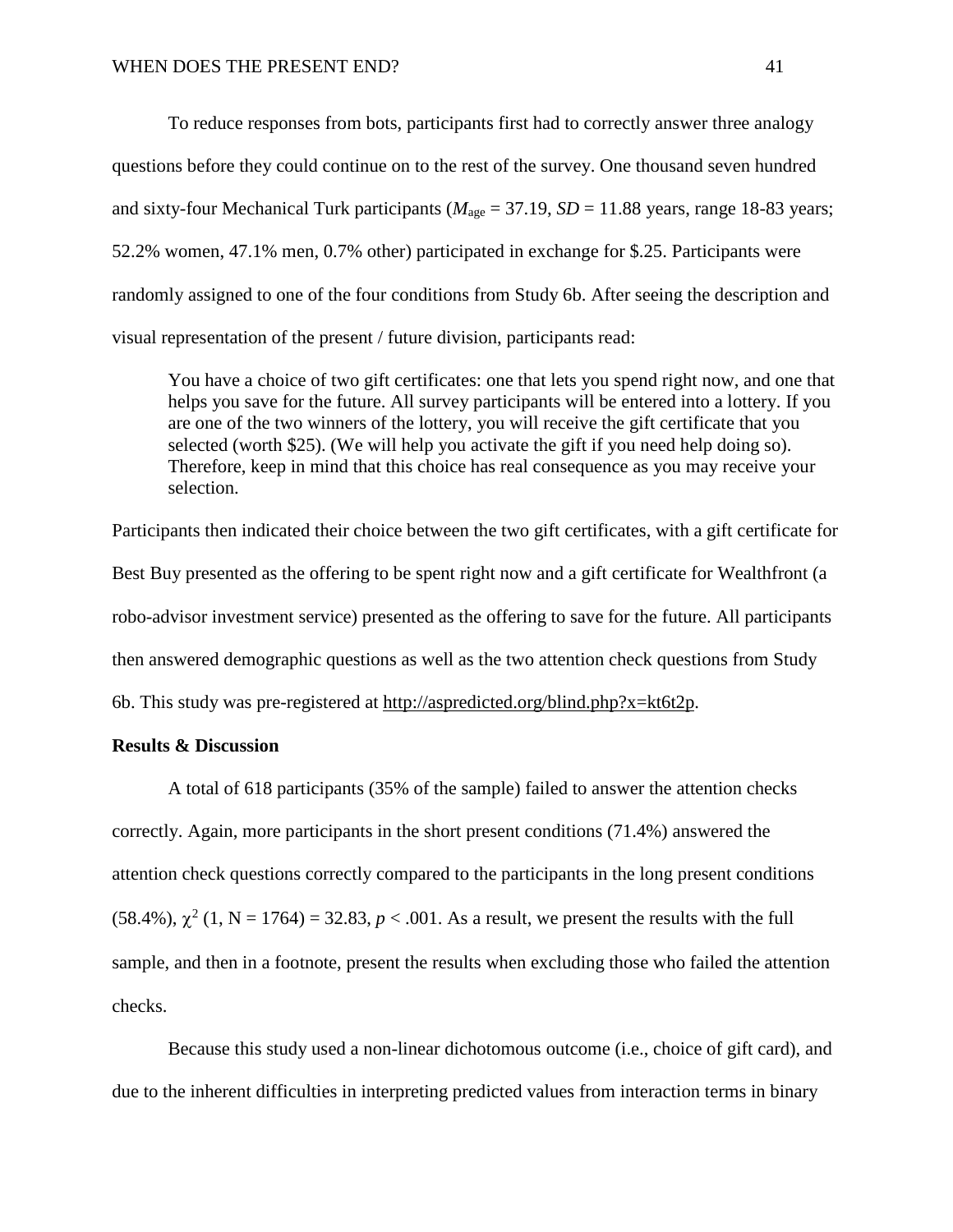To reduce responses from bots, participants first had to correctly answer three analogy questions before they could continue on to the rest of the survey. One thousand seven hundred and sixty-four Mechanical Turk participants ($M_{age}$ = 37.19, *SD* = 11.88 years, range 18-83 years; 52.2% women, 47.1% men, 0.7% other) participated in exchange for $.25. Participants were randomly assigned to one of the four conditions from Study 6b. After seeing the description and visual representation of the present / future division, participants read:

> You have a choice of two gift certificates: one that lets you spend right now, and one that helps you save for the future. All survey participants will be entered into a lottery. If you are one of the two winners of the lottery, you will receive the gift certificate that you selected (worth $25). (We will help you activate the gift if you need help doing so). Therefore, keep in mind that this choice has real consequence as you may receive your selection.

Participants then indicated their choice between the two gift certificates, with a gift certificate for Best Buy presented as the offering to be spent right now and a gift certificate for Wealthfront (a robo-advisor investment service) presented as the offering to save for the future. All participants then answered demographic questions as well as the two attention check questions from Study 6b. This study was pre-registered at http://aspredicted.org/blind.php?x=kt6t2p.

**Results & Discussion**

A total of 618 participants (35% of the sample) failed to answer the attention checks correctly. Again, more participants in the short present conditions (71.4%) answered the attention check questions correctly compared to the participants in the long present conditions (58.4%), $\chi^2$ (1, N = 1764) = 32.83, $p < .001$. As a result, we present the results with the full sample, and then in a footnote, present the results when excluding those who failed the attention checks.

Because this study used a non-linear dichotomous outcome (i.e., choice of gift card), and due to the inherent difficulties in interpreting predicted values from interaction terms in binary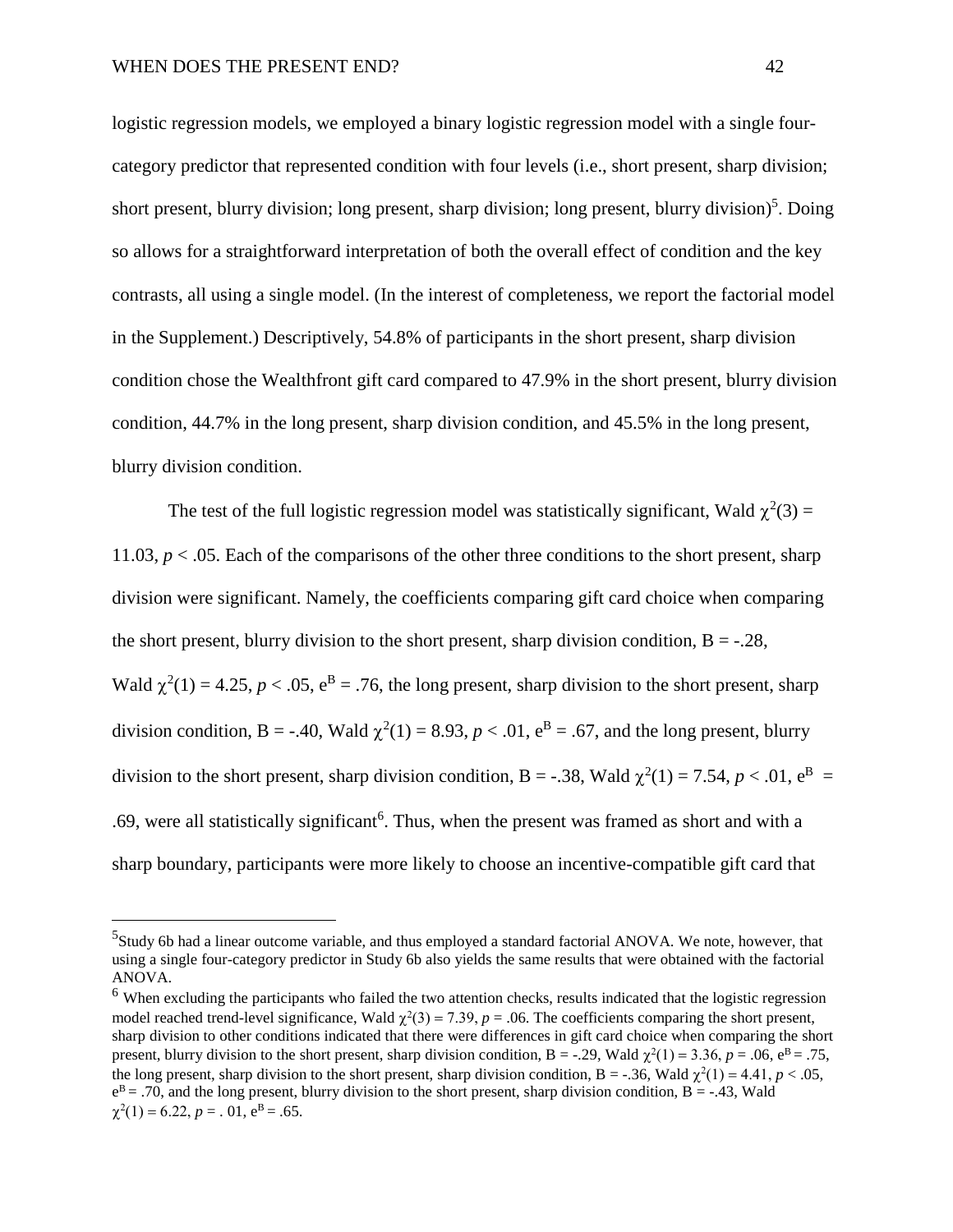logistic regression models, we employed a binary logistic regression model with a single four-category predictor that represented condition with four levels (i.e., short present, sharp division; short present, blurry division; long present, sharp division; long present, blurry division)[5]. Doing so allows for a straightforward interpretation of both the overall effect of condition and the key contrasts, all using a single model. (In the interest of completeness, we report the factorial model in the Supplement.) Descriptively, 54.8% of participants in the short present, sharp division condition chose the Wealthfront gift card compared to 47.9% in the short present, blurry division condition, 44.7% in the long present, sharp division condition, and 45.5% in the long present, blurry division condition.

The test of the full logistic regression model was statistically significant, Wald $\chi^2(3) = 11.03$, $p < .05$. Each of the comparisons of the other three conditions to the short present, sharp division were significant. Namely, the coefficients comparing gift card choice when comparing the short present, blurry division to the short present, sharp division condition, B = -.28, Wald $\chi^2(1) = 4.25$, $p < .05$, $e^B = .76$, the long present, sharp division to the short present, sharp division condition, B = -.40, Wald $\chi^2(1) = 8.93$, $p < .01$, $e^B = .67$, and the long present, blurry division to the short present, sharp division condition, B = -.38, Wald $\chi^2(1) = 7.54$, $p < .01$, $e^B = .69$, were all statistically significant[6]. Thus, when the present was framed as short and with a sharp boundary, participants were more likely to choose an incentive-compatible gift card that

---

[5] Study 6b had a linear outcome variable, and thus employed a standard factorial ANOVA. We note, however, that using a single four-category predictor in Study 6b also yields the same results that were obtained with the factorial ANOVA.

[6] When excluding the participants who failed the two attention checks, results indicated that the logistic regression model reached trend-level significance, Wald $\chi^2(3) = 7.39$, $p = .06$. The coefficients comparing the short present, sharp division to other conditions indicated that there were differences in gift card choice when comparing the short present, blurry division to the short present, sharp division condition, B = -.29, Wald $\chi^2(1) = 3.36$, $p = .06$, $e^B = .75$, the long present, sharp division to the short present, sharp division condition, B = -.36, Wald $\chi^2(1) = 4.41$, $p < .05$, $e^B = .70$, and the long present, blurry division to the short present, sharp division condition, B = -.43, Wald $\chi^2(1) = 6.22$, $p = .01$, $e^B = .65$.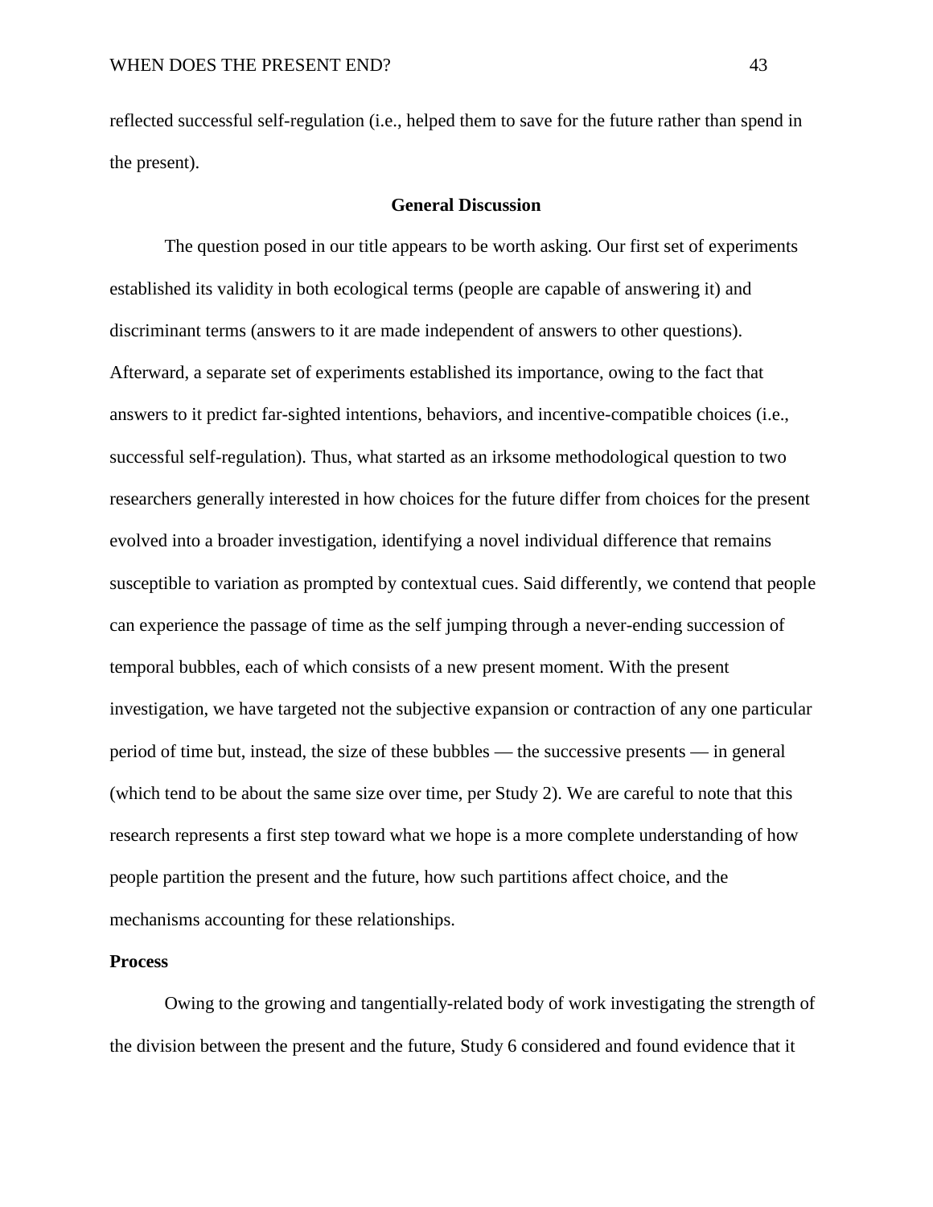reflected successful self-regulation (i.e., helped them to save for the future rather than spend in the present).

## General Discussion

The question posed in our title appears to be worth asking. Our first set of experiments established its validity in both ecological terms (people are capable of answering it) and discriminant terms (answers to it are made independent of answers to other questions). Afterward, a separate set of experiments established its importance, owing to the fact that answers to it predict far-sighted intentions, behaviors, and incentive-compatible choices (i.e., successful self-regulation). Thus, what started as an irksome methodological question to two researchers generally interested in how choices for the future differ from choices for the present evolved into a broader investigation, identifying a novel individual difference that remains susceptible to variation as prompted by contextual cues. Said differently, we contend that people can experience the passage of time as the self jumping through a never-ending succession of temporal bubbles, each of which consists of a new present moment. With the present investigation, we have targeted not the subjective expansion or contraction of any one particular period of time but, instead, the size of these bubbles — the successive presents — in general (which tend to be about the same size over time, per Study 2). We are careful to note that this research represents a first step toward what we hope is a more complete understanding of how people partition the present and the future, how such partitions affect choice, and the mechanisms accounting for these relationships.

### Process

Owing to the growing and tangentially-related body of work investigating the strength of the division between the present and the future, Study 6 considered and found evidence that it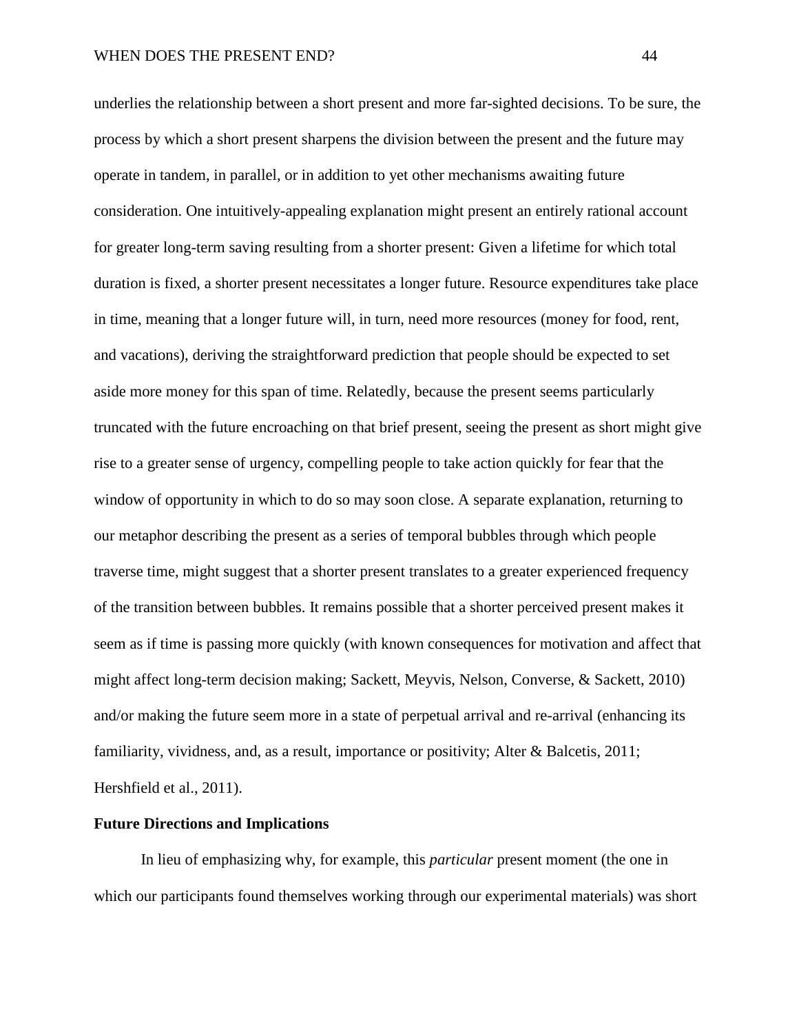underlies the relationship between a short present and more far-sighted decisions. To be sure, the process by which a short present sharpens the division between the present and the future may operate in tandem, in parallel, or in addition to yet other mechanisms awaiting future consideration. One intuitively-appealing explanation might present an entirely rational account for greater long-term saving resulting from a shorter present: Given a lifetime for which total duration is fixed, a shorter present necessitates a longer future. Resource expenditures take place in time, meaning that a longer future will, in turn, need more resources (money for food, rent, and vacations), deriving the straightforward prediction that people should be expected to set aside more money for this span of time. Relatedly, because the present seems particularly truncated with the future encroaching on that brief present, seeing the present as short might give rise to a greater sense of urgency, compelling people to take action quickly for fear that the window of opportunity in which to do so may soon close. A separate explanation, returning to our metaphor describing the present as a series of temporal bubbles through which people traverse time, might suggest that a shorter present translates to a greater experienced frequency of the transition between bubbles. It remains possible that a shorter perceived present makes it seem as if time is passing more quickly (with known consequences for motivation and affect that might affect long-term decision making; Sackett, Meyvis, Nelson, Converse, & Sackett, 2010) and/or making the future seem more in a state of perpetual arrival and re-arrival (enhancing its familiarity, vividness, and, as a result, importance or positivity; Alter & Balcetis, 2011; Hershfield et al., 2011).

## Future Directions and Implications

In lieu of emphasizing why, for example, this *particular* present moment (the one in which our participants found themselves working through our experimental materials) was short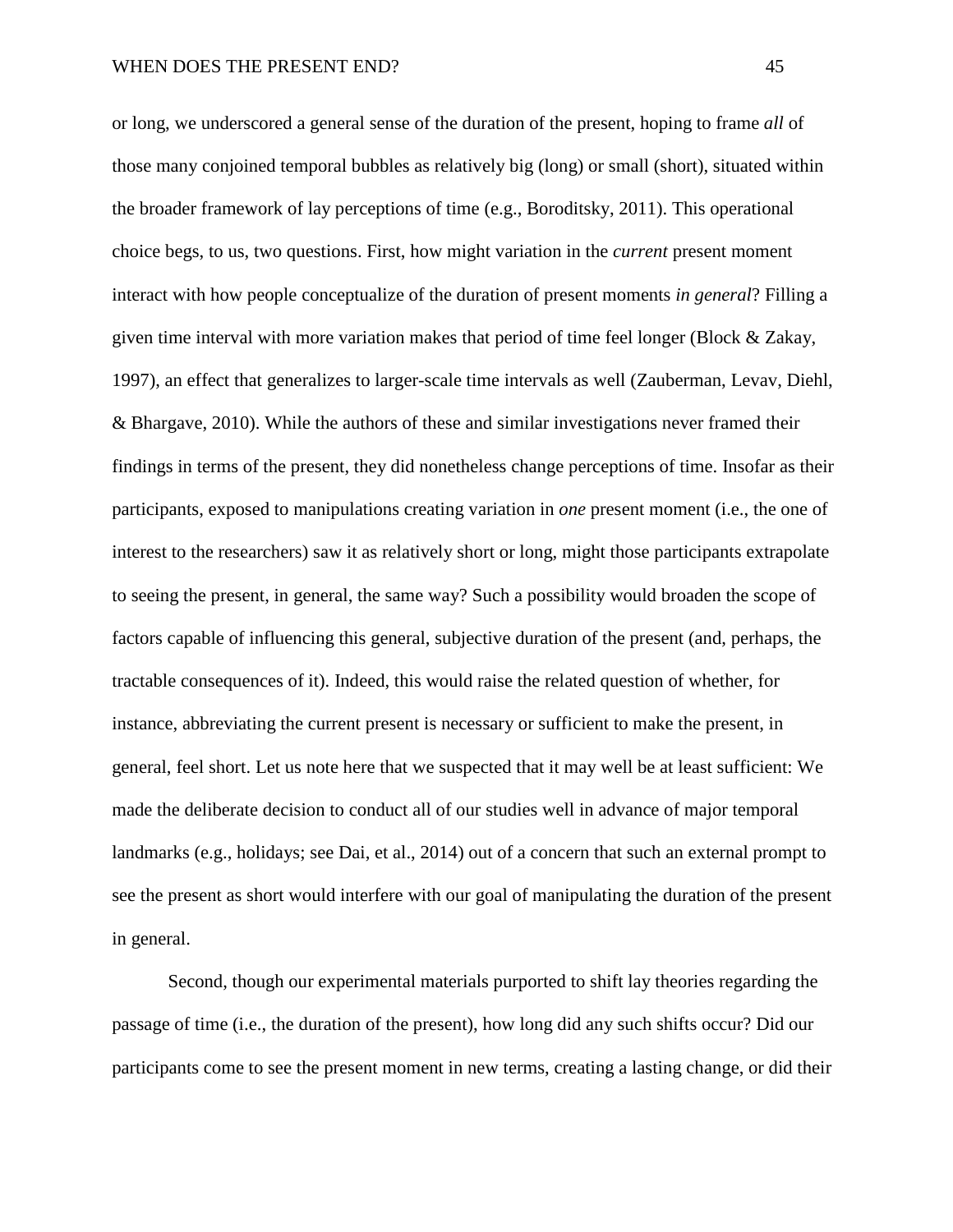or long, we underscored a general sense of the duration of the present, hoping to frame *all* of those many conjoined temporal bubbles as relatively big (long) or small (short), situated within the broader framework of lay perceptions of time (e.g., Boroditsky, 2011). This operational choice begs, to us, two questions. First, how might variation in the *current* present moment interact with how people conceptualize of the duration of present moments *in general*? Filling a given time interval with more variation makes that period of time feel longer (Block & Zakay, 1997), an effect that generalizes to larger-scale time intervals as well (Zauberman, Levav, Diehl, & Bhargave, 2010). While the authors of these and similar investigations never framed their findings in terms of the present, they did nonetheless change perceptions of time. Insofar as their participants, exposed to manipulations creating variation in *one* present moment (i.e., the one of interest to the researchers) saw it as relatively short or long, might those participants extrapolate to seeing the present, in general, the same way? Such a possibility would broaden the scope of factors capable of influencing this general, subjective duration of the present (and, perhaps, the tractable consequences of it). Indeed, this would raise the related question of whether, for instance, abbreviating the current present is necessary or sufficient to make the present, in general, feel short. Let us note here that we suspected that it may well be at least sufficient: We made the deliberate decision to conduct all of our studies well in advance of major temporal landmarks (e.g., holidays; see Dai, et al., 2014) out of a concern that such an external prompt to see the present as short would interfere with our goal of manipulating the duration of the present in general.

Second, though our experimental materials purported to shift lay theories regarding the passage of time (i.e., the duration of the present), how long did any such shifts occur? Did our participants come to see the present moment in new terms, creating a lasting change, or did their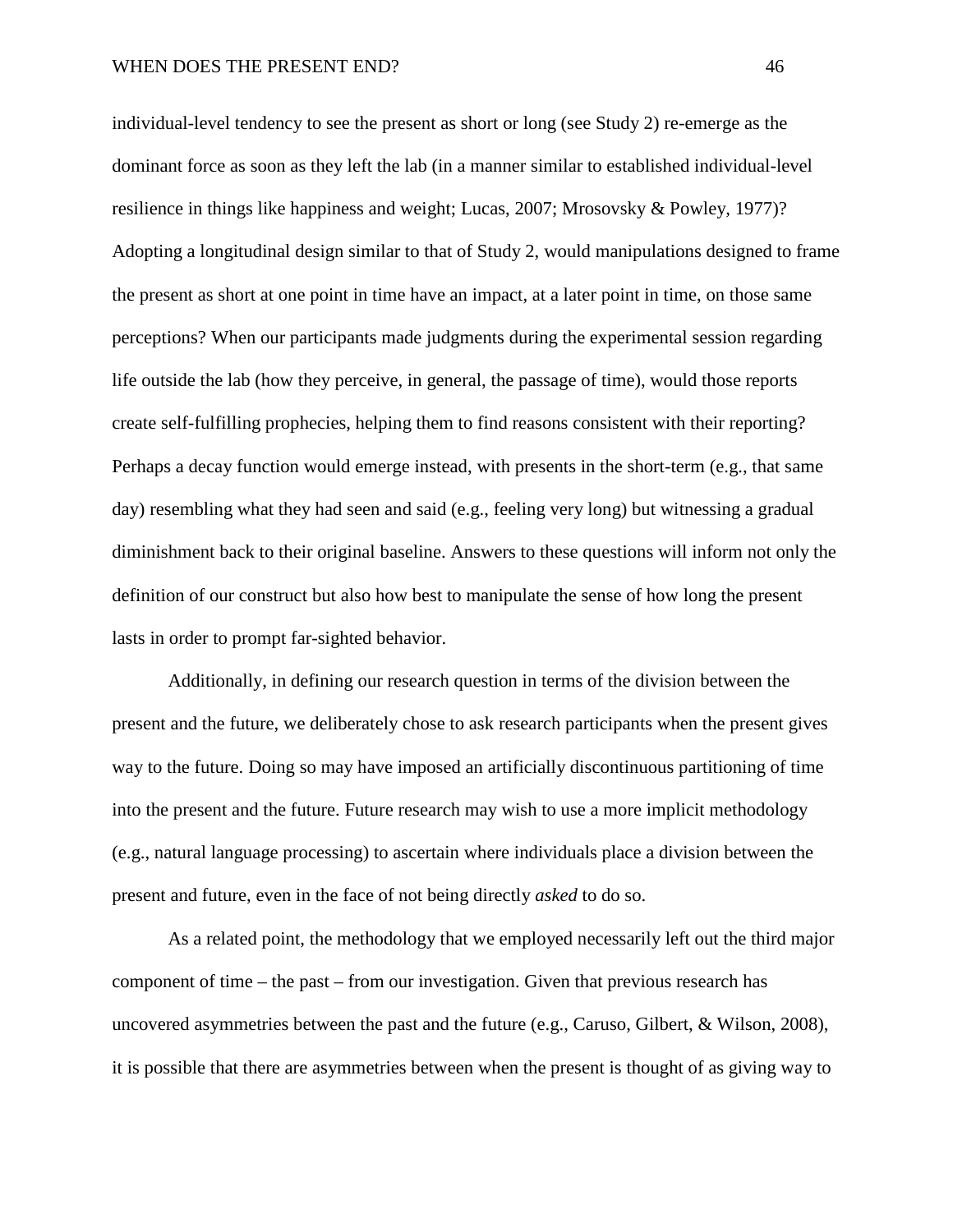individual-level tendency to see the present as short or long (see Study 2) re-emerge as the dominant force as soon as they left the lab (in a manner similar to established individual-level resilience in things like happiness and weight; Lucas, 2007; Mrosovsky & Powley, 1977)? Adopting a longitudinal design similar to that of Study 2, would manipulations designed to frame the present as short at one point in time have an impact, at a later point in time, on those same perceptions? When our participants made judgments during the experimental session regarding life outside the lab (how they perceive, in general, the passage of time), would those reports create self-fulfilling prophecies, helping them to find reasons consistent with their reporting? Perhaps a decay function would emerge instead, with presents in the short-term (e.g., that same day) resembling what they had seen and said (e.g., feeling very long) but witnessing a gradual diminishment back to their original baseline. Answers to these questions will inform not only the definition of our construct but also how best to manipulate the sense of how long the present lasts in order to prompt far-sighted behavior.

Additionally, in defining our research question in terms of the division between the present and the future, we deliberately chose to ask research participants when the present gives way to the future. Doing so may have imposed an artificially discontinuous partitioning of time into the present and the future. Future research may wish to use a more implicit methodology (e.g., natural language processing) to ascertain where individuals place a division between the present and future, even in the face of not being directly *asked* to do so.

As a related point, the methodology that we employed necessarily left out the third major component of time – the past – from our investigation. Given that previous research has uncovered asymmetries between the past and the future (e.g., Caruso, Gilbert, & Wilson, 2008), it is possible that there are asymmetries between when the present is thought of as giving way to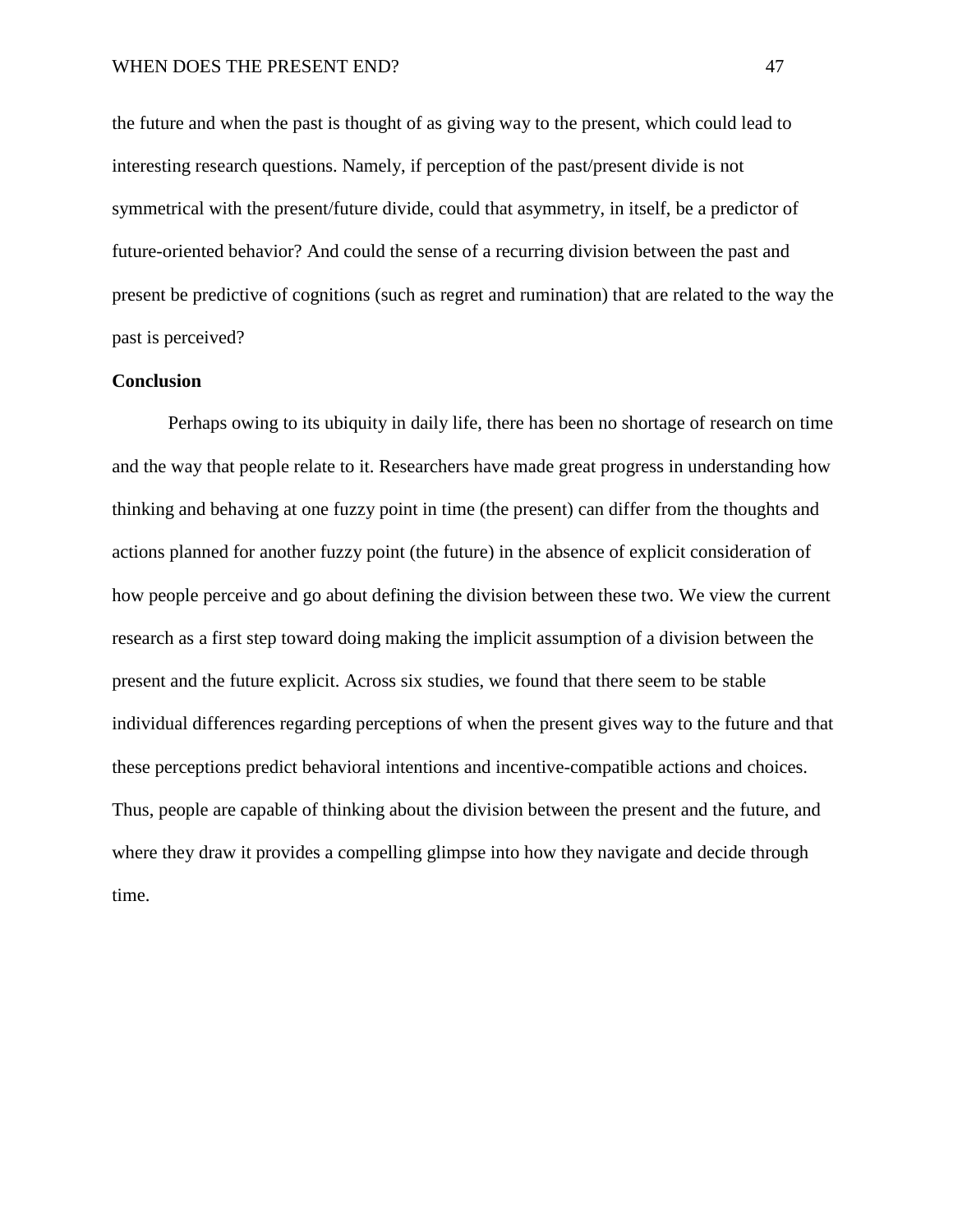the future and when the past is thought of as giving way to the present, which could lead to interesting research questions. Namely, if perception of the past/present divide is not symmetrical with the present/future divide, could that asymmetry, in itself, be a predictor of future-oriented behavior? And could the sense of a recurring division between the past and present be predictive of cognitions (such as regret and rumination) that are related to the way the past is perceived?

## Conclusion

Perhaps owing to its ubiquity in daily life, there has been no shortage of research on time and the way that people relate to it. Researchers have made great progress in understanding how thinking and behaving at one fuzzy point in time (the present) can differ from the thoughts and actions planned for another fuzzy point (the future) in the absence of explicit consideration of how people perceive and go about defining the division between these two. We view the current research as a first step toward doing making the implicit assumption of a division between the present and the future explicit. Across six studies, we found that there seem to be stable individual differences regarding perceptions of when the present gives way to the future and that these perceptions predict behavioral intentions and incentive-compatible actions and choices. Thus, people are capable of thinking about the division between the present and the future, and where they draw it provides a compelling glimpse into how they navigate and decide through time.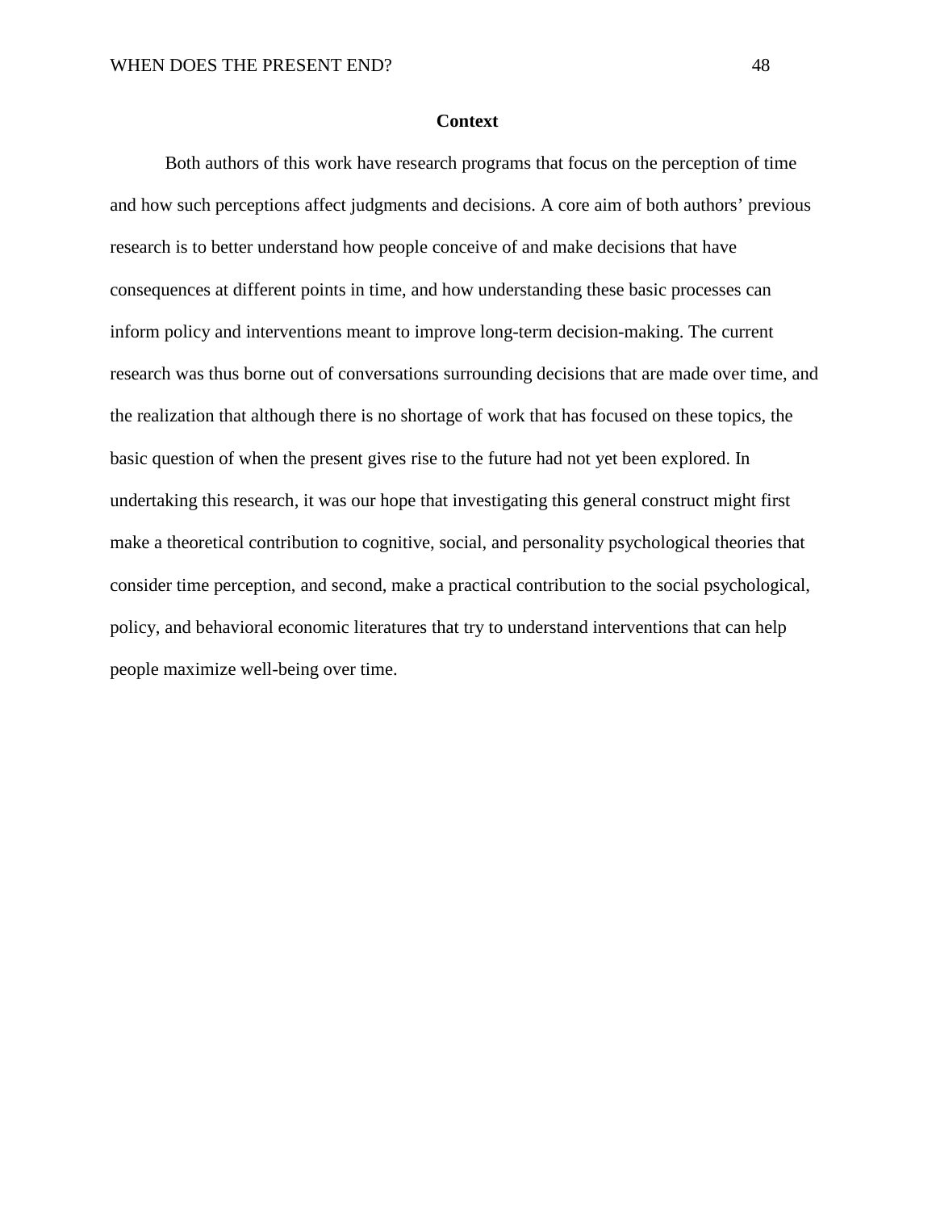## Context

Both authors of this work have research programs that focus on the perception of time and how such perceptions affect judgments and decisions. A core aim of both authors' previous research is to better understand how people conceive of and make decisions that have consequences at different points in time, and how understanding these basic processes can inform policy and interventions meant to improve long-term decision-making. The current research was thus borne out of conversations surrounding decisions that are made over time, and the realization that although there is no shortage of work that has focused on these topics, the basic question of when the present gives rise to the future had not yet been explored. In undertaking this research, it was our hope that investigating this general construct might first make a theoretical contribution to cognitive, social, and personality psychological theories that consider time perception, and second, make a practical contribution to the social psychological, policy, and behavioral economic literatures that try to understand interventions that can help people maximize well-being over time.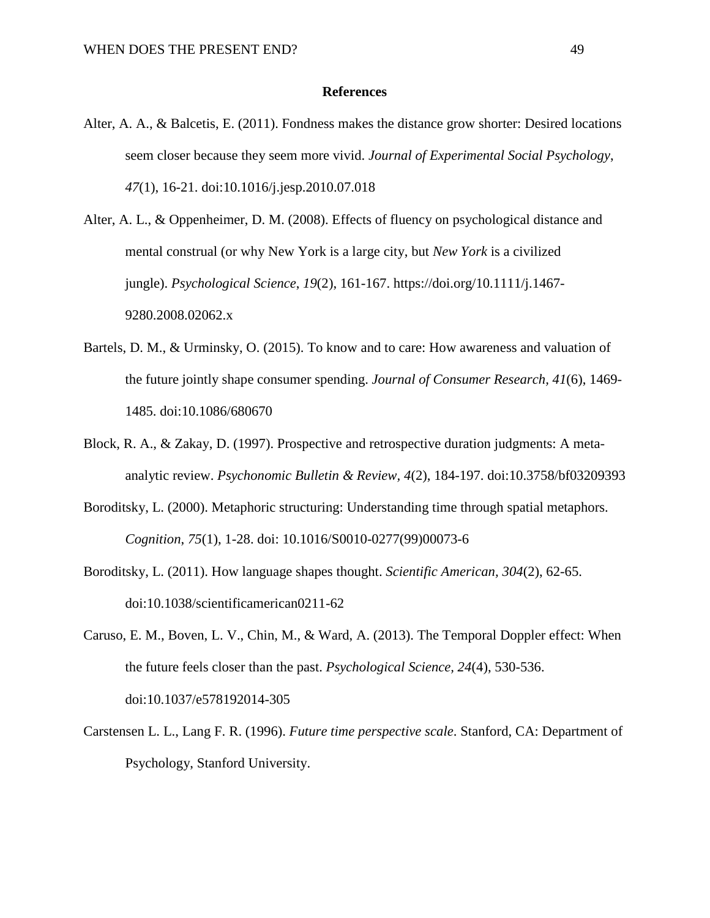# References

Alter, A. A., & Balcetis, E. (2011). Fondness makes the distance grow shorter: Desired locations seem closer because they seem more vivid. *Journal of Experimental Social Psychology*, *47*(1), 16-21. doi:10.1016/j.jesp.2010.07.018

Alter, A. L., & Oppenheimer, D. M. (2008). Effects of fluency on psychological distance and mental construal (or why New York is a large city, but *New York* is a civilized jungle). *Psychological Science*, *19*(2), 161-167. https://doi.org/10.1111/j.1467-9280.2008.02062.x

Bartels, D. M., & Urminsky, O. (2015). To know and to care: How awareness and valuation of the future jointly shape consumer spending. *Journal of Consumer Research*, *41*(6), 1469-1485. doi:10.1086/680670

Block, R. A., & Zakay, D. (1997). Prospective and retrospective duration judgments: A meta-analytic review. *Psychonomic Bulletin & Review*, *4*(2), 184-197. doi:10.3758/bf03209393

Boroditsky, L. (2000). Metaphoric structuring: Understanding time through spatial metaphors. *Cognition*, *75*(1), 1-28. doi: 10.1016/S0010-0277(99)00073-6

Boroditsky, L. (2011). How language shapes thought. *Scientific American, 304*(2), 62-65. doi:10.1038/scientificamerican0211-62

Caruso, E. M., Boven, L. V., Chin, M., & Ward, A. (2013). The Temporal Doppler effect: When the future feels closer than the past. *Psychological Science, 24*(4), 530-536. doi:10.1037/e578192014-305

Carstensen L. L., Lang F. R. (1996). *Future time perspective scale*. Stanford, CA: Department of Psychology, Stanford University.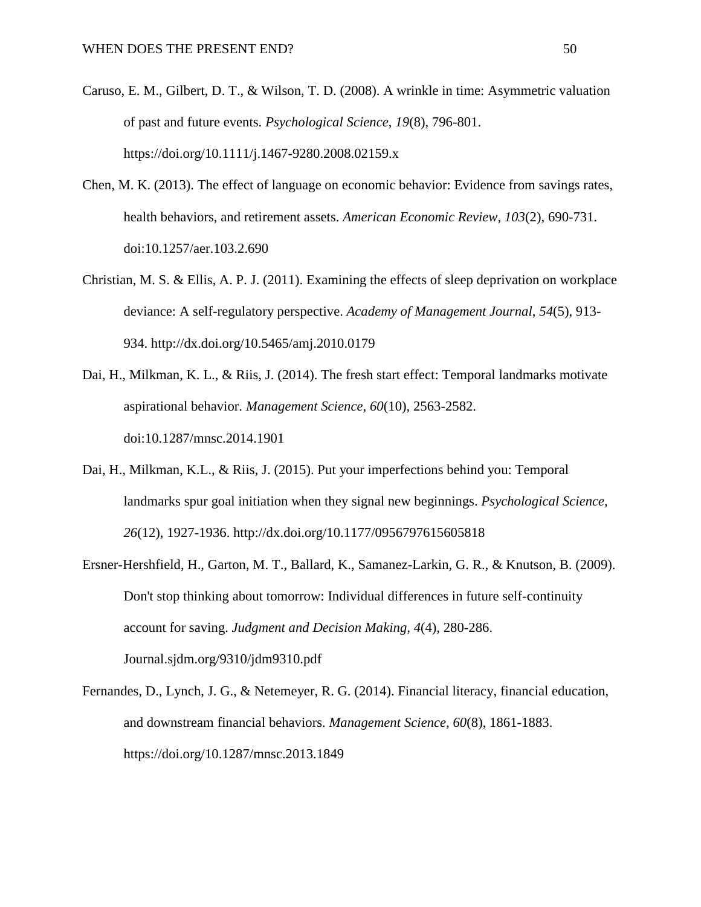Caruso, E. M., Gilbert, D. T., & Wilson, T. D. (2008). A wrinkle in time: Asymmetric valuation of past and future events. *Psychological Science*, *19*(8), 796-801. https://doi.org/10.1111/j.1467-9280.2008.02159.x

Chen, M. K. (2013). The effect of language on economic behavior: Evidence from savings rates, health behaviors, and retirement assets. *American Economic Review*, *103*(2), 690-731. doi:10.1257/aer.103.2.690

Christian, M. S. & Ellis, A. P. J. (2011). Examining the effects of sleep deprivation on workplace deviance: A self-regulatory perspective. *Academy of Management Journal*, *54*(5), 913-934. http://dx.doi.org/10.5465/amj.2010.0179

Dai, H., Milkman, K. L., & Riis, J. (2014). The fresh start effect: Temporal landmarks motivate aspirational behavior. *Management Science*, *60*(10), 2563-2582. doi:10.1287/mnsc.2014.1901

Dai, H., Milkman, K.L., & Riis, J. (2015). Put your imperfections behind you: Temporal landmarks spur goal initiation when they signal new beginnings. *Psychological Science*, *26*(12), 1927-1936. http://dx.doi.org/10.1177/0956797615605818

Ersner-Hershfield, H., Garton, M. T., Ballard, K., Samanez-Larkin, G. R., & Knutson, B. (2009). Don't stop thinking about tomorrow: Individual differences in future self-continuity account for saving. *Judgment and Decision Making*, *4*(4), 280-286. Journal.sjdm.org/9310/jdm9310.pdf

Fernandes, D., Lynch, J. G., & Netemeyer, R. G. (2014). Financial literacy, financial education, and downstream financial behaviors. *Management Science*, *60*(8), 1861-1883. https://doi.org/10.1287/mnsc.2013.1849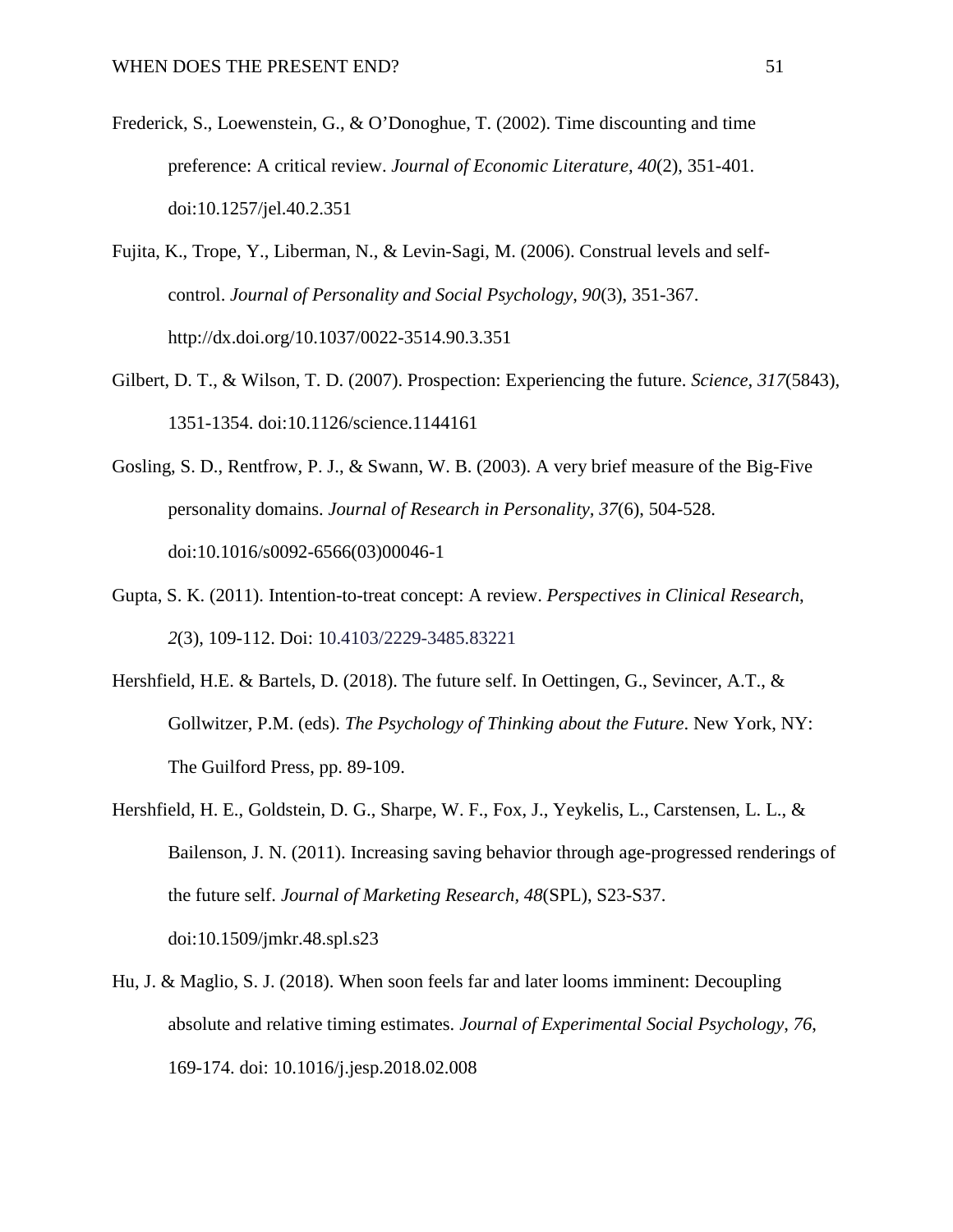Frederick, S., Loewenstein, G., & O'Donoghue, T. (2002). Time discounting and time preference: A critical review. *Journal of Economic Literature*, *40*(2), 351-401. doi:10.1257/jel.40.2.351

Fujita, K., Trope, Y., Liberman, N., & Levin-Sagi, M. (2006). Construal levels and self-control. *Journal of Personality and Social Psychology*, *90*(3), 351-367. http://dx.doi.org/10.1037/0022-3514.90.3.351

Gilbert, D. T., & Wilson, T. D. (2007). Prospection: Experiencing the future. *Science*, *317*(5843), 1351-1354. doi:10.1126/science.1144161

Gosling, S. D., Rentfrow, P. J., & Swann, W. B. (2003). A very brief measure of the Big-Five personality domains. *Journal of Research in Personality*, *37*(6), 504-528. doi:10.1016/s0092-6566(03)00046-1

Gupta, S. K. (2011). Intention-to-treat concept: A review. *Perspectives in Clinical Research*, *2*(3), 109-112. Doi: 10.4103/2229-3485.83221

Hershfield, H.E. & Bartels, D. (2018). The future self. In Oettingen, G., Sevincer, A.T., & Gollwitzer, P.M. (eds). *The Psychology of Thinking about the Future*. New York, NY: The Guilford Press, pp. 89-109.

Hershfield, H. E., Goldstein, D. G., Sharpe, W. F., Fox, J., Yeykelis, L., Carstensen, L. L., & Bailenson, J. N. (2011). Increasing saving behavior through age-progressed renderings of the future self. *Journal of Marketing Research*, *48*(SPL), S23-S37. doi:10.1509/jmkr.48.spl.s23

Hu, J. & Maglio, S. J. (2018). When soon feels far and later looms imminent: Decoupling absolute and relative timing estimates. *Journal of Experimental Social Psychology*, *76*, 169-174. doi: 10.1016/j.jesp.2018.02.008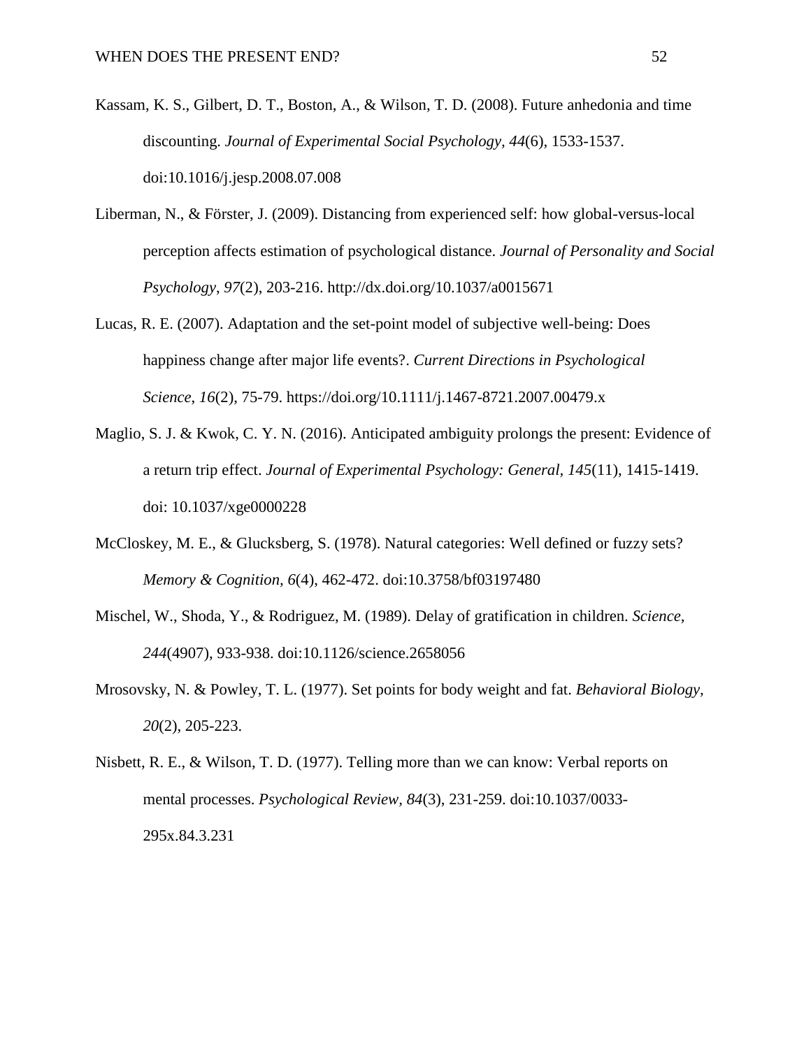Kassam, K. S., Gilbert, D. T., Boston, A., & Wilson, T. D. (2008). Future anhedonia and time discounting. *Journal of Experimental Social Psychology, 44*(6), 1533-1537. doi:10.1016/j.jesp.2008.07.008

Liberman, N., & Förster, J. (2009). Distancing from experienced self: how global-versus-local perception affects estimation of psychological distance. *Journal of Personality and Social Psychology*, *97*(2), 203-216. http://dx.doi.org/10.1037/a0015671

Lucas, R. E. (2007). Adaptation and the set-point model of subjective well-being: Does happiness change after major life events?. *Current Directions in Psychological Science*, *16*(2), 75-79. https://doi.org/10.1111/j.1467-8721.2007.00479.x

Maglio, S. J. & Kwok, C. Y. N. (2016). Anticipated ambiguity prolongs the present: Evidence of a return trip effect. *Journal of Experimental Psychology: General, 145*(11), 1415-1419. doi: 10.1037/xge0000228

McCloskey, M. E., & Glucksberg, S. (1978). Natural categories: Well defined or fuzzy sets? *Memory & Cognition, 6*(4), 462-472. doi:10.3758/bf03197480

Mischel, W., Shoda, Y., & Rodriguez, M. (1989). Delay of gratification in children. *Science, 244*(4907), 933-938. doi:10.1126/science.2658056

Mrosovsky, N. & Powley, T. L. (1977). Set points for body weight and fat. *Behavioral Biology, 20*(2), 205-223.

Nisbett, R. E., & Wilson, T. D. (1977). Telling more than we can know: Verbal reports on mental processes. *Psychological Review, 84*(3), 231-259. doi:10.1037/0033-295x.84.3.231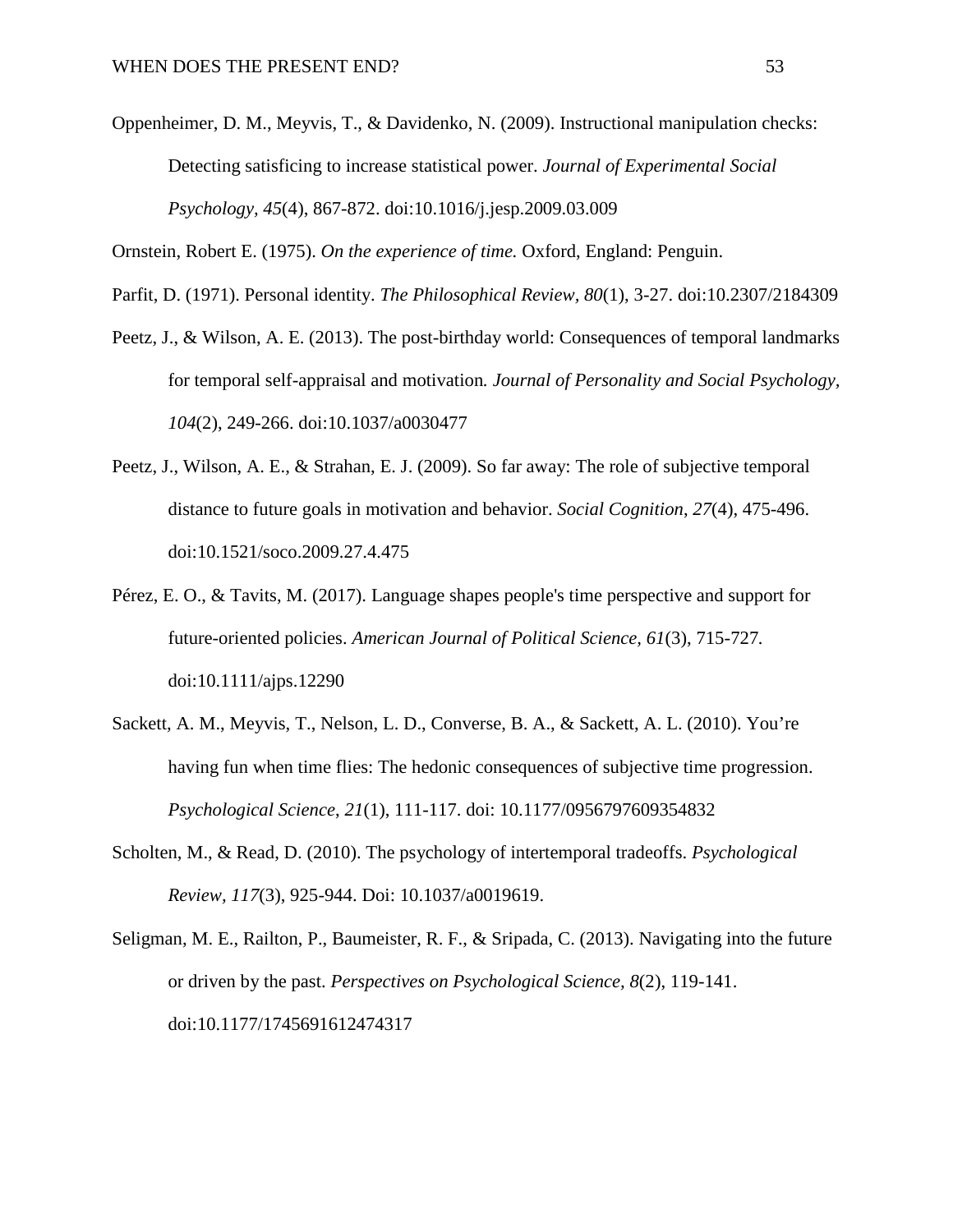Oppenheimer, D. M., Meyvis, T., & Davidenko, N. (2009). Instructional manipulation checks: Detecting satisficing to increase statistical power. *Journal of Experimental Social Psychology, 45*(4), 867-872. doi:10.1016/j.jesp.2009.03.009

Ornstein, Robert E. (1975). *On the experience of time.* Oxford, England: Penguin.

Parfit, D. (1971). Personal identity. *The Philosophical Review, 80*(1), 3-27. doi:10.2307/2184309

Peetz, J., & Wilson, A. E. (2013). The post-birthday world: Consequences of temporal landmarks for temporal self-appraisal and motivation*. Journal of Personality and Social Psychology, 104*(2), 249-266. doi:10.1037/a0030477

Peetz, J., Wilson, A. E., & Strahan, E. J. (2009). So far away: The role of subjective temporal distance to future goals in motivation and behavior. *Social Cognition*, *27*(4), 475-496. doi:10.1521/soco.2009.27.4.475

Pérez, E. O., & Tavits, M. (2017). Language shapes people's time perspective and support for future-oriented policies. *American Journal of Political Science, 61*(3), 715-727. doi:10.1111/ajps.12290

Sackett, A. M., Meyvis, T., Nelson, L. D., Converse, B. A., & Sackett, A. L. (2010). You're having fun when time flies: The hedonic consequences of subjective time progression. *Psychological Science*, *21*(1), 111-117. doi: 10.1177/0956797609354832

Scholten, M., & Read, D. (2010). The psychology of intertemporal tradeoffs. *Psychological Review, 117*(3), 925-944. Doi: 10.1037/a0019619.

Seligman, M. E., Railton, P., Baumeister, R. F., & Sripada, C. (2013). Navigating into the future or driven by the past. *Perspectives on Psychological Science, 8*(2), 119-141. doi:10.1177/1745691612474317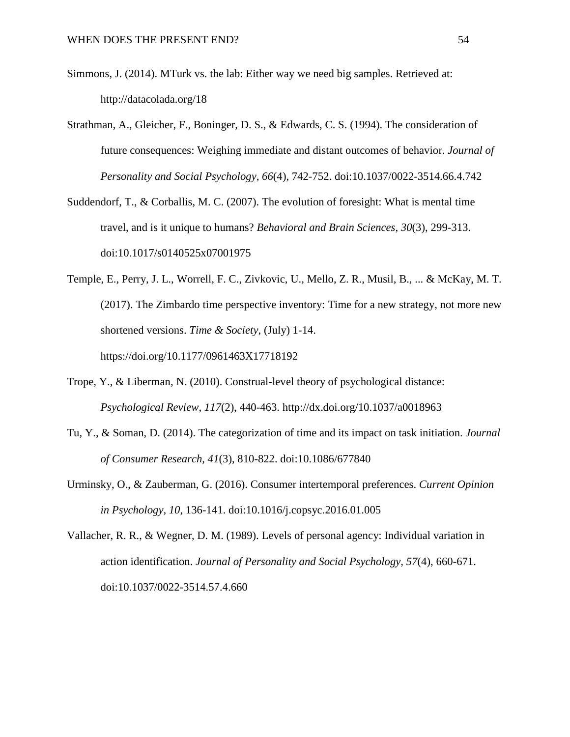Simmons, J. (2014). MTurk vs. the lab: Either way we need big samples. Retrieved at: http://datacolada.org/18

Strathman, A., Gleicher, F., Boninger, D. S., & Edwards, C. S. (1994). The consideration of future consequences: Weighing immediate and distant outcomes of behavior. *Journal of Personality and Social Psychology, 66*(4), 742-752. doi:10.1037/0022-3514.66.4.742

Suddendorf, T., & Corballis, M. C. (2007). The evolution of foresight: What is mental time travel, and is it unique to humans? *Behavioral and Brain Sciences, 30*(3), 299-313. doi:10.1017/s0140525x07001975

Temple, E., Perry, J. L., Worrell, F. C., Zivkovic, U., Mello, Z. R., Musil, B., ... & McKay, M. T. (2017). The Zimbardo time perspective inventory: Time for a new strategy, not more new shortened versions. *Time & Society*, (July) 1-14. https://doi.org/10.1177/0961463X17718192

Trope, Y., & Liberman, N. (2010). Construal-level theory of psychological distance: *Psychological Review, 117*(2), 440-463. http://dx.doi.org/10.1037/a0018963

Tu, Y., & Soman, D. (2014). The categorization of time and its impact on task initiation. *Journal of Consumer Research, 41*(3), 810-822. doi:10.1086/677840

Urminsky, O., & Zauberman, G. (2016). Consumer intertemporal preferences. *Current Opinion in Psychology, 10*, 136-141. doi:10.1016/j.copsyc.2016.01.005

Vallacher, R. R., & Wegner, D. M. (1989). Levels of personal agency: Individual variation in action identification. *Journal of Personality and Social Psychology, 57*(4), 660-671. doi:10.1037/0022-3514.57.4.660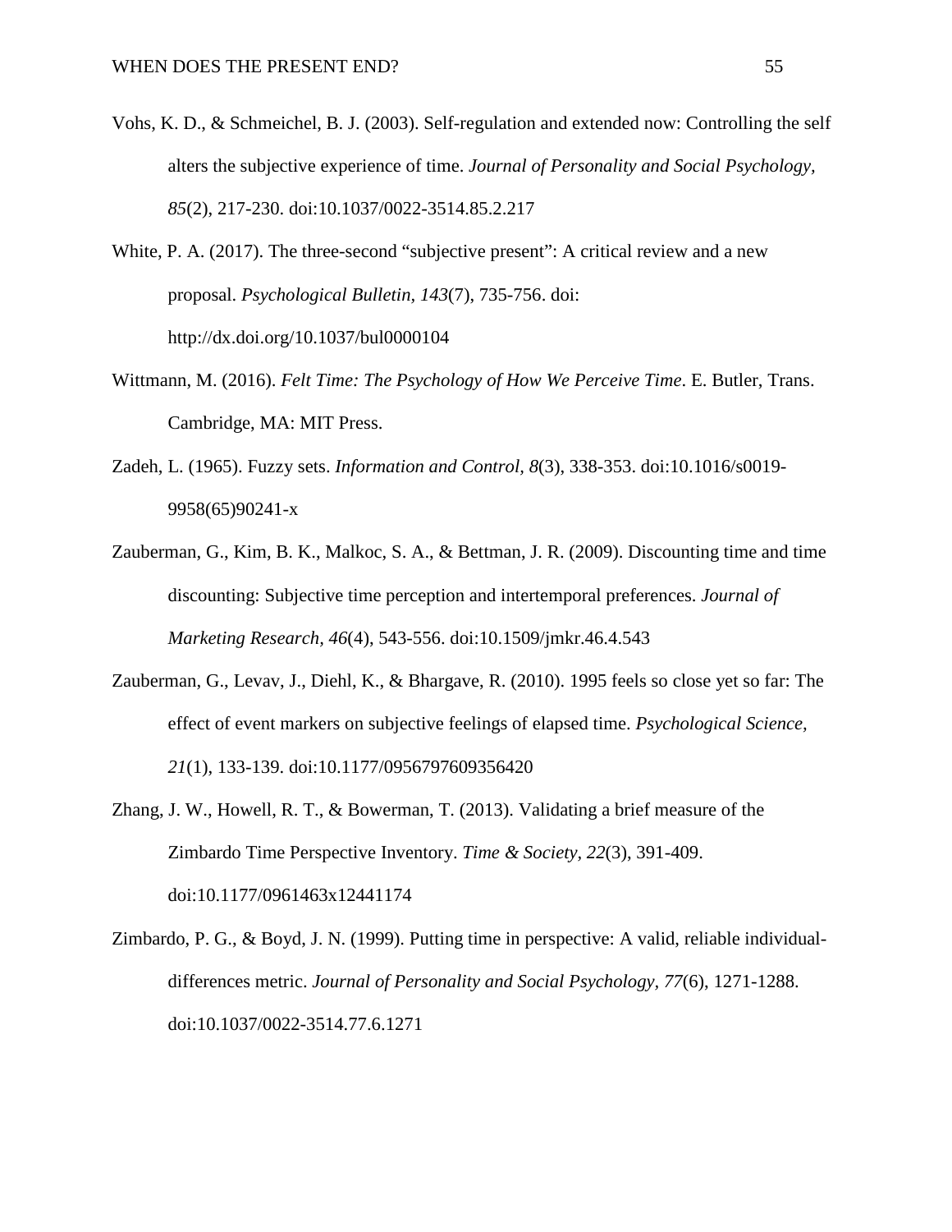Vohs, K. D., & Schmeichel, B. J. (2003). Self-regulation and extended now: Controlling the self alters the subjective experience of time. *Journal of Personality and Social Psychology, 85*(2), 217-230. doi:10.1037/0022-3514.85.2.217

White, P. A. (2017). The three-second “subjective present”: A critical review and a new proposal. *Psychological Bulletin, 143*(7), 735-756. doi: http://dx.doi.org/10.1037/bul0000104

Wittmann, M. (2016). *Felt Time: The Psychology of How We Perceive Time*. E. Butler, Trans. Cambridge, MA: MIT Press.

Zadeh, L. (1965). Fuzzy sets. *Information and Control, 8*(3), 338-353. doi:10.1016/s0019-9958(65)90241-x

Zauberman, G., Kim, B. K., Malkoc, S. A., & Bettman, J. R. (2009). Discounting time and time discounting: Subjective time perception and intertemporal preferences. *Journal of Marketing Research, 46*(4), 543-556. doi:10.1509/jmkr.46.4.543

Zauberman, G., Levav, J., Diehl, K., & Bhargave, R. (2010). 1995 feels so close yet so far: The effect of event markers on subjective feelings of elapsed time. *Psychological Science, 21*(1), 133-139. doi:10.1177/0956797609356420

Zhang, J. W., Howell, R. T., & Bowerman, T. (2013). Validating a brief measure of the Zimbardo Time Perspective Inventory. *Time & Society, 22*(3), 391-409. doi:10.1177/0961463x12441174

Zimbardo, P. G., & Boyd, J. N. (1999). Putting time in perspective: A valid, reliable individual-differences metric. *Journal of Personality and Social Psychology, 77*(6), 1271-1288. doi:10.1037/0022-3514.77.6.1271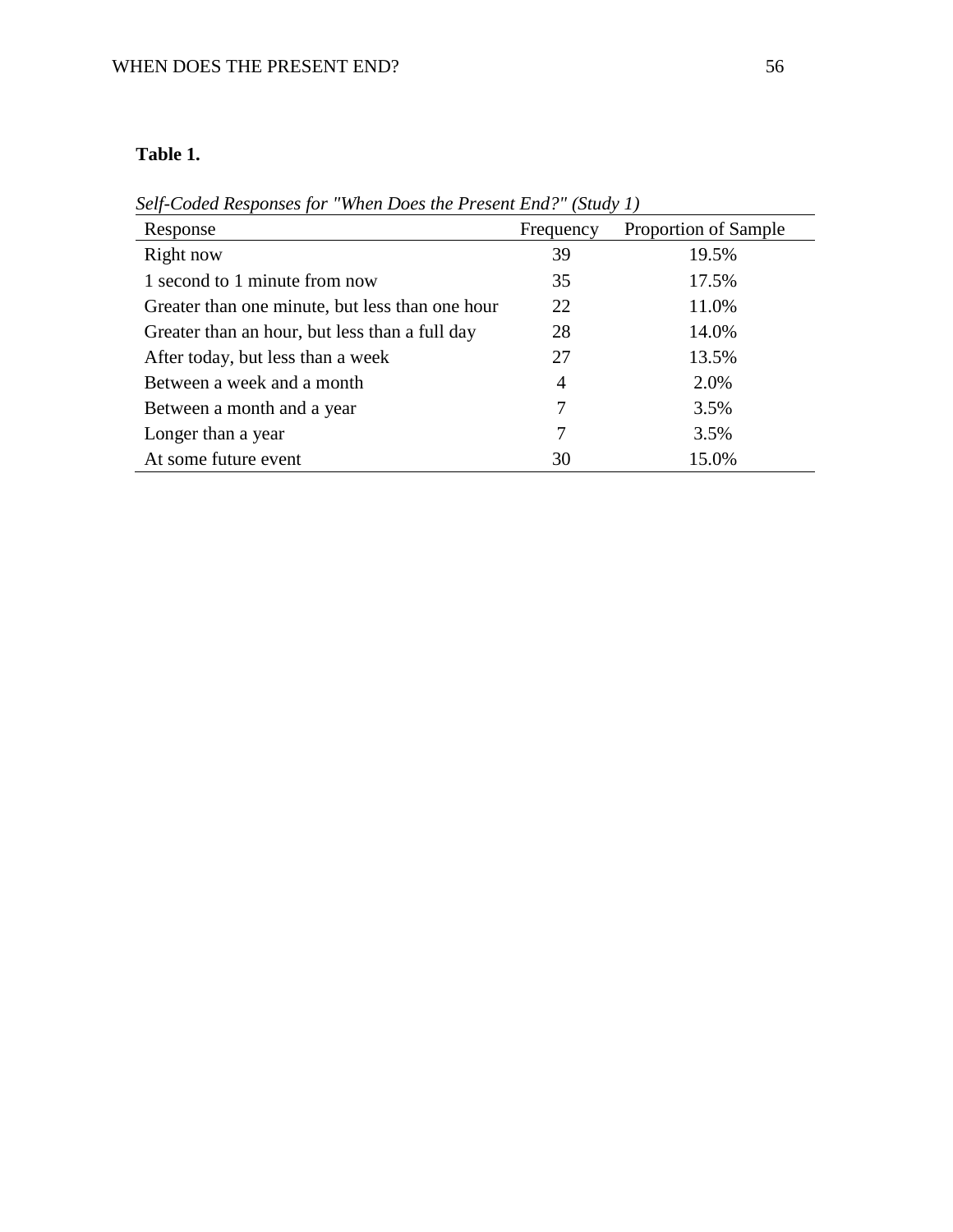**Table 1.**

*Self-Coded Responses for "When Does the Present End?" (Study 1)*

| Response | Frequency | Proportion of Sample |
|---|---|---|
| Right now | 39 | 19.5% |
| 1 second to 1 minute from now | 35 | 17.5% |
| Greater than one minute, but less than one hour | 22 | 11.0% |
| Greater than an hour, but less than a full day | 28 | 14.0% |
| After today, but less than a week | 27 | 13.5% |
| Between a week and a month | 4 | 2.0% |
| Between a month and a year | 7 | 3.5% |
| Longer than a year | 7 | 3.5% |
| At some future event | 30 | 15.0% |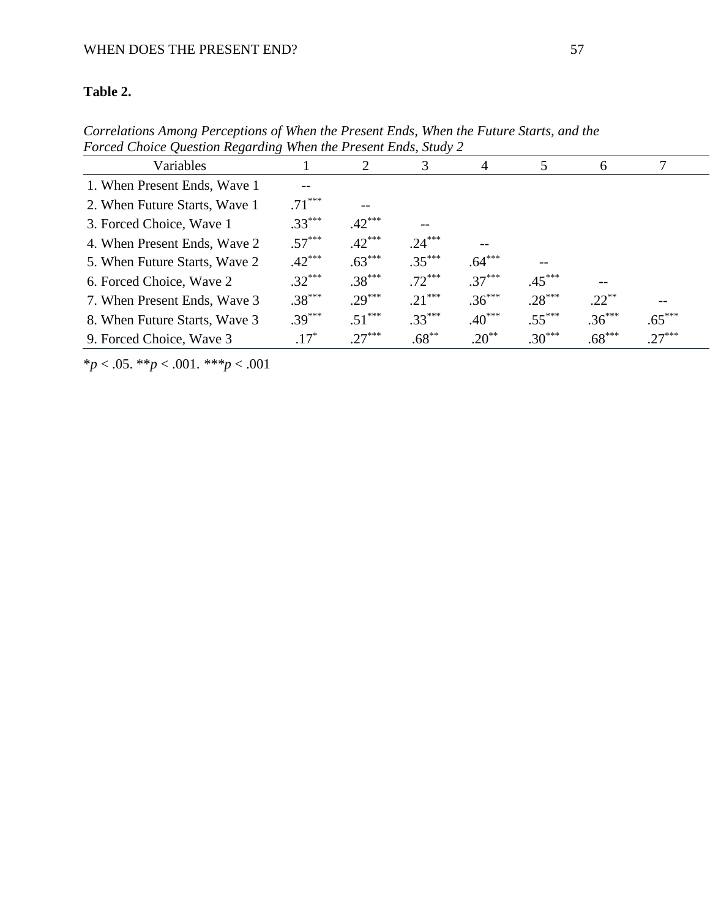**Table 2.**

*Correlations Among Perceptions of When the Present Ends, When the Future Starts, and the Forced Choice Question Regarding When the Present Ends, Study 2*

| Variables | 1 | 2 | 3 | 4 | 5 | 6 | 7 |
|---|---|---|---|---|---|---|---|
| 1. When Present Ends, Wave 1 | -- | | | | | | |
| 2. When Future Starts, Wave 1 | .71*** | -- | | | | | |
| 3. Forced Choice, Wave 1 | .33*** | .42*** | -- | | | | |
| 4. When Present Ends, Wave 2 | .57*** | .42*** | .24*** | -- | | | |
| 5. When Future Starts, Wave 2 | .42*** | .63*** | .35*** | .64*** | -- | | |
| 6. Forced Choice, Wave 2 | .32*** | .38*** | .72*** | .37*** | .45*** | -- | |
| 7. When Present Ends, Wave 3 | .38*** | .29*** | .21*** | .36*** | .28*** | .22** | -- |
| 8. When Future Starts, Wave 3 | .39*** | .51*** | .33*** | .40*** | .55*** | .36*** | .65*** |
| 9. Forced Choice, Wave 3 | .17* | .27*** | .68** | .20** | .30*** | .68*** | .27*** |

*$p$ < .05. **$p$ < .001. ***$p$ < .001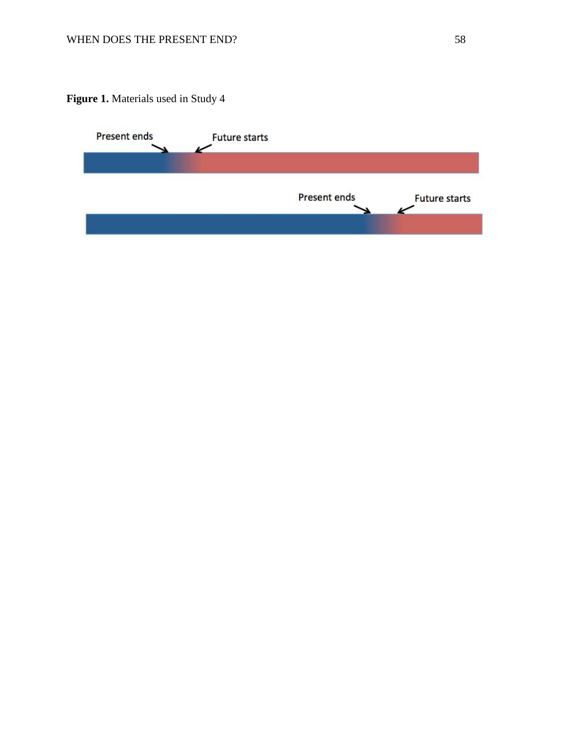**Figure 1.** Materials used in Study 4

Present ends

Future starts

Present ends

Future starts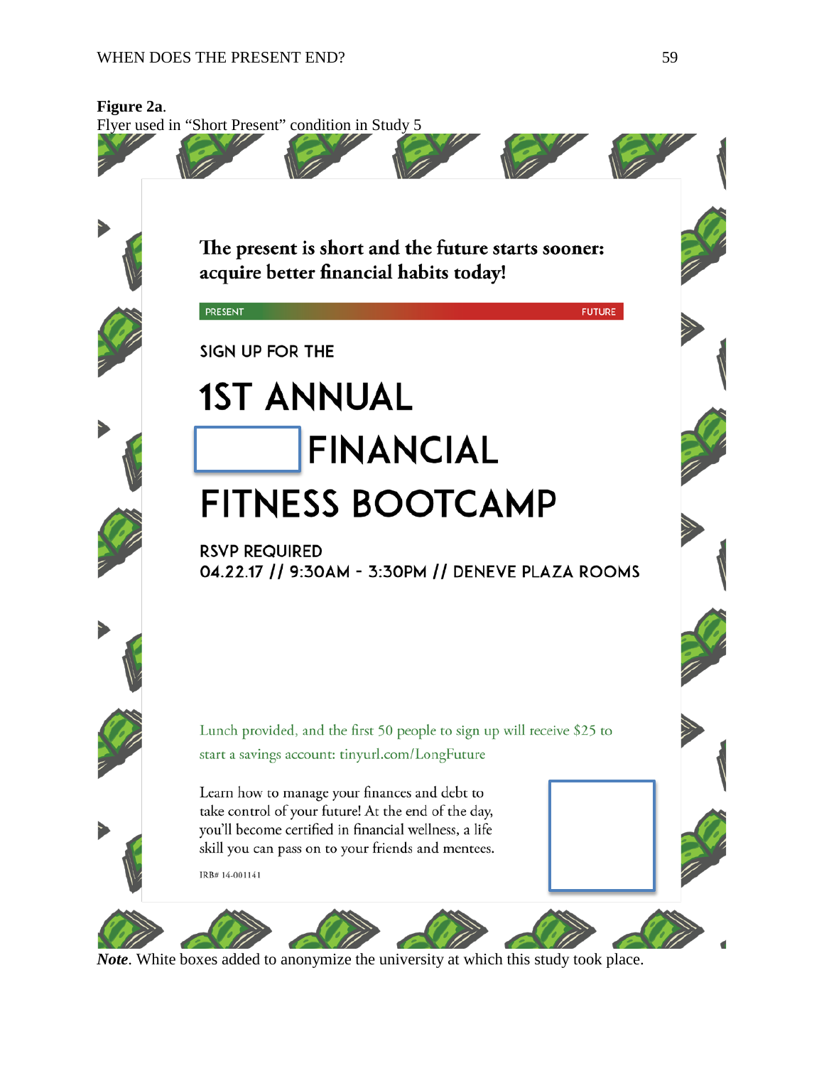**Figure 2a**.

Flyer used in "Short Present" condition in Study 5

The present is short and the future starts sooner: acquire better financial habits today!

PRESENT FUTURE

SIGN UP FOR THE

1ST ANNUAL

FINANCIAL

FITNESS BOOTCAMP

RSVP REQUIRED

04.22.17 // 9:30AM - 3:30PM // DENEVE PLAZA ROOMS

Lunch provided, and the first 50 people to sign up will receive $25 to start a savings account: tinyurl.com/LongFuture

Learn how to manage your finances and debt to take control of your future! At the end of the day, you'll become certified in financial wellness, a life skill you can pass on to your friends and mentees.

IRB# 14-001141

*Note*. White boxes added to anonymize the university at which this study took place.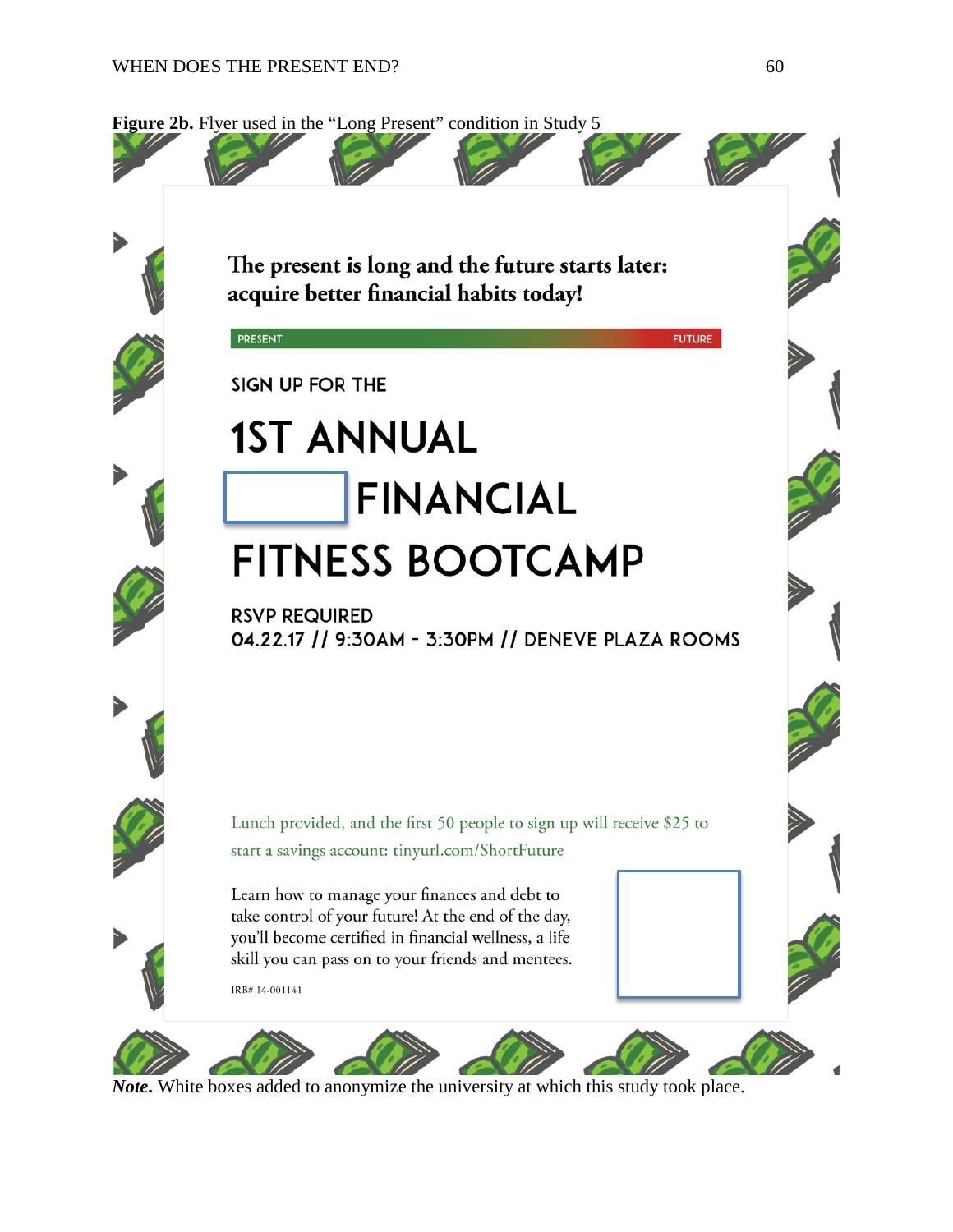**Figure 2b.** Flyer used in the "Long Present" condition in Study 5

The present is long and the future starts later: acquire better financial habits today!

PRESENT FUTURE

SIGN UP FOR THE

1ST ANNUAL

FINANCIAL

FITNESS BOOTCAMP

RSVP REQUIRED

04.22.17 // 9:30AM - 3:30PM // DENEVE PLAZA ROOMS

Lunch provided, and the first 50 people to sign up will receive $25 to start a savings account: tinyurl.com/ShortFuture

Learn how to manage your finances and debt to take control of your future! At the end of the day, you'll become certified in financial wellness, a life skill you can pass on to your friends and mentees.

IRB# 14-001141

***Note.*** White boxes added to anonymize the university at which this study took place.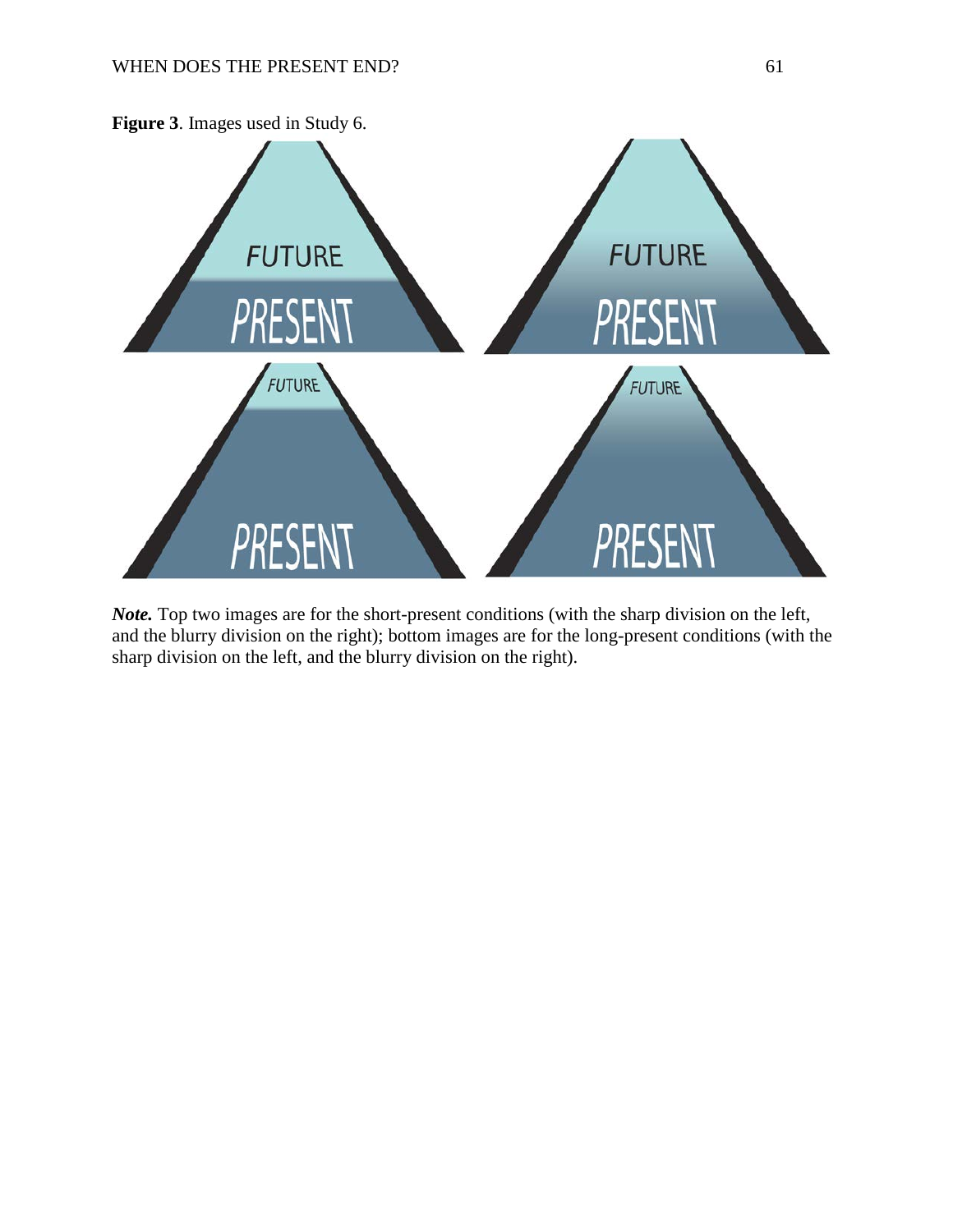**Figure 3**. Images used in Study 6.

FUTURE

PRESENT

FUTURE

PRESENT

FUTURE

PRESENT

FUTURE

PRESENT

***Note.*** Top two images are for the short-present conditions (with the sharp division on the left, and the blurry division on the right); bottom images are for the long-present conditions (with the sharp division on the left, and the blurry division on the right).